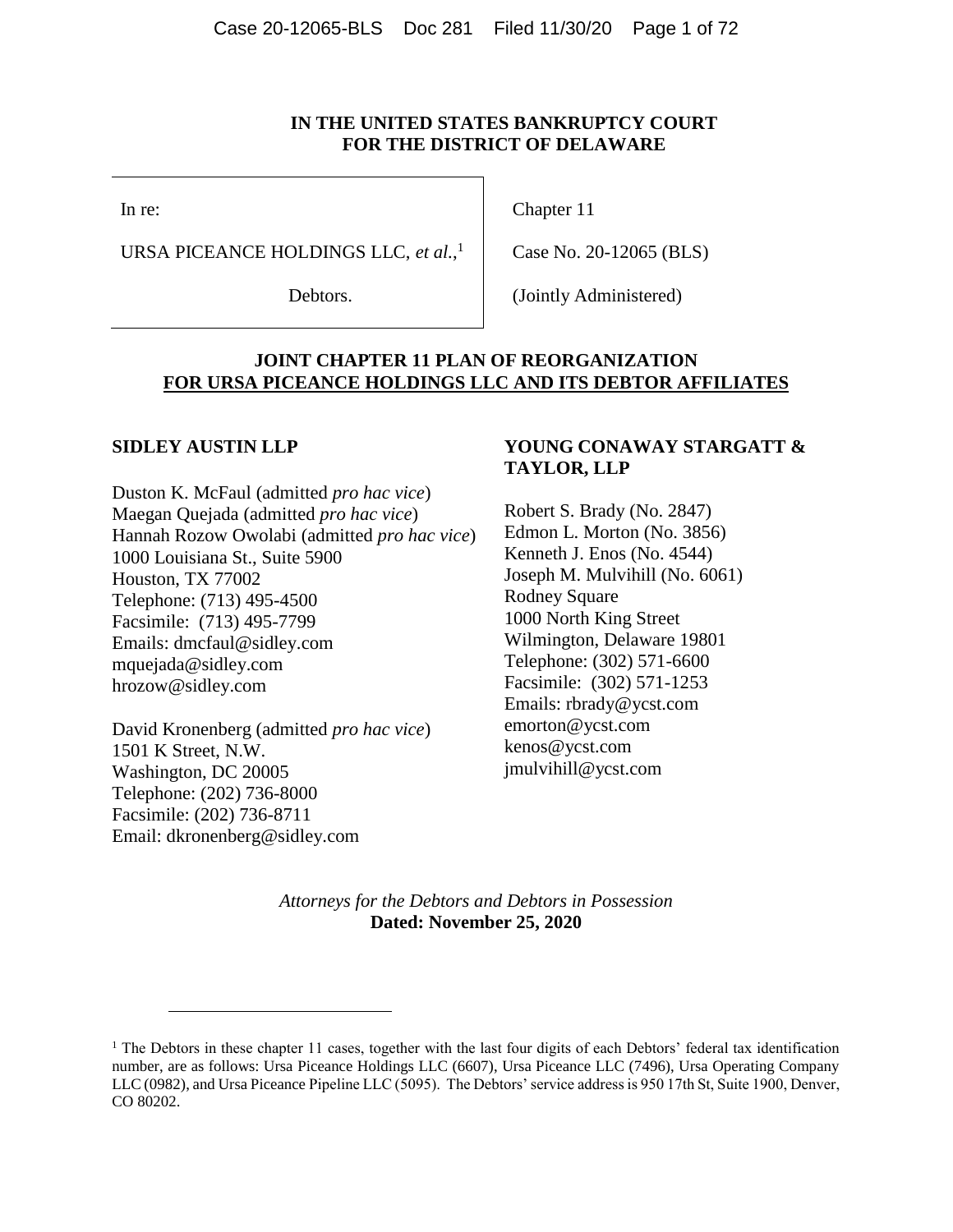**IN THE UNITED STATES BANKRUPTCY COURT**
**FOR THE DISTRICT OF DELAWARE**

| | |
|---|---|
| In re: | Chapter 11 |
| URSA PICEANCE HOLDINGS LLC, *et al.*,[1] | Case No. 20-12065 (BLS) |
| Debtors. | (Jointly Administered) |

# JOINT CHAPTER 11 PLAN OF REORGANIZATION FOR URSA PICEANCE HOLDINGS LLC AND ITS DEBTOR AFFILIATES

**SIDLEY AUSTIN LLP**

Duston K. McFaul (admitted *pro hac vice*)
Maegan Quejada (admitted *pro hac vice*)
Hannah Rozow Owolabi (admitted *pro hac vice*)
1000 Louisiana St., Suite 5900
Houston, TX 77002
Telephone: (713) 495-4500
Facsimile: (713) 495-7799
Emails: dmcfaul@sidley.com
mquejada@sidley.com
hrozow@sidley.com

David Kronenberg (admitted *pro hac vice*)
1501 K Street, N.W.
Washington, DC 20005
Telephone: (202) 736-8000
Facsimile: (202) 736-8711
Email: dkronenberg@sidley.com

**YOUNG CONAWAY STARGATT & TAYLOR, LLP**

Robert S. Brady (No. 2847)
Edmon L. Morton (No. 3856)
Kenneth J. Enos (No. 4544)
Joseph M. Mulvihill (No. 6061)
Rodney Square
1000 North King Street
Wilmington, Delaware 19801
Telephone: (302) 571-6600
Facsimile: (302) 571-1253
Emails: rbrady@ycst.com
emorton@ycst.com
kenos@ycst.com
jmulvihill@ycst.com

*Attorneys for the Debtors and Debtors in Possession*
**Dated: November 25, 2020**

---

[1] The Debtors in these chapter 11 cases, together with the last four digits of each Debtors' federal tax identification number, are as follows: Ursa Piceance Holdings LLC (6607), Ursa Piceance LLC (7496), Ursa Operating Company LLC (0982), and Ursa Piceance Pipeline LLC (5095). The Debtors' service address is 950 17th St, Suite 1900, Denver, CO 80202.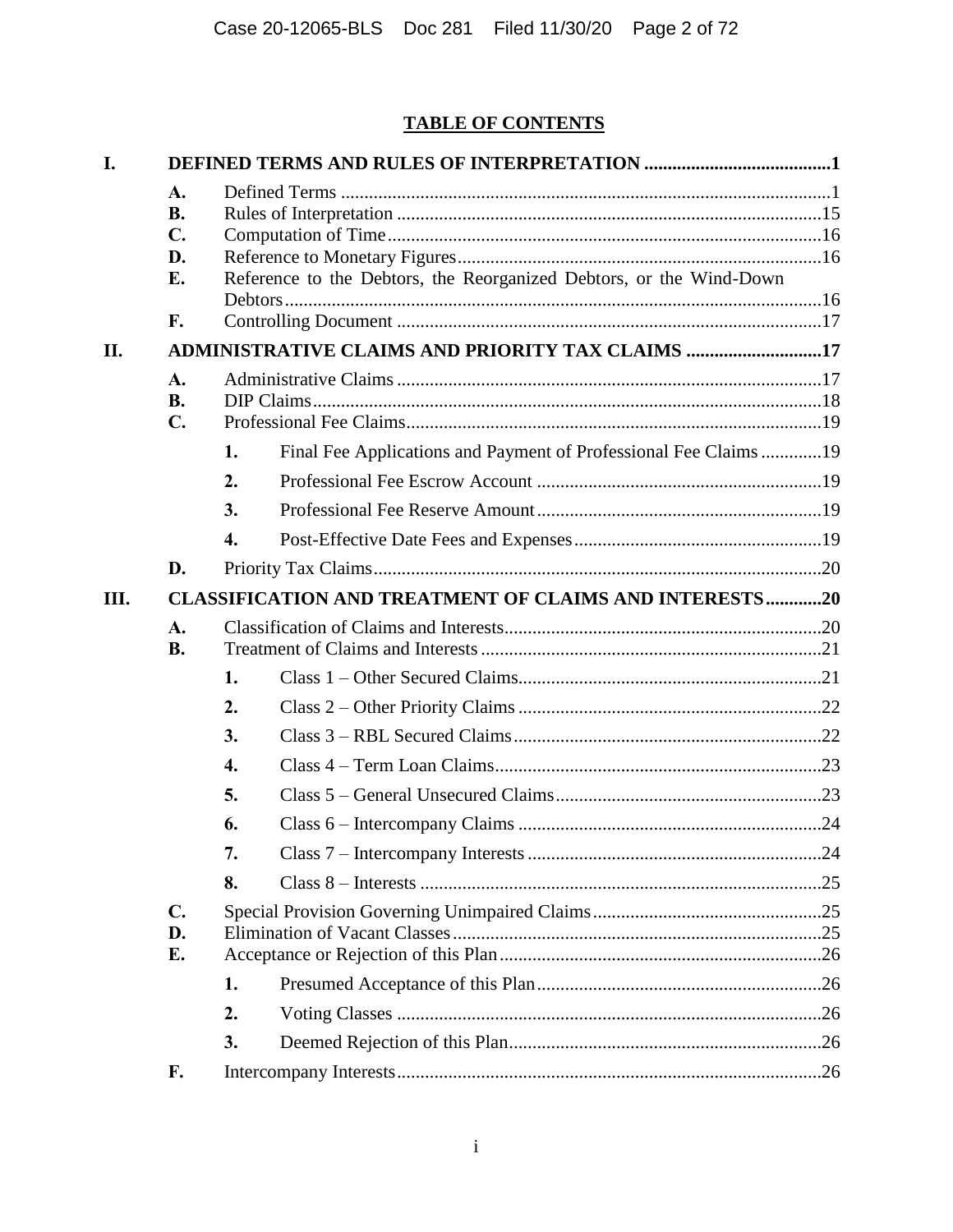## TABLE OF CONTENTS

**I. DEFINED TERMS AND RULES OF INTERPRETATION** ........................................ 1

- **A.** Defined Terms ........................................ 1
- **B.** Rules of Interpretation ........................................ 15
- **C.** Computation of Time ........................................ 16
- **D.** Reference to Monetary Figures ........................................ 16
- **E.** Reference to the Debtors, the Reorganized Debtors, or the Wind-Down Debtors ........................................ 16
- **F.** Controlling Document ........................................ 17

**II. ADMINISTRATIVE CLAIMS AND PRIORITY TAX CLAIMS** ........................................ 17

- **A.** Administrative Claims ........................................ 17
- **B.** DIP Claims ........................................ 18
- **C.** Professional Fee Claims ........................................ 19
  - **1.** Final Fee Applications and Payment of Professional Fee Claims ........................................ 19
  - **2.** Professional Fee Escrow Account ........................................ 19
  - **3.** Professional Fee Reserve Amount ........................................ 19
  - **4.** Post-Effective Date Fees and Expenses ........................................ 19
- **D.** Priority Tax Claims ........................................ 20

**III. CLASSIFICATION AND TREATMENT OF CLAIMS AND INTERESTS** ........................................ 20

- **A.** Classification of Claims and Interests ........................................ 20
- **B.** Treatment of Claims and Interests ........................................ 21
  - **1.** Class 1 – Other Secured Claims ........................................ 21
  - **2.** Class 2 – Other Priority Claims ........................................ 22
  - **3.** Class 3 – RBL Secured Claims ........................................ 22
  - **4.** Class 4 – Term Loan Claims ........................................ 23
  - **5.** Class 5 – General Unsecured Claims ........................................ 23
  - **6.** Class 6 – Intercompany Claims ........................................ 24
  - **7.** Class 7 – Intercompany Interests ........................................ 24
  - **8.** Class 8 – Interests ........................................ 25
- **C.** Special Provision Governing Unimpaired Claims ........................................ 25
- **D.** Elimination of Vacant Classes ........................................ 25
- **E.** Acceptance or Rejection of this Plan ........................................ 26
  - **1.** Presumed Acceptance of this Plan ........................................ 26
  - **2.** Voting Classes ........................................ 26
  - **3.** Deemed Rejection of this Plan ........................................ 26
- **F.** Intercompany Interests ........................................ 26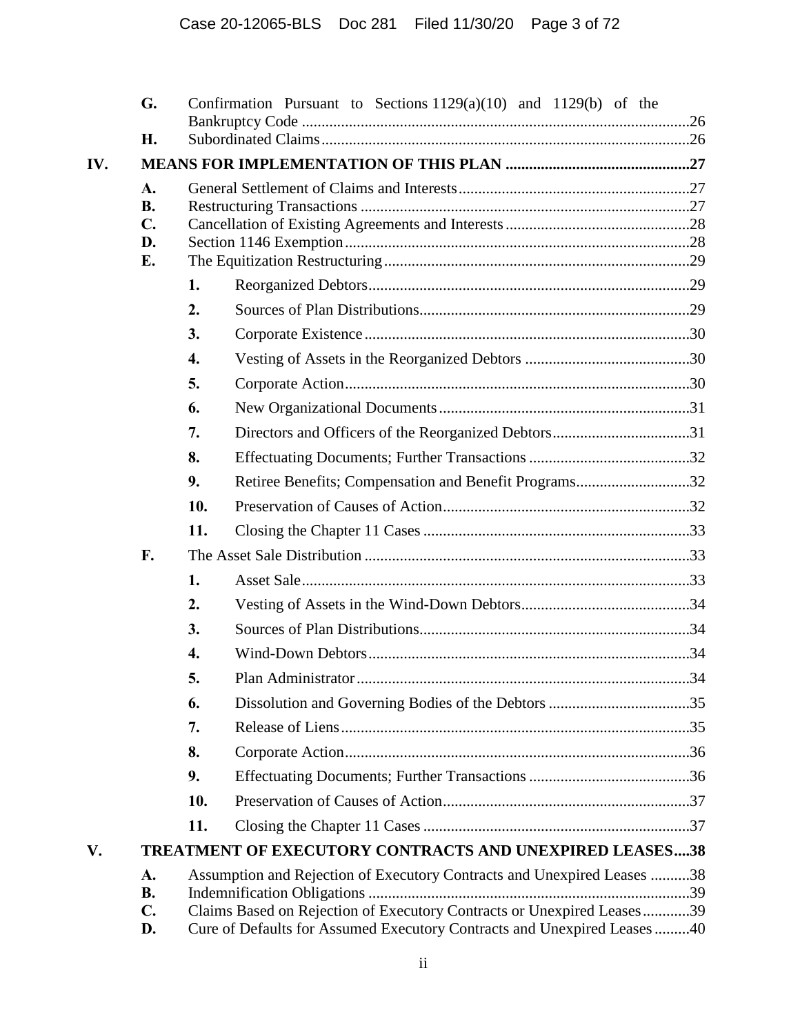G. Confirmation Pursuant to Sections 1129(a)(10) and 1129(b) of the Bankruptcy Code ....26
H. Subordinated Claims ....26

**IV. MEANS FOR IMPLEMENTATION OF THIS PLAN ....27**

A. General Settlement of Claims and Interests ....27
B. Restructuring Transactions ....27
C. Cancellation of Existing Agreements and Interests ....28
D. Section 1146 Exemption ....28
E. The Equitization Restructuring ....29

1. Reorganized Debtors ....29
2. Sources of Plan Distributions ....29
3. Corporate Existence ....30
4. Vesting of Assets in the Reorganized Debtors ....30
5. Corporate Action ....30
6. New Organizational Documents ....31
7. Directors and Officers of the Reorganized Debtors ....31
8. Effectuating Documents; Further Transactions ....32
9. Retiree Benefits; Compensation and Benefit Programs ....32
10. Preservation of Causes of Action ....32
11. Closing the Chapter 11 Cases ....33

F. The Asset Sale Distribution ....33

1. Asset Sale ....33
2. Vesting of Assets in the Wind-Down Debtors ....34
3. Sources of Plan Distributions ....34
4. Wind-Down Debtors ....34
5. Plan Administrator ....34
6. Dissolution and Governing Bodies of the Debtors ....35
7. Release of Liens ....35
8. Corporate Action ....36
9. Effectuating Documents; Further Transactions ....36
10. Preservation of Causes of Action ....37
11. Closing the Chapter 11 Cases ....37

**V. TREATMENT OF EXECUTORY CONTRACTS AND UNEXPIRED LEASES ....38**

A. Assumption and Rejection of Executory Contracts and Unexpired Leases ....38
B. Indemnification Obligations ....39
C. Claims Based on Rejection of Executory Contracts or Unexpired Leases ....39
D. Cure of Defaults for Assumed Executory Contracts and Unexpired Leases ....40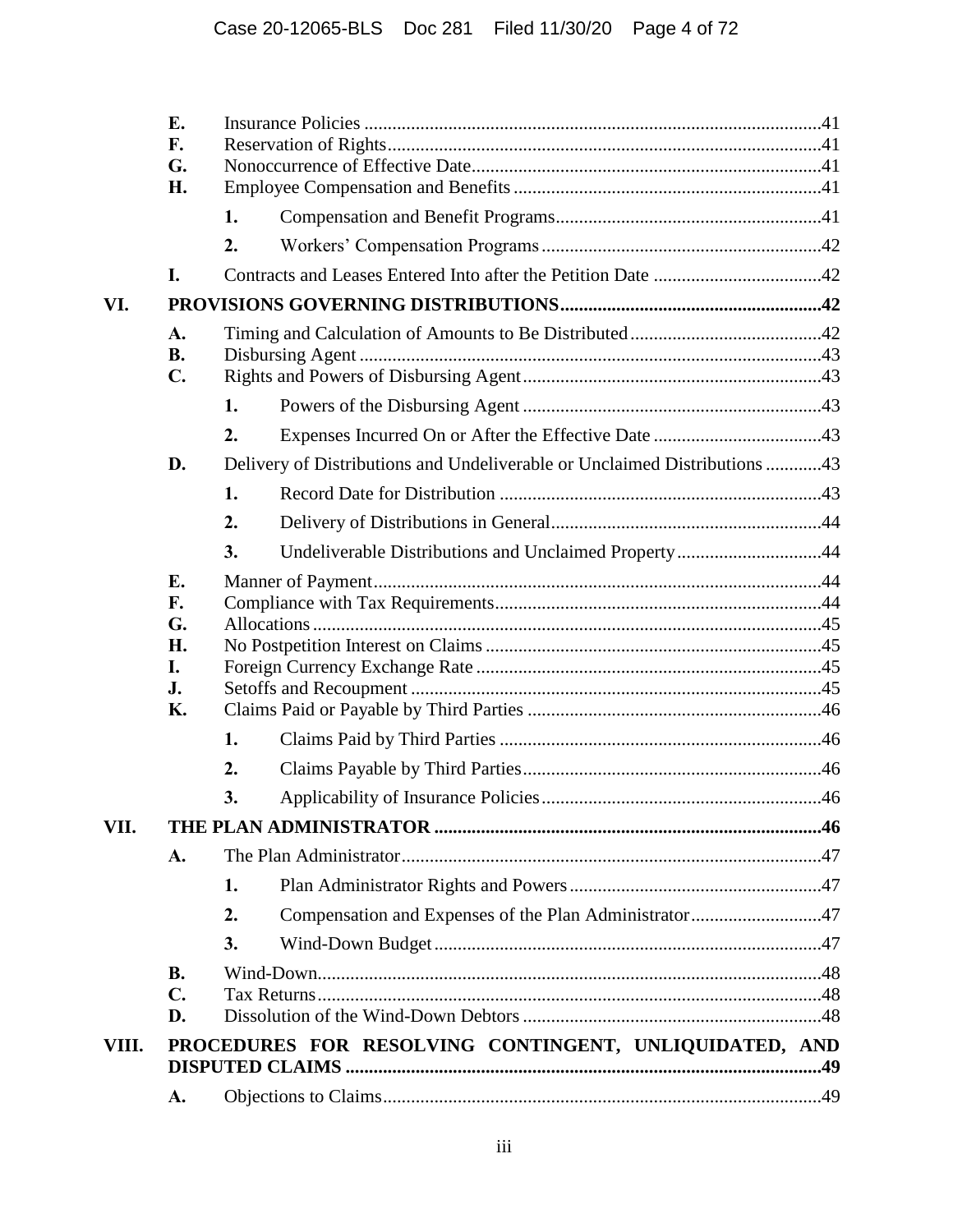| | | | |
|---|---|---|---|
| | E. | Insurance Policies | 41 |
| | F. | Reservation of Rights | 41 |
| | G. | Nonoccurrence of Effective Date | 41 |
| | H. | Employee Compensation and Benefits | 41 |
| | | 1. Compensation and Benefit Programs | 41 |
| | | 2. Workers' Compensation Programs | 42 |
| | I. | Contracts and Leases Entered Into after the Petition Date | 42 |
| **VI.** | | **PROVISIONS GOVERNING DISTRIBUTIONS** | **42** |
| | A. | Timing and Calculation of Amounts to Be Distributed | 42 |
| | B. | Disbursing Agent | 43 |
| | C. | Rights and Powers of Disbursing Agent | 43 |
| | | 1. Powers of the Disbursing Agent | 43 |
| | | 2. Expenses Incurred On or After the Effective Date | 43 |
| | D. | Delivery of Distributions and Undeliverable or Unclaimed Distributions | 43 |
| | | 1. Record Date for Distribution | 43 |
| | | 2. Delivery of Distributions in General | 44 |
| | | 3. Undeliverable Distributions and Unclaimed Property | 44 |
| | E. | Manner of Payment | 44 |
| | F. | Compliance with Tax Requirements | 44 |
| | G. | Allocations | 45 |
| | H. | No Postpetition Interest on Claims | 45 |
| | I. | Foreign Currency Exchange Rate | 45 |
| | J. | Setoffs and Recoupment | 45 |
| | K. | Claims Paid or Payable by Third Parties | 46 |
| | | 1. Claims Paid by Third Parties | 46 |
| | | 2. Claims Payable by Third Parties | 46 |
| | | 3. Applicability of Insurance Policies | 46 |
| **VII.** | | **THE PLAN ADMINISTRATOR** | **46** |
| | A. | The Plan Administrator | 47 |
| | | 1. Plan Administrator Rights and Powers | 47 |
| | | 2. Compensation and Expenses of the Plan Administrator | 47 |
| | | 3. Wind-Down Budget | 47 |
| | B. | Wind-Down | 48 |
| | C. | Tax Returns | 48 |
| | D. | Dissolution of the Wind-Down Debtors | 48 |
| **VIII.** | | **PROCEDURES FOR RESOLVING CONTINGENT, UNLIQUIDATED, AND DISPUTED CLAIMS** | **49** |
| | A. | Objections to Claims | 49 |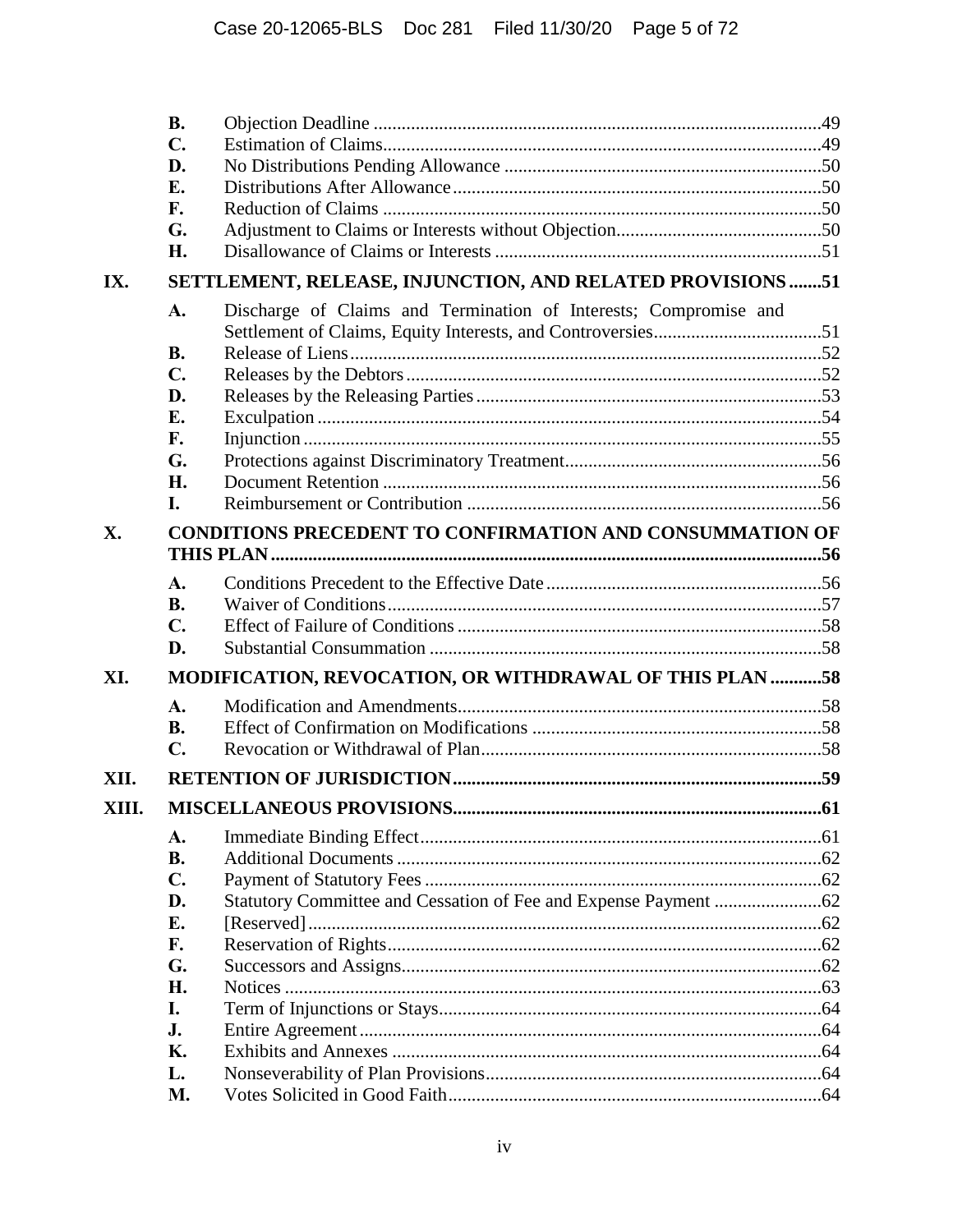| | | | |
|---|---|---|---|
| | **B.** | Objection Deadline | 49 |
| | **C.** | Estimation of Claims | 49 |
| | **D.** | No Distributions Pending Allowance | 50 |
| | **E.** | Distributions After Allowance | 50 |
| | **F.** | Reduction of Claims | 50 |
| | **G.** | Adjustment to Claims or Interests without Objection | 50 |
| | **H.** | Disallowance of Claims or Interests | 51 |
| **IX.** | **SETTLEMENT, RELEASE, INJUNCTION, AND RELATED PROVISIONS** | | **51** |
| | **A.** | Discharge of Claims and Termination of Interests; Compromise and Settlement of Claims, Equity Interests, and Controversies | 51 |
| | **B.** | Release of Liens | 52 |
| | **C.** | Releases by the Debtors | 52 |
| | **D.** | Releases by the Releasing Parties | 53 |
| | **E.** | Exculpation | 54 |
| | **F.** | Injunction | 55 |
| | **G.** | Protections against Discriminatory Treatment | 56 |
| | **H.** | Document Retention | 56 |
| | **I.** | Reimbursement or Contribution | 56 |
| **X.** | **CONDITIONS PRECEDENT TO CONFIRMATION AND CONSUMMATION OF THIS PLAN** | | **56** |
| | **A.** | Conditions Precedent to the Effective Date | 56 |
| | **B.** | Waiver of Conditions | 57 |
| | **C.** | Effect of Failure of Conditions | 58 |
| | **D.** | Substantial Consummation | 58 |
| **XI.** | **MODIFICATION, REVOCATION, OR WITHDRAWAL OF THIS PLAN** | | **58** |
| | **A.** | Modification and Amendments | 58 |
| | **B.** | Effect of Confirmation on Modifications | 58 |
| | **C.** | Revocation or Withdrawal of Plan | 58 |
| **XII.** | **RETENTION OF JURISDICTION** | | **59** |
| **XIII.** | **MISCELLANEOUS PROVISIONS** | | **61** |
| | **A.** | Immediate Binding Effect | 61 |
| | **B.** | Additional Documents | 62 |
| | **C.** | Payment of Statutory Fees | 62 |
| | **D.** | Statutory Committee and Cessation of Fee and Expense Payment | 62 |
| | **E.** | [Reserved] | 62 |
| | **F.** | Reservation of Rights | 62 |
| | **G.** | Successors and Assigns | 62 |
| | **H.** | Notices | 63 |
| | **I.** | Term of Injunctions or Stays | 64 |
| | **J.** | Entire Agreement | 64 |
| | **K.** | Exhibits and Annexes | 64 |
| | **L.** | Nonseverability of Plan Provisions | 64 |
| | **M.** | Votes Solicited in Good Faith | 64 |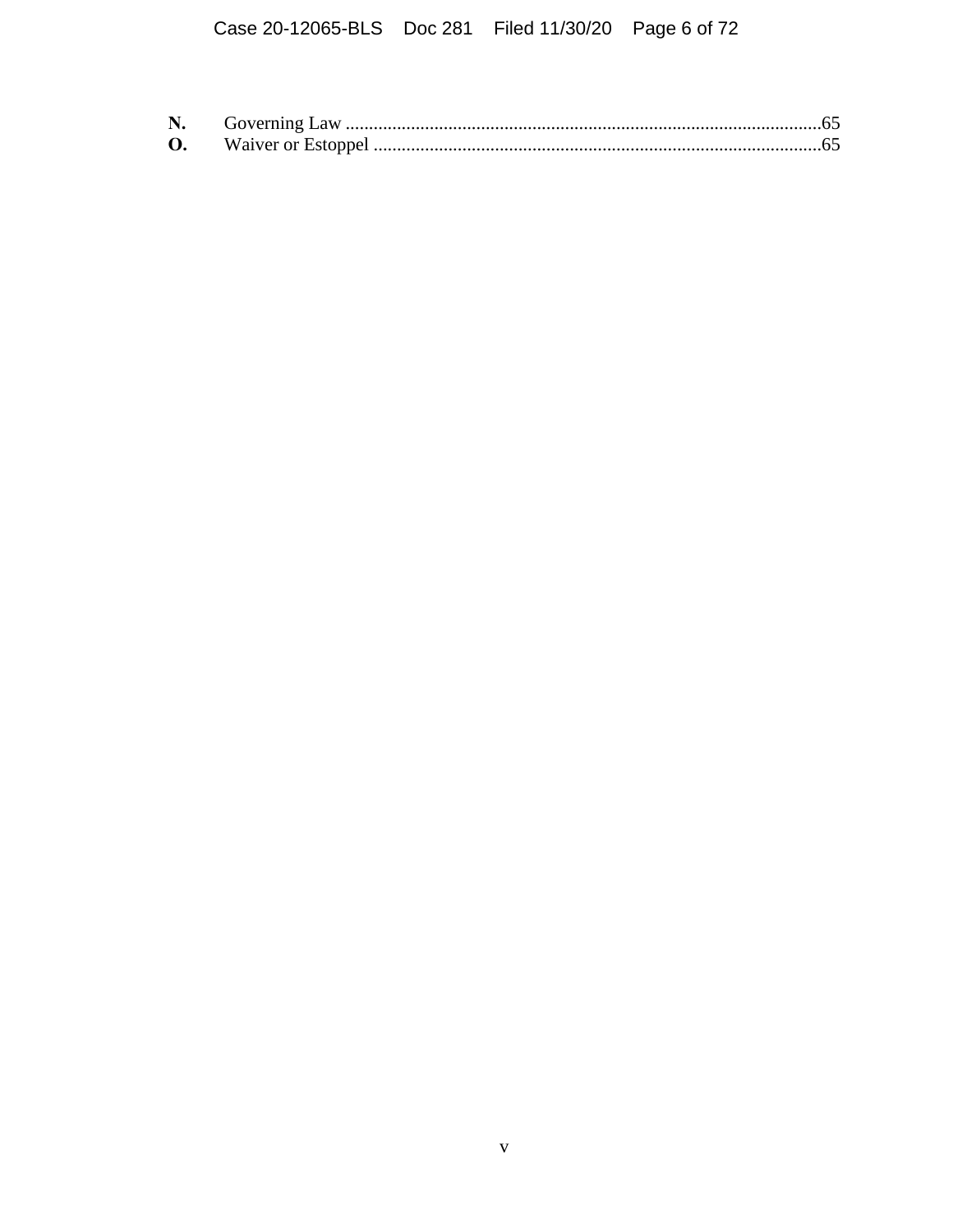**N.** Governing Law ....................................................................................................65

**O.** Waiver or Estoppel ...............................................................................................65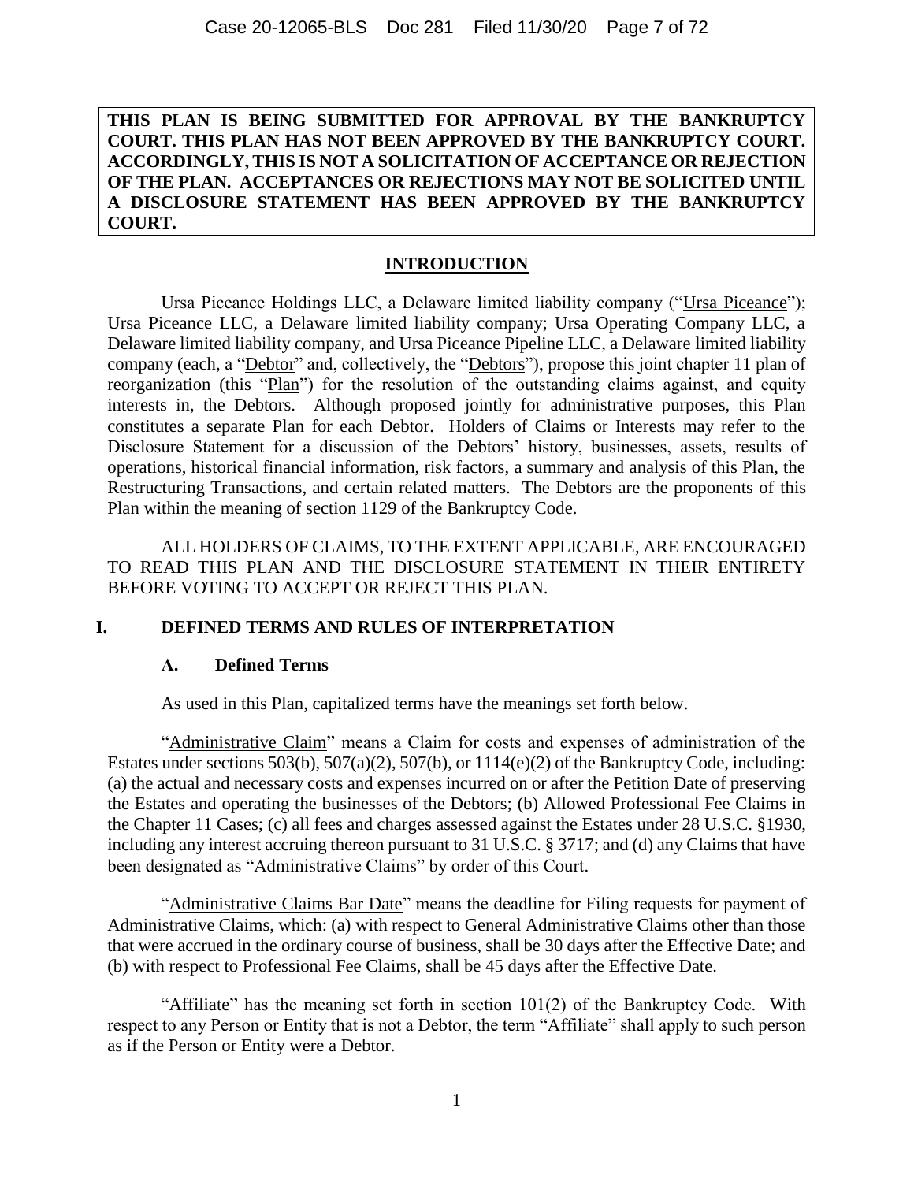**THIS PLAN IS BEING SUBMITTED FOR APPROVAL BY THE BANKRUPTCY COURT. THIS PLAN HAS NOT BEEN APPROVED BY THE BANKRUPTCY COURT. ACCORDINGLY, THIS IS NOT A SOLICITATION OF ACCEPTANCE OR REJECTION OF THE PLAN. ACCEPTANCES OR REJECTIONS MAY NOT BE SOLICITED UNTIL A DISCLOSURE STATEMENT HAS BEEN APPROVED BY THE BANKRUPTCY COURT.**

## INTRODUCTION

Ursa Piceance Holdings LLC, a Delaware limited liability company ("Ursa Piceance"); Ursa Piceance LLC, a Delaware limited liability company; Ursa Operating Company LLC, a Delaware limited liability company, and Ursa Piceance Pipeline LLC, a Delaware limited liability company (each, a "Debtor" and, collectively, the "Debtors"), propose this joint chapter 11 plan of reorganization (this "Plan") for the resolution of the outstanding claims against, and equity interests in, the Debtors. Although proposed jointly for administrative purposes, this Plan constitutes a separate Plan for each Debtor. Holders of Claims or Interests may refer to the Disclosure Statement for a discussion of the Debtors' history, businesses, assets, results of operations, historical financial information, risk factors, a summary and analysis of this Plan, the Restructuring Transactions, and certain related matters. The Debtors are the proponents of this Plan within the meaning of section 1129 of the Bankruptcy Code.

ALL HOLDERS OF CLAIMS, TO THE EXTENT APPLICABLE, ARE ENCOURAGED TO READ THIS PLAN AND THE DISCLOSURE STATEMENT IN THEIR ENTIRETY BEFORE VOTING TO ACCEPT OR REJECT THIS PLAN.

## I. DEFINED TERMS AND RULES OF INTERPRETATION

### A. Defined Terms

As used in this Plan, capitalized terms have the meanings set forth below.

"Administrative Claim" means a Claim for costs and expenses of administration of the Estates under sections 503(b), 507(a)(2), 507(b), or 1114(e)(2) of the Bankruptcy Code, including: (a) the actual and necessary costs and expenses incurred on or after the Petition Date of preserving the Estates and operating the businesses of the Debtors; (b) Allowed Professional Fee Claims in the Chapter 11 Cases; (c) all fees and charges assessed against the Estates under 28 U.S.C. §1930, including any interest accruing thereon pursuant to 31 U.S.C. § 3717; and (d) any Claims that have been designated as "Administrative Claims" by order of this Court.

"Administrative Claims Bar Date" means the deadline for Filing requests for payment of Administrative Claims, which: (a) with respect to General Administrative Claims other than those that were accrued in the ordinary course of business, shall be 30 days after the Effective Date; and (b) with respect to Professional Fee Claims, shall be 45 days after the Effective Date.

"Affiliate" has the meaning set forth in section 101(2) of the Bankruptcy Code. With respect to any Person or Entity that is not a Debtor, the term "Affiliate" shall apply to such person as if the Person or Entity were a Debtor.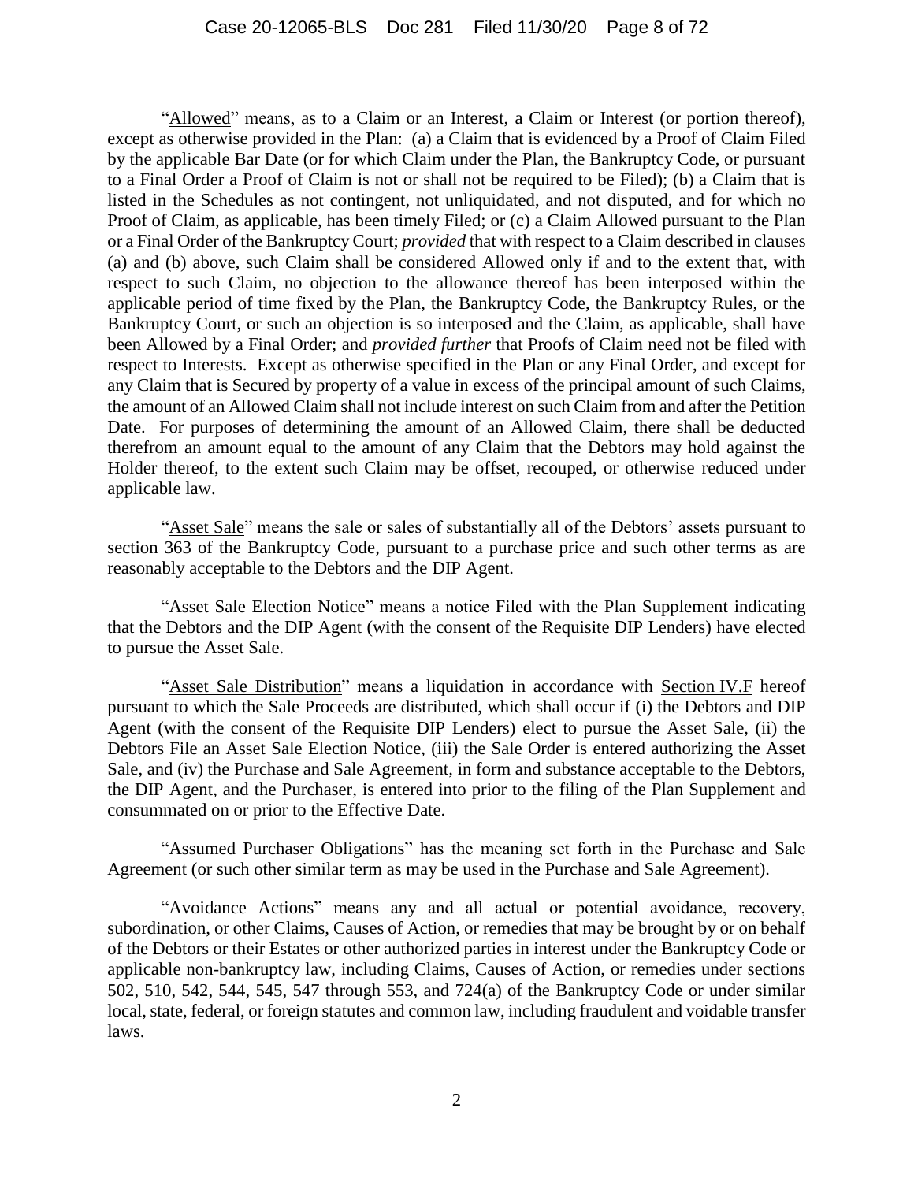"Allowed" means, as to a Claim or an Interest, a Claim or Interest (or portion thereof), except as otherwise provided in the Plan: (a) a Claim that is evidenced by a Proof of Claim Filed by the applicable Bar Date (or for which Claim under the Plan, the Bankruptcy Code, or pursuant to a Final Order a Proof of Claim is not or shall not be required to be Filed); (b) a Claim that is listed in the Schedules as not contingent, not unliquidated, and not disputed, and for which no Proof of Claim, as applicable, has been timely Filed; or (c) a Claim Allowed pursuant to the Plan or a Final Order of the Bankruptcy Court; *provided* that with respect to a Claim described in clauses (a) and (b) above, such Claim shall be considered Allowed only if and to the extent that, with respect to such Claim, no objection to the allowance thereof has been interposed within the applicable period of time fixed by the Plan, the Bankruptcy Code, the Bankruptcy Rules, or the Bankruptcy Court, or such an objection is so interposed and the Claim, as applicable, shall have been Allowed by a Final Order; and *provided further* that Proofs of Claim need not be filed with respect to Interests. Except as otherwise specified in the Plan or any Final Order, and except for any Claim that is Secured by property of a value in excess of the principal amount of such Claims, the amount of an Allowed Claim shall not include interest on such Claim from and after the Petition Date. For purposes of determining the amount of an Allowed Claim, there shall be deducted therefrom an amount equal to the amount of any Claim that the Debtors may hold against the Holder thereof, to the extent such Claim may be offset, recouped, or otherwise reduced under applicable law.

"Asset Sale" means the sale or sales of substantially all of the Debtors' assets pursuant to section 363 of the Bankruptcy Code, pursuant to a purchase price and such other terms as are reasonably acceptable to the Debtors and the DIP Agent.

"Asset Sale Election Notice" means a notice Filed with the Plan Supplement indicating that the Debtors and the DIP Agent (with the consent of the Requisite DIP Lenders) have elected to pursue the Asset Sale.

"Asset Sale Distribution" means a liquidation in accordance with Section IV.F hereof pursuant to which the Sale Proceeds are distributed, which shall occur if (i) the Debtors and DIP Agent (with the consent of the Requisite DIP Lenders) elect to pursue the Asset Sale, (ii) the Debtors File an Asset Sale Election Notice, (iii) the Sale Order is entered authorizing the Asset Sale, and (iv) the Purchase and Sale Agreement, in form and substance acceptable to the Debtors, the DIP Agent, and the Purchaser, is entered into prior to the filing of the Plan Supplement and consummated on or prior to the Effective Date.

"Assumed Purchaser Obligations" has the meaning set forth in the Purchase and Sale Agreement (or such other similar term as may be used in the Purchase and Sale Agreement).

"Avoidance Actions" means any and all actual or potential avoidance, recovery, subordination, or other Claims, Causes of Action, or remedies that may be brought by or on behalf of the Debtors or their Estates or other authorized parties in interest under the Bankruptcy Code or applicable non-bankruptcy law, including Claims, Causes of Action, or remedies under sections 502, 510, 542, 544, 545, 547 through 553, and 724(a) of the Bankruptcy Code or under similar local, state, federal, or foreign statutes and common law, including fraudulent and voidable transfer laws.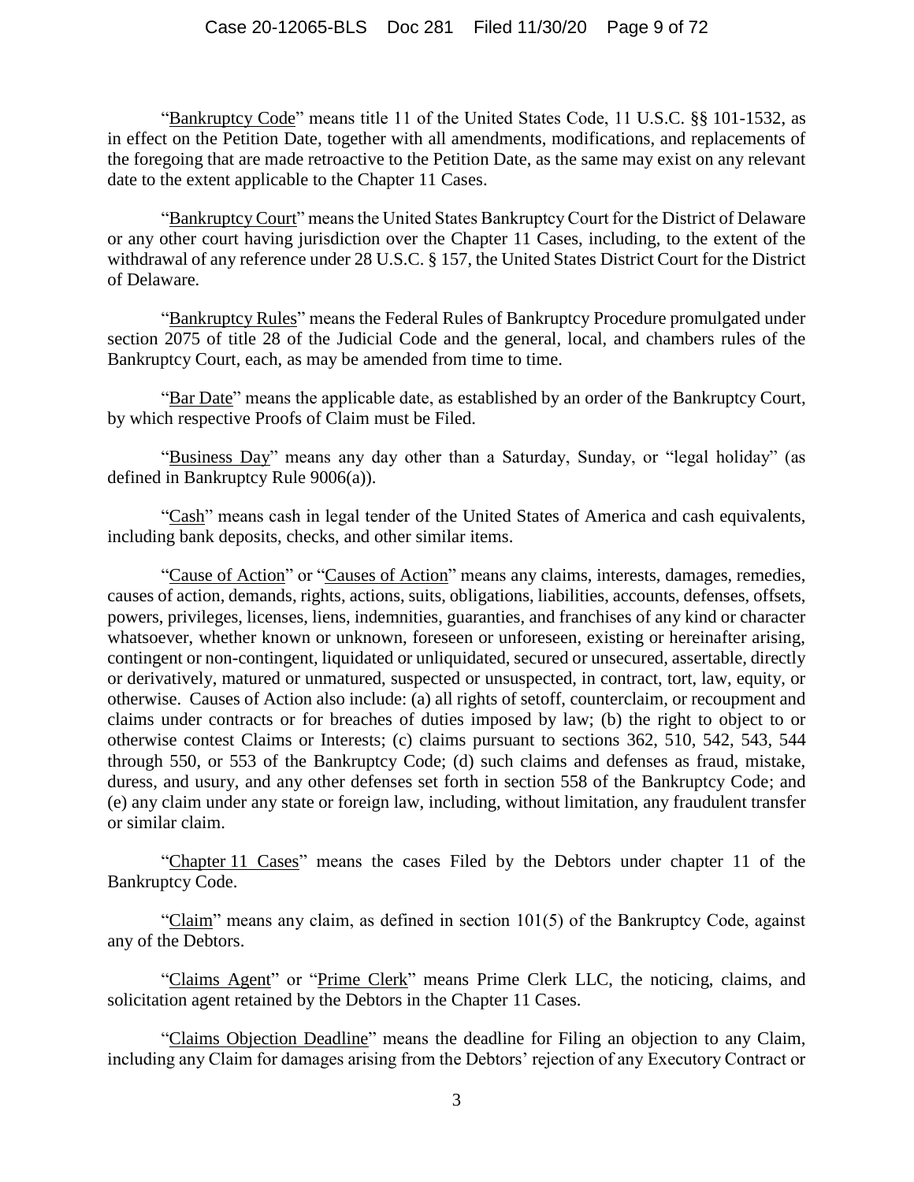"Bankruptcy Code" means title 11 of the United States Code, 11 U.S.C. §§ 101-1532, as in effect on the Petition Date, together with all amendments, modifications, and replacements of the foregoing that are made retroactive to the Petition Date, as the same may exist on any relevant date to the extent applicable to the Chapter 11 Cases.

"Bankruptcy Court" means the United States Bankruptcy Court for the District of Delaware or any other court having jurisdiction over the Chapter 11 Cases, including, to the extent of the withdrawal of any reference under 28 U.S.C. § 157, the United States District Court for the District of Delaware.

"Bankruptcy Rules" means the Federal Rules of Bankruptcy Procedure promulgated under section 2075 of title 28 of the Judicial Code and the general, local, and chambers rules of the Bankruptcy Court, each, as may be amended from time to time.

"Bar Date" means the applicable date, as established by an order of the Bankruptcy Court, by which respective Proofs of Claim must be Filed.

"Business Day" means any day other than a Saturday, Sunday, or "legal holiday" (as defined in Bankruptcy Rule 9006(a)).

"Cash" means cash in legal tender of the United States of America and cash equivalents, including bank deposits, checks, and other similar items.

"Cause of Action" or "Causes of Action" means any claims, interests, damages, remedies, causes of action, demands, rights, actions, suits, obligations, liabilities, accounts, defenses, offsets, powers, privileges, licenses, liens, indemnities, guaranties, and franchises of any kind or character whatsoever, whether known or unknown, foreseen or unforeseen, existing or hereinafter arising, contingent or non-contingent, liquidated or unliquidated, secured or unsecured, assertable, directly or derivatively, matured or unmatured, suspected or unsuspected, in contract, tort, law, equity, or otherwise. Causes of Action also include: (a) all rights of setoff, counterclaim, or recoupment and claims under contracts or for breaches of duties imposed by law; (b) the right to object to or otherwise contest Claims or Interests; (c) claims pursuant to sections 362, 510, 542, 543, 544 through 550, or 553 of the Bankruptcy Code; (d) such claims and defenses as fraud, mistake, duress, and usury, and any other defenses set forth in section 558 of the Bankruptcy Code; and (e) any claim under any state or foreign law, including, without limitation, any fraudulent transfer or similar claim.

"Chapter 11 Cases" means the cases Filed by the Debtors under chapter 11 of the Bankruptcy Code.

"Claim" means any claim, as defined in section 101(5) of the Bankruptcy Code, against any of the Debtors.

"Claims Agent" or "Prime Clerk" means Prime Clerk LLC, the noticing, claims, and solicitation agent retained by the Debtors in the Chapter 11 Cases.

"Claims Objection Deadline" means the deadline for Filing an objection to any Claim, including any Claim for damages arising from the Debtors' rejection of any Executory Contract or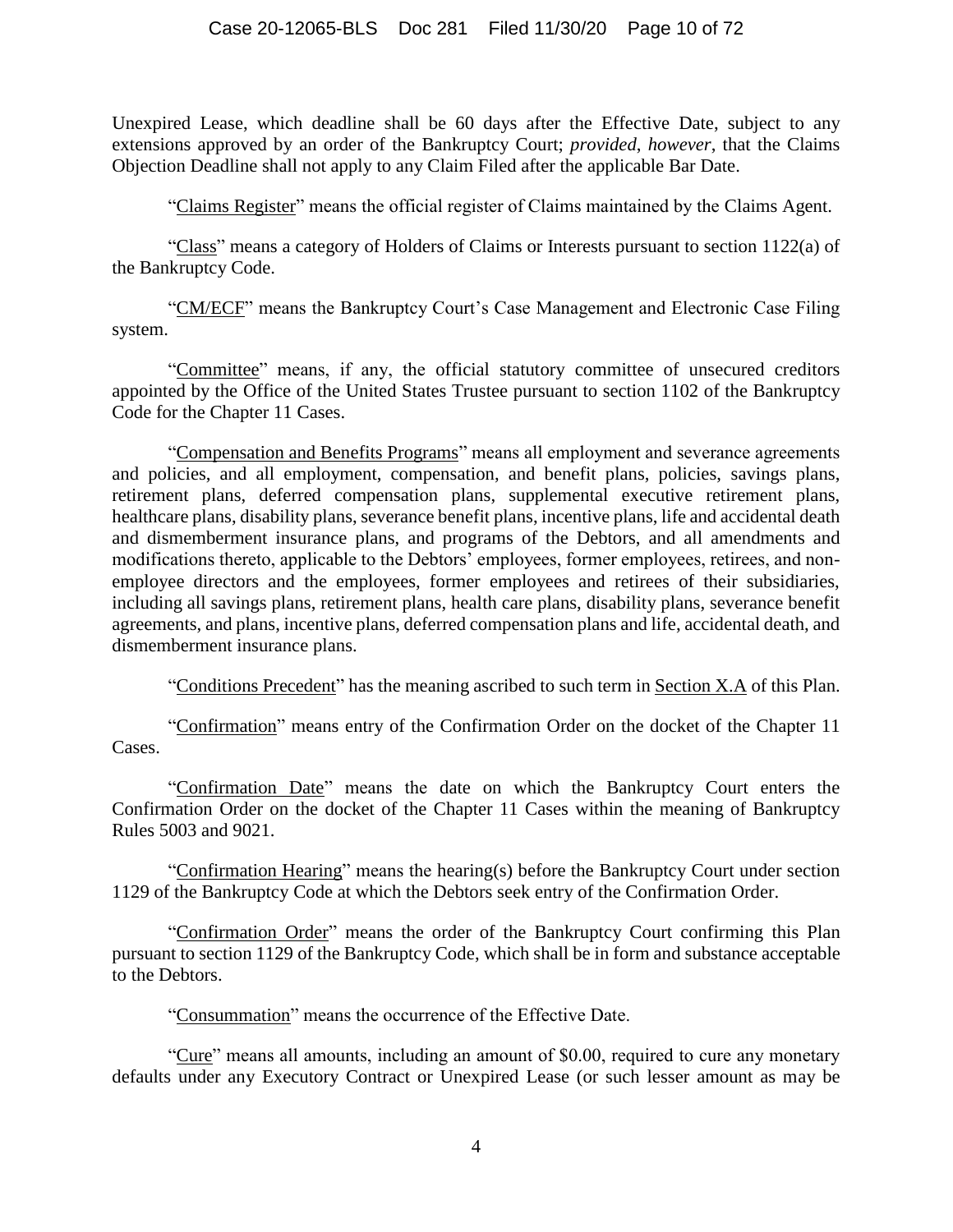Unexpired Lease, which deadline shall be 60 days after the Effective Date, subject to any extensions approved by an order of the Bankruptcy Court; *provided*, *however*, that the Claims Objection Deadline shall not apply to any Claim Filed after the applicable Bar Date.

"Claims Register" means the official register of Claims maintained by the Claims Agent.

"Class" means a category of Holders of Claims or Interests pursuant to section 1122(a) of the Bankruptcy Code.

"CM/ECF" means the Bankruptcy Court's Case Management and Electronic Case Filing system.

"Committee" means, if any, the official statutory committee of unsecured creditors appointed by the Office of the United States Trustee pursuant to section 1102 of the Bankruptcy Code for the Chapter 11 Cases.

"Compensation and Benefits Programs" means all employment and severance agreements and policies, and all employment, compensation, and benefit plans, policies, savings plans, retirement plans, deferred compensation plans, supplemental executive retirement plans, healthcare plans, disability plans, severance benefit plans, incentive plans, life and accidental death and dismemberment insurance plans, and programs of the Debtors, and all amendments and modifications thereto, applicable to the Debtors' employees, former employees, retirees, and non-employee directors and the employees, former employees and retirees of their subsidiaries, including all savings plans, retirement plans, health care plans, disability plans, severance benefit agreements, and plans, incentive plans, deferred compensation plans and life, accidental death, and dismemberment insurance plans.

"Conditions Precedent" has the meaning ascribed to such term in Section X.A of this Plan.

"Confirmation" means entry of the Confirmation Order on the docket of the Chapter 11 Cases.

"Confirmation Date" means the date on which the Bankruptcy Court enters the Confirmation Order on the docket of the Chapter 11 Cases within the meaning of Bankruptcy Rules 5003 and 9021.

"Confirmation Hearing" means the hearing(s) before the Bankruptcy Court under section 1129 of the Bankruptcy Code at which the Debtors seek entry of the Confirmation Order.

"Confirmation Order" means the order of the Bankruptcy Court confirming this Plan pursuant to section 1129 of the Bankruptcy Code, which shall be in form and substance acceptable to the Debtors.

"Consummation" means the occurrence of the Effective Date.

"Cure" means all amounts, including an amount of $0.00, required to cure any monetary defaults under any Executory Contract or Unexpired Lease (or such lesser amount as may be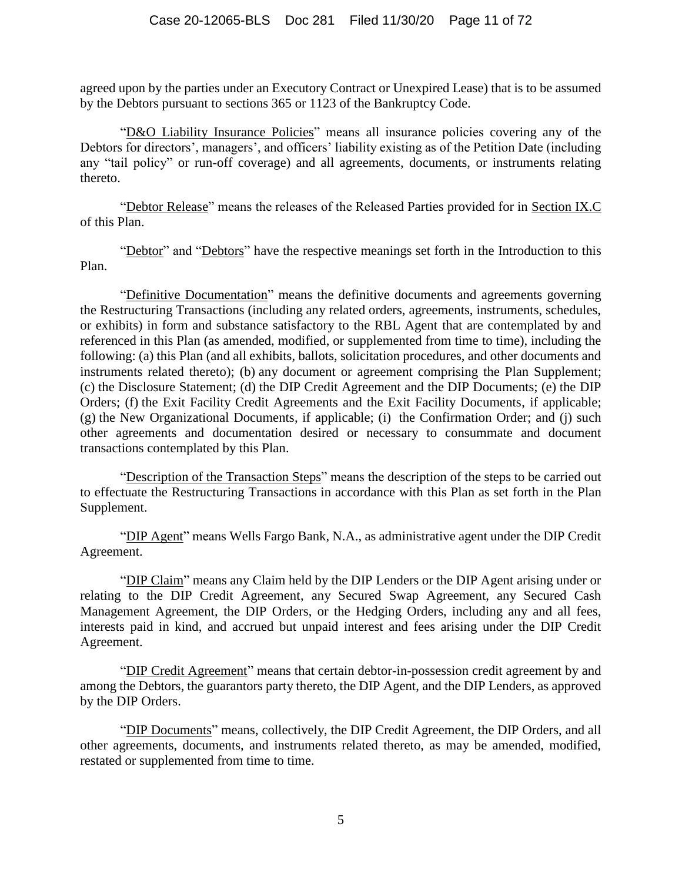agreed upon by the parties under an Executory Contract or Unexpired Lease) that is to be assumed by the Debtors pursuant to sections 365 or 1123 of the Bankruptcy Code.

"D&O Liability Insurance Policies" means all insurance policies covering any of the Debtors for directors', managers', and officers' liability existing as of the Petition Date (including any "tail policy" or run-off coverage) and all agreements, documents, or instruments relating thereto.

"Debtor Release" means the releases of the Released Parties provided for in Section IX.C of this Plan.

"Debtor" and "Debtors" have the respective meanings set forth in the Introduction to this Plan.

"Definitive Documentation" means the definitive documents and agreements governing the Restructuring Transactions (including any related orders, agreements, instruments, schedules, or exhibits) in form and substance satisfactory to the RBL Agent that are contemplated by and referenced in this Plan (as amended, modified, or supplemented from time to time), including the following: (a) this Plan (and all exhibits, ballots, solicitation procedures, and other documents and instruments related thereto); (b) any document or agreement comprising the Plan Supplement; (c) the Disclosure Statement; (d) the DIP Credit Agreement and the DIP Documents; (e) the DIP Orders; (f) the Exit Facility Credit Agreements and the Exit Facility Documents, if applicable; (g) the New Organizational Documents, if applicable; (i) the Confirmation Order; and (j) such other agreements and documentation desired or necessary to consummate and document transactions contemplated by this Plan.

"Description of the Transaction Steps" means the description of the steps to be carried out to effectuate the Restructuring Transactions in accordance with this Plan as set forth in the Plan Supplement.

"DIP Agent" means Wells Fargo Bank, N.A., as administrative agent under the DIP Credit Agreement.

"DIP Claim" means any Claim held by the DIP Lenders or the DIP Agent arising under or relating to the DIP Credit Agreement, any Secured Swap Agreement, any Secured Cash Management Agreement, the DIP Orders, or the Hedging Orders, including any and all fees, interests paid in kind, and accrued but unpaid interest and fees arising under the DIP Credit Agreement.

"DIP Credit Agreement" means that certain debtor-in-possession credit agreement by and among the Debtors, the guarantors party thereto, the DIP Agent, and the DIP Lenders, as approved by the DIP Orders.

"DIP Documents" means, collectively, the DIP Credit Agreement, the DIP Orders, and all other agreements, documents, and instruments related thereto, as may be amended, modified, restated or supplemented from time to time.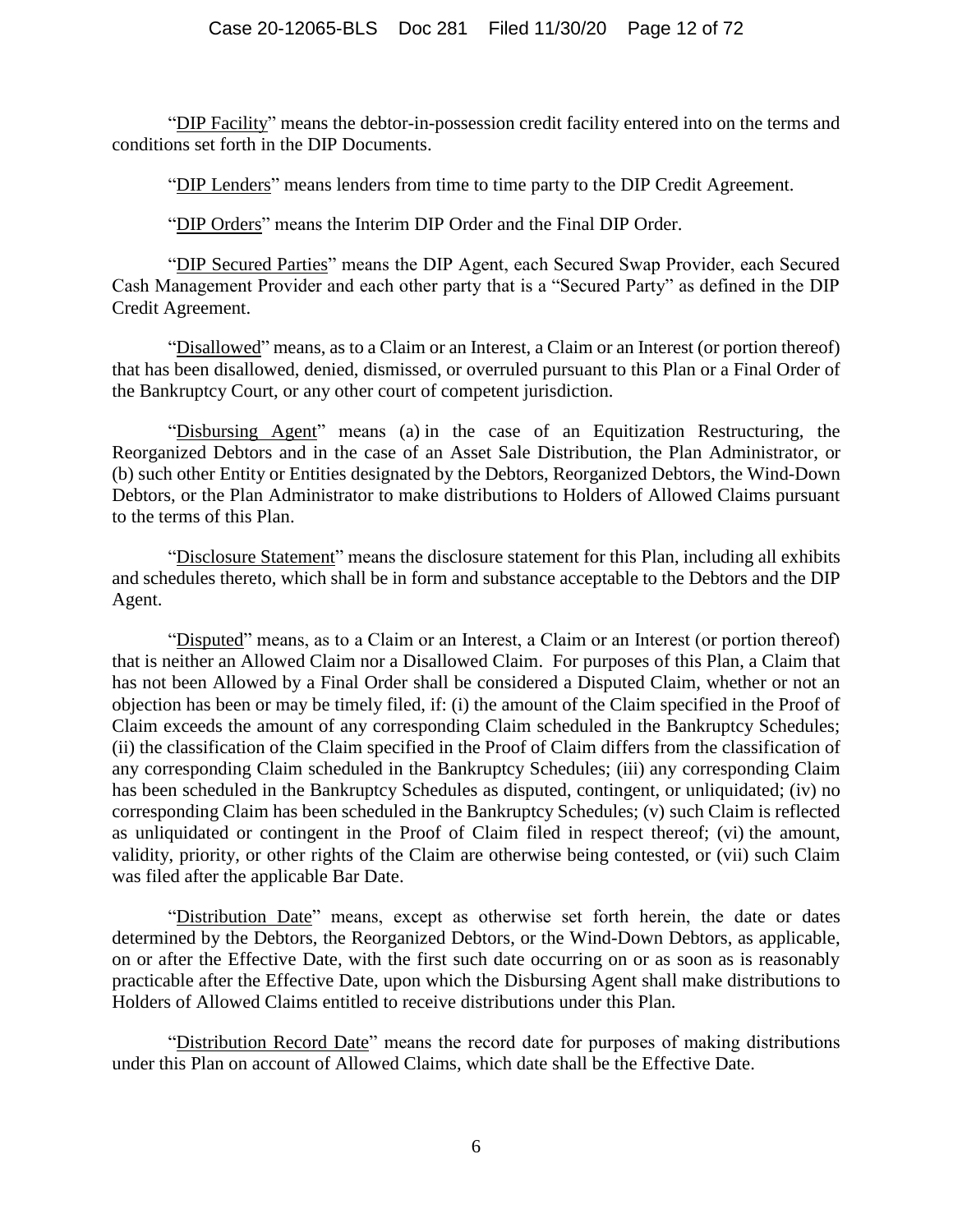"DIP Facility" means the debtor-in-possession credit facility entered into on the terms and conditions set forth in the DIP Documents.

"DIP Lenders" means lenders from time to time party to the DIP Credit Agreement.

"DIP Orders" means the Interim DIP Order and the Final DIP Order.

"DIP Secured Parties" means the DIP Agent, each Secured Swap Provider, each Secured Cash Management Provider and each other party that is a "Secured Party" as defined in the DIP Credit Agreement.

"Disallowed" means, as to a Claim or an Interest, a Claim or an Interest (or portion thereof) that has been disallowed, denied, dismissed, or overruled pursuant to this Plan or a Final Order of the Bankruptcy Court, or any other court of competent jurisdiction.

"Disbursing Agent" means (a) in the case of an Equitization Restructuring, the Reorganized Debtors and in the case of an Asset Sale Distribution, the Plan Administrator, or (b) such other Entity or Entities designated by the Debtors, Reorganized Debtors, the Wind-Down Debtors, or the Plan Administrator to make distributions to Holders of Allowed Claims pursuant to the terms of this Plan.

"Disclosure Statement" means the disclosure statement for this Plan, including all exhibits and schedules thereto, which shall be in form and substance acceptable to the Debtors and the DIP Agent.

"Disputed" means, as to a Claim or an Interest, a Claim or an Interest (or portion thereof) that is neither an Allowed Claim nor a Disallowed Claim. For purposes of this Plan, a Claim that has not been Allowed by a Final Order shall be considered a Disputed Claim, whether or not an objection has been or may be timely filed, if: (i) the amount of the Claim specified in the Proof of Claim exceeds the amount of any corresponding Claim scheduled in the Bankruptcy Schedules; (ii) the classification of the Claim specified in the Proof of Claim differs from the classification of any corresponding Claim scheduled in the Bankruptcy Schedules; (iii) any corresponding Claim has been scheduled in the Bankruptcy Schedules as disputed, contingent, or unliquidated; (iv) no corresponding Claim has been scheduled in the Bankruptcy Schedules; (v) such Claim is reflected as unliquidated or contingent in the Proof of Claim filed in respect thereof; (vi) the amount, validity, priority, or other rights of the Claim are otherwise being contested, or (vii) such Claim was filed after the applicable Bar Date.

"Distribution Date" means, except as otherwise set forth herein, the date or dates determined by the Debtors, the Reorganized Debtors, or the Wind-Down Debtors, as applicable, on or after the Effective Date, with the first such date occurring on or as soon as is reasonably practicable after the Effective Date, upon which the Disbursing Agent shall make distributions to Holders of Allowed Claims entitled to receive distributions under this Plan.

"Distribution Record Date" means the record date for purposes of making distributions under this Plan on account of Allowed Claims, which date shall be the Effective Date.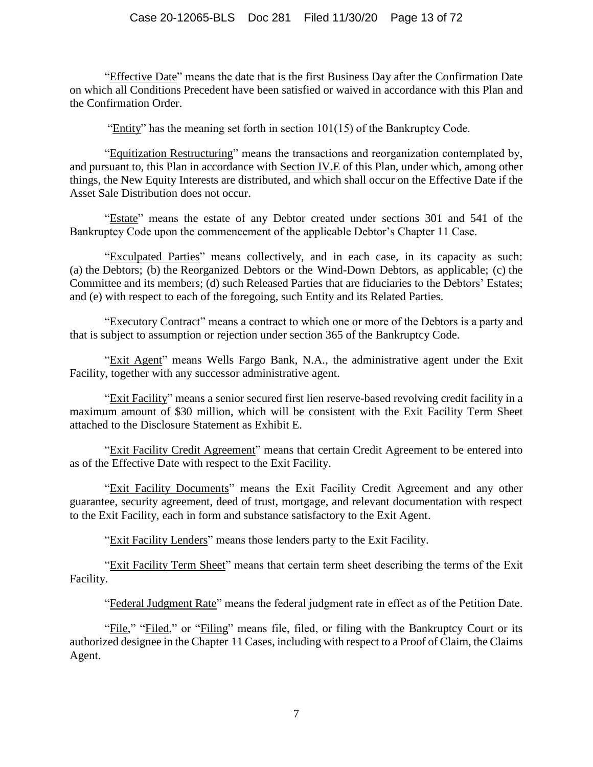"Effective Date" means the date that is the first Business Day after the Confirmation Date on which all Conditions Precedent have been satisfied or waived in accordance with this Plan and the Confirmation Order.

"Entity" has the meaning set forth in section 101(15) of the Bankruptcy Code.

"Equitization Restructuring" means the transactions and reorganization contemplated by, and pursuant to, this Plan in accordance with Section IV.E of this Plan, under which, among other things, the New Equity Interests are distributed, and which shall occur on the Effective Date if the Asset Sale Distribution does not occur.

"Estate" means the estate of any Debtor created under sections 301 and 541 of the Bankruptcy Code upon the commencement of the applicable Debtor's Chapter 11 Case.

"Exculpated Parties" means collectively, and in each case, in its capacity as such: (a) the Debtors; (b) the Reorganized Debtors or the Wind-Down Debtors, as applicable; (c) the Committee and its members; (d) such Released Parties that are fiduciaries to the Debtors' Estates; and (e) with respect to each of the foregoing, such Entity and its Related Parties.

"Executory Contract" means a contract to which one or more of the Debtors is a party and that is subject to assumption or rejection under section 365 of the Bankruptcy Code.

"Exit Agent" means Wells Fargo Bank, N.A., the administrative agent under the Exit Facility, together with any successor administrative agent.

"Exit Facility" means a senior secured first lien reserve-based revolving credit facility in a maximum amount of $30 million, which will be consistent with the Exit Facility Term Sheet attached to the Disclosure Statement as Exhibit E.

"Exit Facility Credit Agreement" means that certain Credit Agreement to be entered into as of the Effective Date with respect to the Exit Facility.

"Exit Facility Documents" means the Exit Facility Credit Agreement and any other guarantee, security agreement, deed of trust, mortgage, and relevant documentation with respect to the Exit Facility, each in form and substance satisfactory to the Exit Agent.

"Exit Facility Lenders" means those lenders party to the Exit Facility.

"Exit Facility Term Sheet" means that certain term sheet describing the terms of the Exit Facility.

"Federal Judgment Rate" means the federal judgment rate in effect as of the Petition Date.

"File," "Filed," or "Filing" means file, filed, or filing with the Bankruptcy Court or its authorized designee in the Chapter 11 Cases, including with respect to a Proof of Claim, the Claims Agent.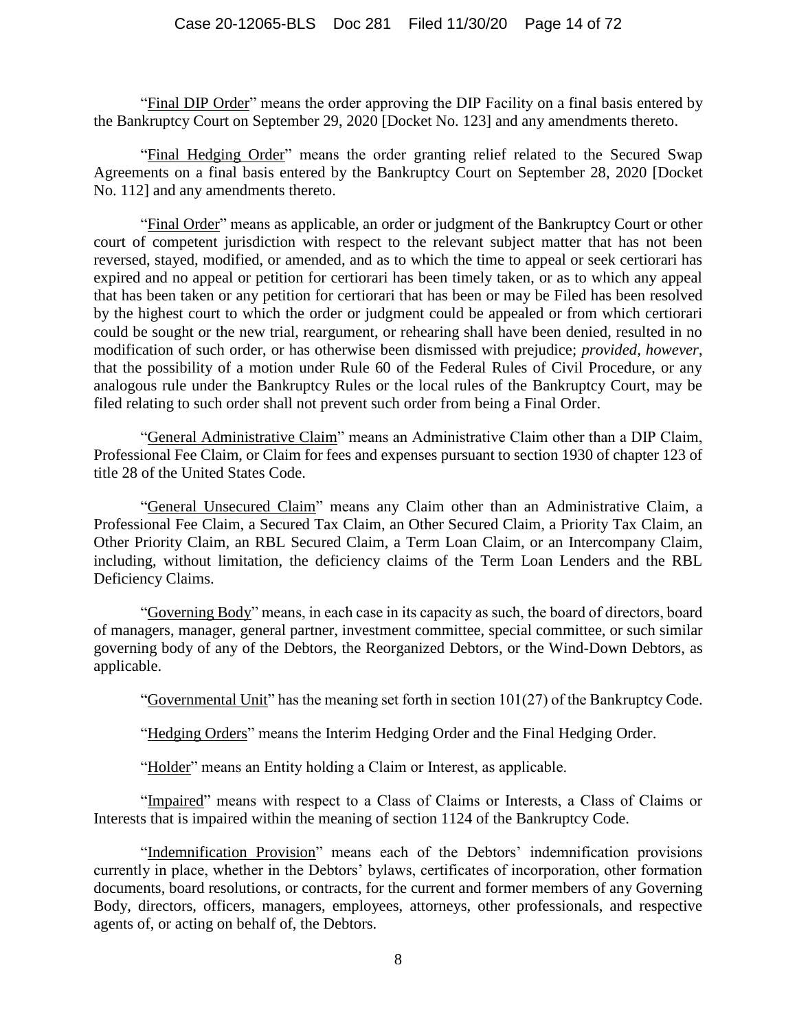"Final DIP Order" means the order approving the DIP Facility on a final basis entered by the Bankruptcy Court on September 29, 2020 [Docket No. 123] and any amendments thereto.

"Final Hedging Order" means the order granting relief related to the Secured Swap Agreements on a final basis entered by the Bankruptcy Court on September 28, 2020 [Docket No. 112] and any amendments thereto.

"Final Order" means as applicable, an order or judgment of the Bankruptcy Court or other court of competent jurisdiction with respect to the relevant subject matter that has not been reversed, stayed, modified, or amended, and as to which the time to appeal or seek certiorari has expired and no appeal or petition for certiorari has been timely taken, or as to which any appeal that has been taken or any petition for certiorari that has been or may be Filed has been resolved by the highest court to which the order or judgment could be appealed or from which certiorari could be sought or the new trial, reargument, or rehearing shall have been denied, resulted in no modification of such order, or has otherwise been dismissed with prejudice; *provided*, *however*, that the possibility of a motion under Rule 60 of the Federal Rules of Civil Procedure, or any analogous rule under the Bankruptcy Rules or the local rules of the Bankruptcy Court, may be filed relating to such order shall not prevent such order from being a Final Order.

"General Administrative Claim" means an Administrative Claim other than a DIP Claim, Professional Fee Claim, or Claim for fees and expenses pursuant to section 1930 of chapter 123 of title 28 of the United States Code.

"General Unsecured Claim" means any Claim other than an Administrative Claim, a Professional Fee Claim, a Secured Tax Claim, an Other Secured Claim, a Priority Tax Claim, an Other Priority Claim, an RBL Secured Claim, a Term Loan Claim, or an Intercompany Claim, including, without limitation, the deficiency claims of the Term Loan Lenders and the RBL Deficiency Claims.

"Governing Body" means, in each case in its capacity as such, the board of directors, board of managers, manager, general partner, investment committee, special committee, or such similar governing body of any of the Debtors, the Reorganized Debtors, or the Wind-Down Debtors, as applicable.

"Governmental Unit" has the meaning set forth in section 101(27) of the Bankruptcy Code.

"Hedging Orders" means the Interim Hedging Order and the Final Hedging Order.

"Holder" means an Entity holding a Claim or Interest, as applicable.

"Impaired" means with respect to a Class of Claims or Interests, a Class of Claims or Interests that is impaired within the meaning of section 1124 of the Bankruptcy Code.

"Indemnification Provision" means each of the Debtors' indemnification provisions currently in place, whether in the Debtors' bylaws, certificates of incorporation, other formation documents, board resolutions, or contracts, for the current and former members of any Governing Body, directors, officers, managers, employees, attorneys, other professionals, and respective agents of, or acting on behalf of, the Debtors.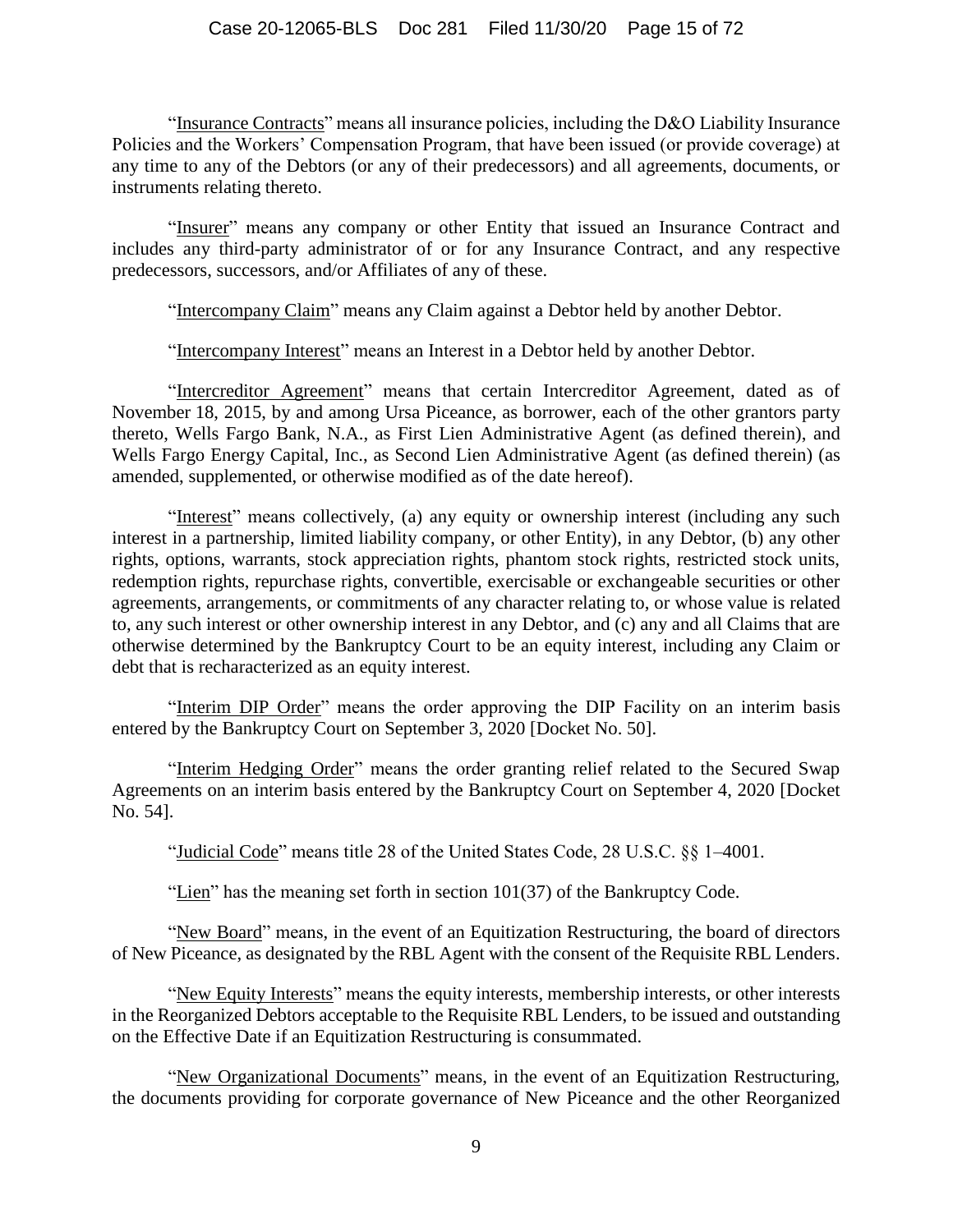"Insurance Contracts" means all insurance policies, including the D&O Liability Insurance Policies and the Workers' Compensation Program, that have been issued (or provide coverage) at any time to any of the Debtors (or any of their predecessors) and all agreements, documents, or instruments relating thereto.

"Insurer" means any company or other Entity that issued an Insurance Contract and includes any third-party administrator of or for any Insurance Contract, and any respective predecessors, successors, and/or Affiliates of any of these.

"Intercompany Claim" means any Claim against a Debtor held by another Debtor.

"Intercompany Interest" means an Interest in a Debtor held by another Debtor.

"Intercreditor Agreement" means that certain Intercreditor Agreement, dated as of November 18, 2015, by and among Ursa Piceance, as borrower, each of the other grantors party thereto, Wells Fargo Bank, N.A., as First Lien Administrative Agent (as defined therein), and Wells Fargo Energy Capital, Inc., as Second Lien Administrative Agent (as defined therein) (as amended, supplemented, or otherwise modified as of the date hereof).

"Interest" means collectively, (a) any equity or ownership interest (including any such interest in a partnership, limited liability company, or other Entity), in any Debtor, (b) any other rights, options, warrants, stock appreciation rights, phantom stock rights, restricted stock units, redemption rights, repurchase rights, convertible, exercisable or exchangeable securities or other agreements, arrangements, or commitments of any character relating to, or whose value is related to, any such interest or other ownership interest in any Debtor, and (c) any and all Claims that are otherwise determined by the Bankruptcy Court to be an equity interest, including any Claim or debt that is recharacterized as an equity interest.

"Interim DIP Order" means the order approving the DIP Facility on an interim basis entered by the Bankruptcy Court on September 3, 2020 [Docket No. 50].

"Interim Hedging Order" means the order granting relief related to the Secured Swap Agreements on an interim basis entered by the Bankruptcy Court on September 4, 2020 [Docket No. 54].

"Judicial Code" means title 28 of the United States Code, 28 U.S.C. §§ 1–4001.

"Lien" has the meaning set forth in section 101(37) of the Bankruptcy Code.

"New Board" means, in the event of an Equitization Restructuring, the board of directors of New Piceance, as designated by the RBL Agent with the consent of the Requisite RBL Lenders.

"New Equity Interests" means the equity interests, membership interests, or other interests in the Reorganized Debtors acceptable to the Requisite RBL Lenders, to be issued and outstanding on the Effective Date if an Equitization Restructuring is consummated.

"New Organizational Documents" means, in the event of an Equitization Restructuring, the documents providing for corporate governance of New Piceance and the other Reorganized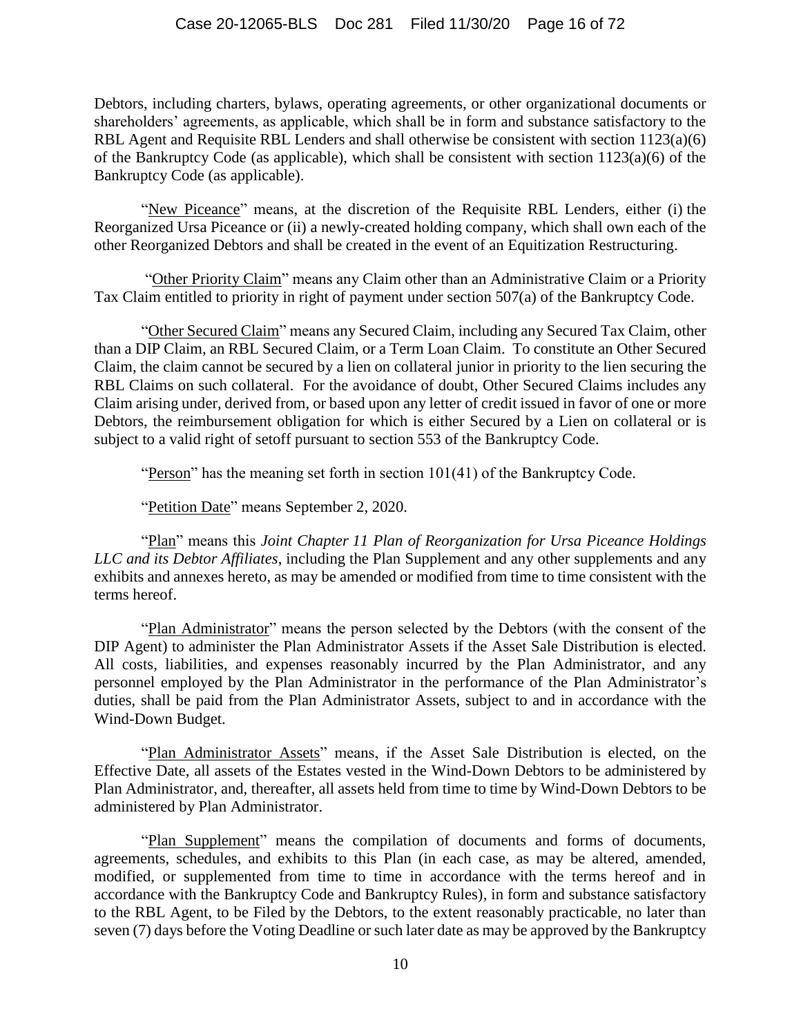Debtors, including charters, bylaws, operating agreements, or other organizational documents or shareholders' agreements, as applicable, which shall be in form and substance satisfactory to the RBL Agent and Requisite RBL Lenders and shall otherwise be consistent with section 1123(a)(6) of the Bankruptcy Code (as applicable), which shall be consistent with section 1123(a)(6) of the Bankruptcy Code (as applicable).

"New Piceance" means, at the discretion of the Requisite RBL Lenders, either (i) the Reorganized Ursa Piceance or (ii) a newly-created holding company, which shall own each of the other Reorganized Debtors and shall be created in the event of an Equitization Restructuring.

"Other Priority Claim" means any Claim other than an Administrative Claim or a Priority Tax Claim entitled to priority in right of payment under section 507(a) of the Bankruptcy Code.

"Other Secured Claim" means any Secured Claim, including any Secured Tax Claim, other than a DIP Claim, an RBL Secured Claim, or a Term Loan Claim. To constitute an Other Secured Claim, the claim cannot be secured by a lien on collateral junior in priority to the lien securing the RBL Claims on such collateral. For the avoidance of doubt, Other Secured Claims includes any Claim arising under, derived from, or based upon any letter of credit issued in favor of one or more Debtors, the reimbursement obligation for which is either Secured by a Lien on collateral or is subject to a valid right of setoff pursuant to section 553 of the Bankruptcy Code.

"Person" has the meaning set forth in section 101(41) of the Bankruptcy Code.

"Petition Date" means September 2, 2020.

"Plan" means this *Joint Chapter 11 Plan of Reorganization for Ursa Piceance Holdings LLC and its Debtor Affiliates*, including the Plan Supplement and any other supplements and any exhibits and annexes hereto, as may be amended or modified from time to time consistent with the terms hereof.

"Plan Administrator" means the person selected by the Debtors (with the consent of the DIP Agent) to administer the Plan Administrator Assets if the Asset Sale Distribution is elected. All costs, liabilities, and expenses reasonably incurred by the Plan Administrator, and any personnel employed by the Plan Administrator in the performance of the Plan Administrator's duties, shall be paid from the Plan Administrator Assets, subject to and in accordance with the Wind-Down Budget.

"Plan Administrator Assets" means, if the Asset Sale Distribution is elected, on the Effective Date, all assets of the Estates vested in the Wind-Down Debtors to be administered by Plan Administrator, and, thereafter, all assets held from time to time by Wind-Down Debtors to be administered by Plan Administrator.

"Plan Supplement" means the compilation of documents and forms of documents, agreements, schedules, and exhibits to this Plan (in each case, as may be altered, amended, modified, or supplemented from time to time in accordance with the terms hereof and in accordance with the Bankruptcy Code and Bankruptcy Rules), in form and substance satisfactory to the RBL Agent, to be Filed by the Debtors, to the extent reasonably practicable, no later than seven (7) days before the Voting Deadline or such later date as may be approved by the Bankruptcy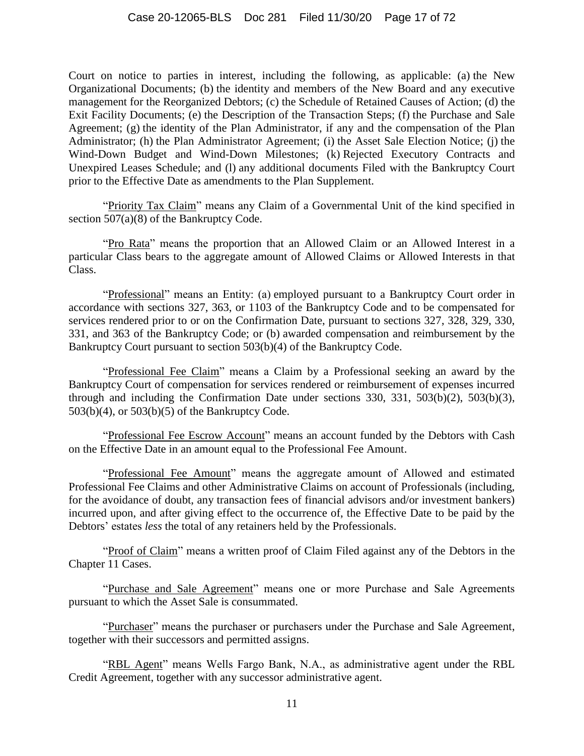Court on notice to parties in interest, including the following, as applicable: (a) the New Organizational Documents; (b) the identity and members of the New Board and any executive management for the Reorganized Debtors; (c) the Schedule of Retained Causes of Action; (d) the Exit Facility Documents; (e) the Description of the Transaction Steps; (f) the Purchase and Sale Agreement; (g) the identity of the Plan Administrator, if any and the compensation of the Plan Administrator; (h) the Plan Administrator Agreement; (i) the Asset Sale Election Notice; (j) the Wind-Down Budget and Wind-Down Milestones; (k) Rejected Executory Contracts and Unexpired Leases Schedule; and (l) any additional documents Filed with the Bankruptcy Court prior to the Effective Date as amendments to the Plan Supplement.

"Priority Tax Claim" means any Claim of a Governmental Unit of the kind specified in section 507(a)(8) of the Bankruptcy Code.

"Pro Rata" means the proportion that an Allowed Claim or an Allowed Interest in a particular Class bears to the aggregate amount of Allowed Claims or Allowed Interests in that Class.

"Professional" means an Entity: (a) employed pursuant to a Bankruptcy Court order in accordance with sections 327, 363, or 1103 of the Bankruptcy Code and to be compensated for services rendered prior to or on the Confirmation Date, pursuant to sections 327, 328, 329, 330, 331, and 363 of the Bankruptcy Code; or (b) awarded compensation and reimbursement by the Bankruptcy Court pursuant to section 503(b)(4) of the Bankruptcy Code.

"Professional Fee Claim" means a Claim by a Professional seeking an award by the Bankruptcy Court of compensation for services rendered or reimbursement of expenses incurred through and including the Confirmation Date under sections 330, 331, 503(b)(2), 503(b)(3), 503(b)(4), or 503(b)(5) of the Bankruptcy Code.

"Professional Fee Escrow Account" means an account funded by the Debtors with Cash on the Effective Date in an amount equal to the Professional Fee Amount.

"Professional Fee Amount" means the aggregate amount of Allowed and estimated Professional Fee Claims and other Administrative Claims on account of Professionals (including, for the avoidance of doubt, any transaction fees of financial advisors and/or investment bankers) incurred upon, and after giving effect to the occurrence of, the Effective Date to be paid by the Debtors' estates *less* the total of any retainers held by the Professionals.

"Proof of Claim" means a written proof of Claim Filed against any of the Debtors in the Chapter 11 Cases.

"Purchase and Sale Agreement" means one or more Purchase and Sale Agreements pursuant to which the Asset Sale is consummated.

"Purchaser" means the purchaser or purchasers under the Purchase and Sale Agreement, together with their successors and permitted assigns.

"RBL Agent" means Wells Fargo Bank, N.A., as administrative agent under the RBL Credit Agreement, together with any successor administrative agent.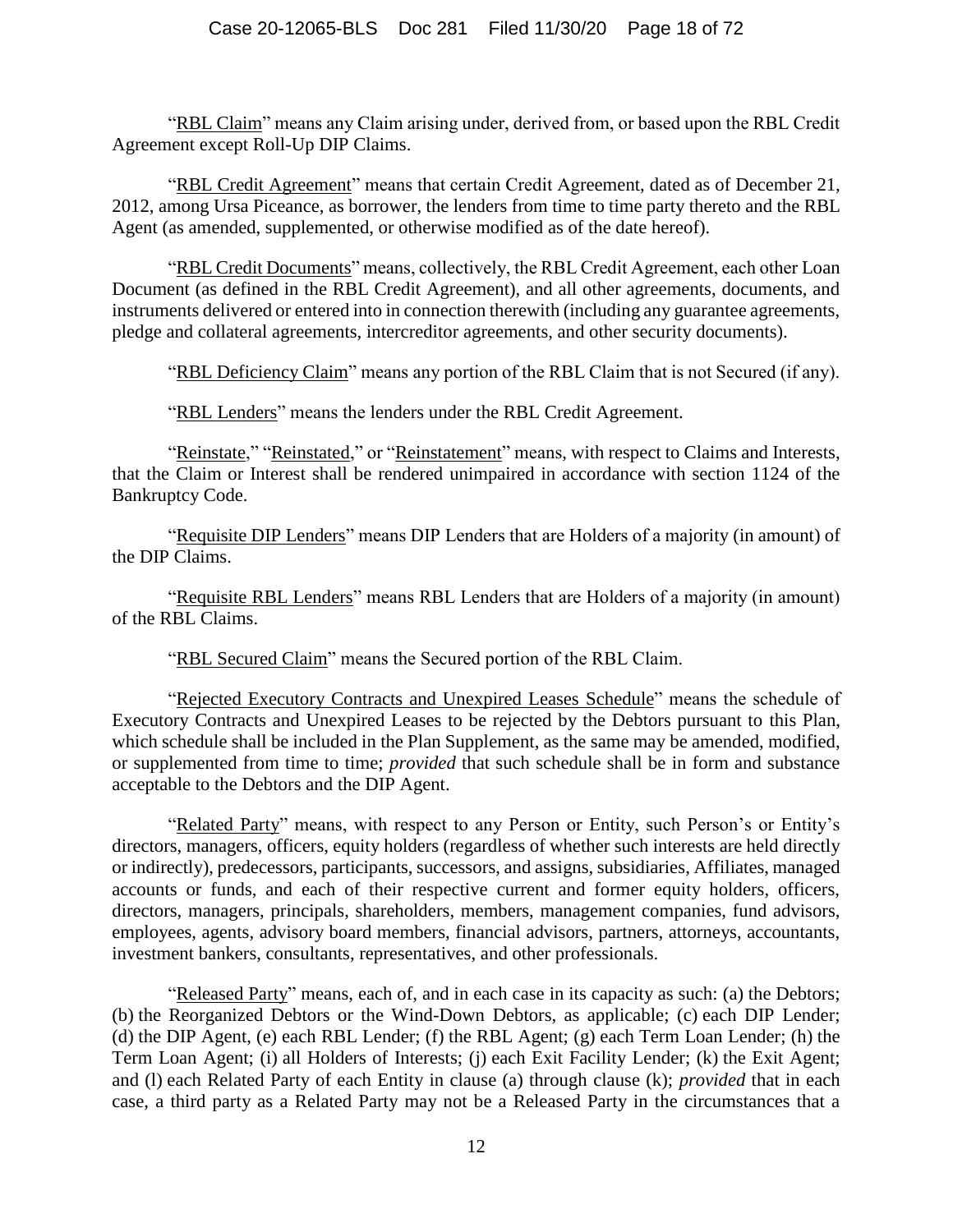"RBL Claim" means any Claim arising under, derived from, or based upon the RBL Credit Agreement except Roll-Up DIP Claims.

"RBL Credit Agreement" means that certain Credit Agreement, dated as of December 21, 2012, among Ursa Piceance, as borrower, the lenders from time to time party thereto and the RBL Agent (as amended, supplemented, or otherwise modified as of the date hereof).

"RBL Credit Documents" means, collectively, the RBL Credit Agreement, each other Loan Document (as defined in the RBL Credit Agreement), and all other agreements, documents, and instruments delivered or entered into in connection therewith (including any guarantee agreements, pledge and collateral agreements, intercreditor agreements, and other security documents).

"RBL Deficiency Claim" means any portion of the RBL Claim that is not Secured (if any).

"RBL Lenders" means the lenders under the RBL Credit Agreement.

"Reinstate," "Reinstated," or "Reinstatement" means, with respect to Claims and Interests, that the Claim or Interest shall be rendered unimpaired in accordance with section 1124 of the Bankruptcy Code.

"Requisite DIP Lenders" means DIP Lenders that are Holders of a majority (in amount) of the DIP Claims.

"Requisite RBL Lenders" means RBL Lenders that are Holders of a majority (in amount) of the RBL Claims.

"RBL Secured Claim" means the Secured portion of the RBL Claim.

"Rejected Executory Contracts and Unexpired Leases Schedule" means the schedule of Executory Contracts and Unexpired Leases to be rejected by the Debtors pursuant to this Plan, which schedule shall be included in the Plan Supplement, as the same may be amended, modified, or supplemented from time to time; *provided* that such schedule shall be in form and substance acceptable to the Debtors and the DIP Agent.

"Related Party" means, with respect to any Person or Entity, such Person's or Entity's directors, managers, officers, equity holders (regardless of whether such interests are held directly or indirectly), predecessors, participants, successors, and assigns, subsidiaries, Affiliates, managed accounts or funds, and each of their respective current and former equity holders, officers, directors, managers, principals, shareholders, members, management companies, fund advisors, employees, agents, advisory board members, financial advisors, partners, attorneys, accountants, investment bankers, consultants, representatives, and other professionals.

"Released Party" means, each of, and in each case in its capacity as such: (a) the Debtors; (b) the Reorganized Debtors or the Wind-Down Debtors, as applicable; (c) each DIP Lender; (d) the DIP Agent, (e) each RBL Lender; (f) the RBL Agent; (g) each Term Loan Lender; (h) the Term Loan Agent; (i) all Holders of Interests; (j) each Exit Facility Lender; (k) the Exit Agent; and (l) each Related Party of each Entity in clause (a) through clause (k); *provided* that in each case, a third party as a Related Party may not be a Released Party in the circumstances that a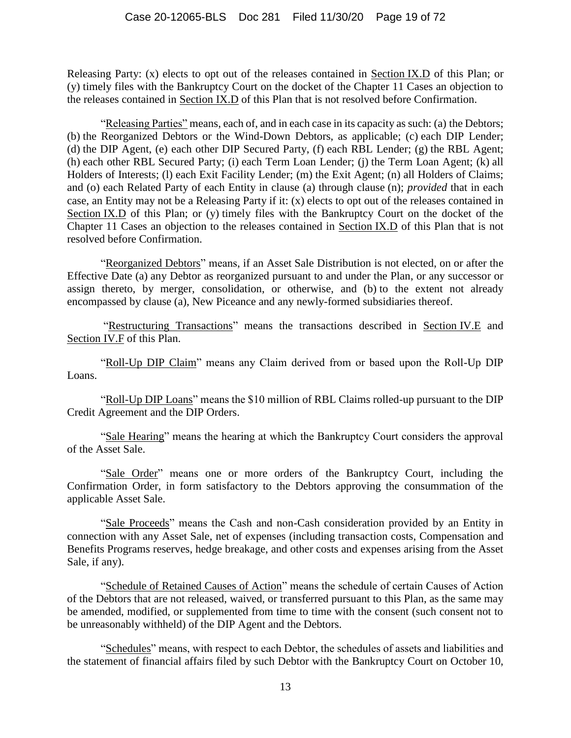Releasing Party: (x) elects to opt out of the releases contained in Section IX.D of this Plan; or (y) timely files with the Bankruptcy Court on the docket of the Chapter 11 Cases an objection to the releases contained in Section IX.D of this Plan that is not resolved before Confirmation.

"Releasing Parties" means, each of, and in each case in its capacity as such: (a) the Debtors; (b) the Reorganized Debtors or the Wind-Down Debtors, as applicable; (c) each DIP Lender; (d) the DIP Agent, (e) each other DIP Secured Party, (f) each RBL Lender; (g) the RBL Agent; (h) each other RBL Secured Party; (i) each Term Loan Lender; (j) the Term Loan Agent; (k) all Holders of Interests; (l) each Exit Facility Lender; (m) the Exit Agent; (n) all Holders of Claims; and (o) each Related Party of each Entity in clause (a) through clause (n); *provided* that in each case, an Entity may not be a Releasing Party if it: (x) elects to opt out of the releases contained in Section IX.D of this Plan; or (y) timely files with the Bankruptcy Court on the docket of the Chapter 11 Cases an objection to the releases contained in Section IX.D of this Plan that is not resolved before Confirmation.

"Reorganized Debtors" means, if an Asset Sale Distribution is not elected, on or after the Effective Date (a) any Debtor as reorganized pursuant to and under the Plan, or any successor or assign thereto, by merger, consolidation, or otherwise, and (b) to the extent not already encompassed by clause (a), New Piceance and any newly-formed subsidiaries thereof.

"Restructuring Transactions" means the transactions described in Section IV.E and Section IV.F of this Plan.

"Roll-Up DIP Claim" means any Claim derived from or based upon the Roll-Up DIP Loans.

"Roll-Up DIP Loans" means the $10 million of RBL Claims rolled-up pursuant to the DIP Credit Agreement and the DIP Orders.

"Sale Hearing" means the hearing at which the Bankruptcy Court considers the approval of the Asset Sale.

"Sale Order" means one or more orders of the Bankruptcy Court, including the Confirmation Order, in form satisfactory to the Debtors approving the consummation of the applicable Asset Sale.

"Sale Proceeds" means the Cash and non-Cash consideration provided by an Entity in connection with any Asset Sale, net of expenses (including transaction costs, Compensation and Benefits Programs reserves, hedge breakage, and other costs and expenses arising from the Asset Sale, if any).

"Schedule of Retained Causes of Action" means the schedule of certain Causes of Action of the Debtors that are not released, waived, or transferred pursuant to this Plan, as the same may be amended, modified, or supplemented from time to time with the consent (such consent not to be unreasonably withheld) of the DIP Agent and the Debtors.

"Schedules" means, with respect to each Debtor, the schedules of assets and liabilities and the statement of financial affairs filed by such Debtor with the Bankruptcy Court on October 10,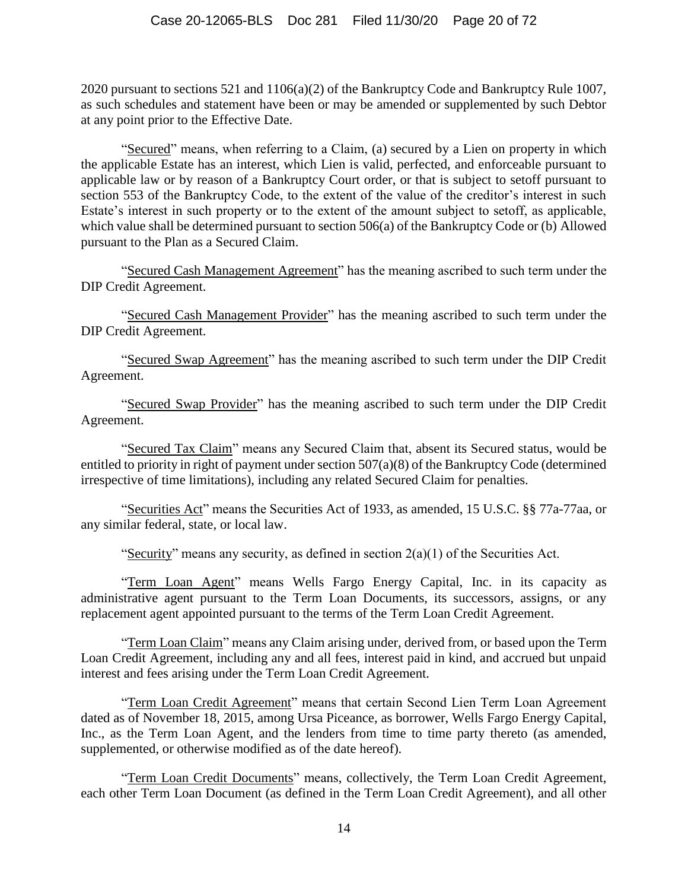2020 pursuant to sections 521 and 1106(a)(2) of the Bankruptcy Code and Bankruptcy Rule 1007, as such schedules and statement have been or may be amended or supplemented by such Debtor at any point prior to the Effective Date.

"Secured" means, when referring to a Claim, (a) secured by a Lien on property in which the applicable Estate has an interest, which Lien is valid, perfected, and enforceable pursuant to applicable law or by reason of a Bankruptcy Court order, or that is subject to setoff pursuant to section 553 of the Bankruptcy Code, to the extent of the value of the creditor's interest in such Estate's interest in such property or to the extent of the amount subject to setoff, as applicable, which value shall be determined pursuant to section 506(a) of the Bankruptcy Code or (b) Allowed pursuant to the Plan as a Secured Claim.

"Secured Cash Management Agreement" has the meaning ascribed to such term under the DIP Credit Agreement.

"Secured Cash Management Provider" has the meaning ascribed to such term under the DIP Credit Agreement.

"Secured Swap Agreement" has the meaning ascribed to such term under the DIP Credit Agreement.

"Secured Swap Provider" has the meaning ascribed to such term under the DIP Credit Agreement.

"Secured Tax Claim" means any Secured Claim that, absent its Secured status, would be entitled to priority in right of payment under section 507(a)(8) of the Bankruptcy Code (determined irrespective of time limitations), including any related Secured Claim for penalties.

"Securities Act" means the Securities Act of 1933, as amended, 15 U.S.C. §§ 77a-77aa, or any similar federal, state, or local law.

"Security" means any security, as defined in section 2(a)(1) of the Securities Act.

"Term Loan Agent" means Wells Fargo Energy Capital, Inc. in its capacity as administrative agent pursuant to the Term Loan Documents, its successors, assigns, or any replacement agent appointed pursuant to the terms of the Term Loan Credit Agreement.

"Term Loan Claim" means any Claim arising under, derived from, or based upon the Term Loan Credit Agreement, including any and all fees, interest paid in kind, and accrued but unpaid interest and fees arising under the Term Loan Credit Agreement.

"Term Loan Credit Agreement" means that certain Second Lien Term Loan Agreement dated as of November 18, 2015, among Ursa Piceance, as borrower, Wells Fargo Energy Capital, Inc., as the Term Loan Agent, and the lenders from time to time party thereto (as amended, supplemented, or otherwise modified as of the date hereof).

"Term Loan Credit Documents" means, collectively, the Term Loan Credit Agreement, each other Term Loan Document (as defined in the Term Loan Credit Agreement), and all other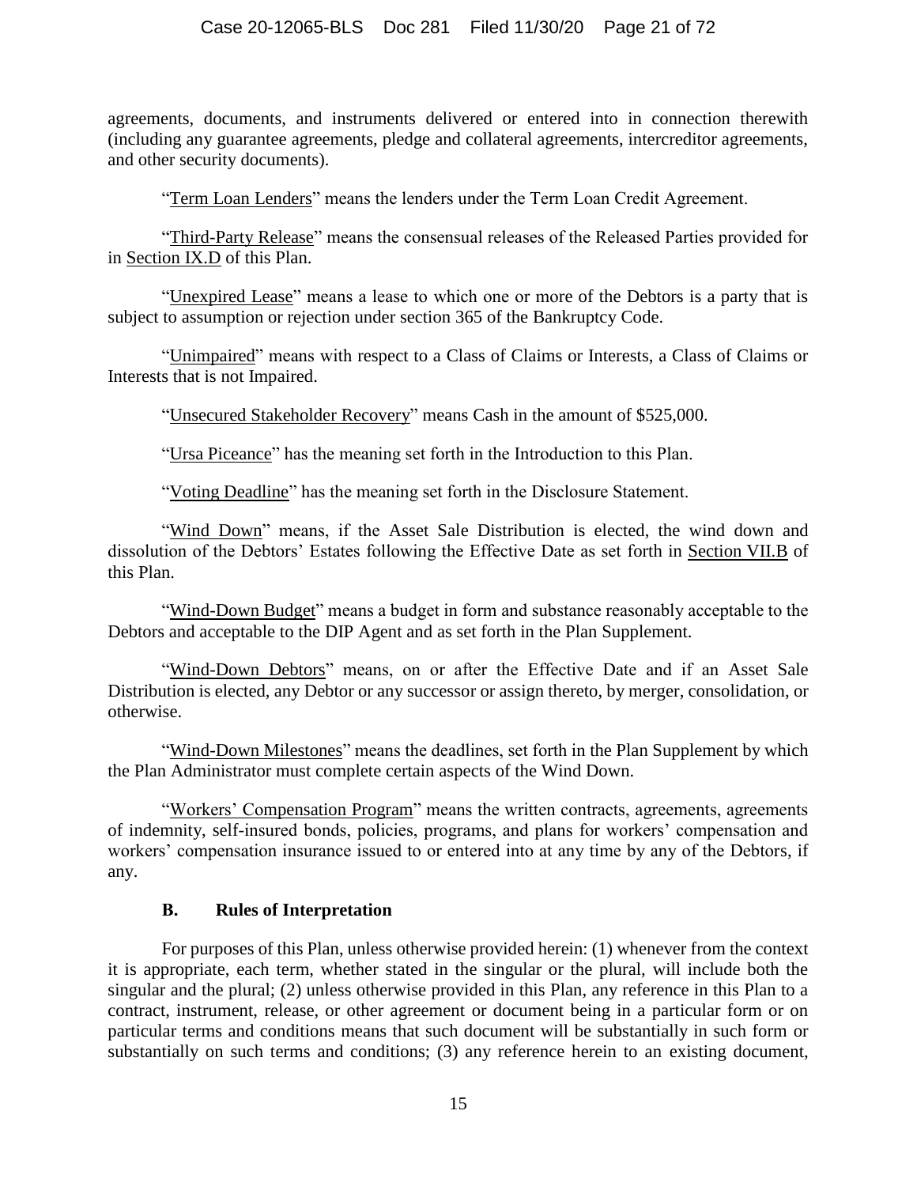agreements, documents, and instruments delivered or entered into in connection therewith (including any guarantee agreements, pledge and collateral agreements, intercreditor agreements, and other security documents).

"Term Loan Lenders" means the lenders under the Term Loan Credit Agreement.

"Third-Party Release" means the consensual releases of the Released Parties provided for in Section IX.D of this Plan.

"Unexpired Lease" means a lease to which one or more of the Debtors is a party that is subject to assumption or rejection under section 365 of the Bankruptcy Code.

"Unimpaired" means with respect to a Class of Claims or Interests, a Class of Claims or Interests that is not Impaired.

"Unsecured Stakeholder Recovery" means Cash in the amount of $525,000.

"Ursa Piceance" has the meaning set forth in the Introduction to this Plan.

"Voting Deadline" has the meaning set forth in the Disclosure Statement.

"Wind Down" means, if the Asset Sale Distribution is elected, the wind down and dissolution of the Debtors' Estates following the Effective Date as set forth in Section VII.B of this Plan.

"Wind-Down Budget" means a budget in form and substance reasonably acceptable to the Debtors and acceptable to the DIP Agent and as set forth in the Plan Supplement.

"Wind-Down Debtors" means, on or after the Effective Date and if an Asset Sale Distribution is elected, any Debtor or any successor or assign thereto, by merger, consolidation, or otherwise.

"Wind-Down Milestones" means the deadlines, set forth in the Plan Supplement by which the Plan Administrator must complete certain aspects of the Wind Down.

"Workers' Compensation Program" means the written contracts, agreements, agreements of indemnity, self-insured bonds, policies, programs, and plans for workers' compensation and workers' compensation insurance issued to or entered into at any time by any of the Debtors, if any.

### B. Rules of Interpretation

For purposes of this Plan, unless otherwise provided herein: (1) whenever from the context it is appropriate, each term, whether stated in the singular or the plural, will include both the singular and the plural; (2) unless otherwise provided in this Plan, any reference in this Plan to a contract, instrument, release, or other agreement or document being in a particular form or on particular terms and conditions means that such document will be substantially in such form or substantially on such terms and conditions; (3) any reference herein to an existing document,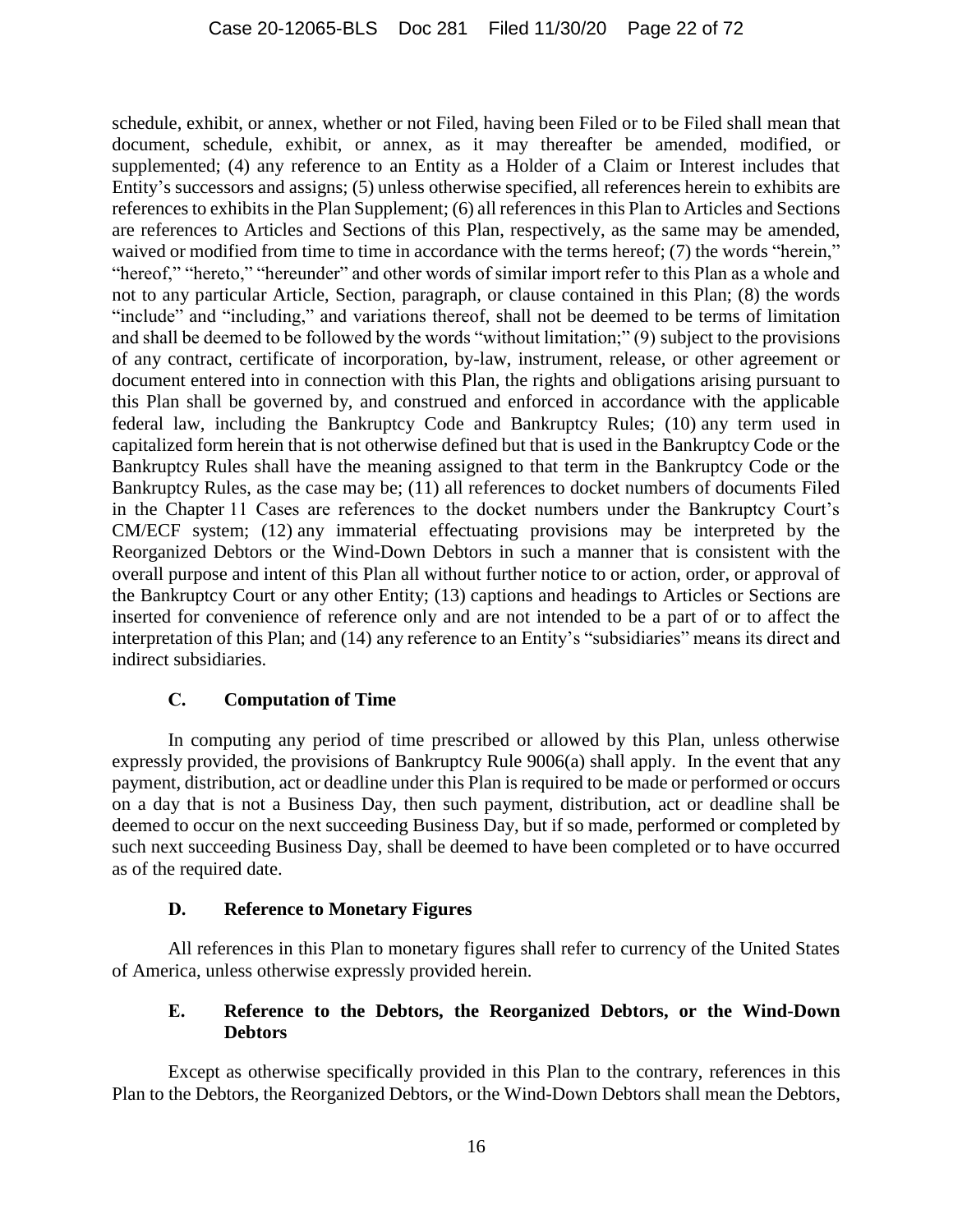schedule, exhibit, or annex, whether or not Filed, having been Filed or to be Filed shall mean that document, schedule, exhibit, or annex, as it may thereafter be amended, modified, or supplemented; (4) any reference to an Entity as a Holder of a Claim or Interest includes that Entity's successors and assigns; (5) unless otherwise specified, all references herein to exhibits are references to exhibits in the Plan Supplement; (6) all references in this Plan to Articles and Sections are references to Articles and Sections of this Plan, respectively, as the same may be amended, waived or modified from time to time in accordance with the terms hereof; (7) the words "herein," "hereof," "hereto," "hereunder" and other words of similar import refer to this Plan as a whole and not to any particular Article, Section, paragraph, or clause contained in this Plan; (8) the words "include" and "including," and variations thereof, shall not be deemed to be terms of limitation and shall be deemed to be followed by the words "without limitation;" (9) subject to the provisions of any contract, certificate of incorporation, by-law, instrument, release, or other agreement or document entered into in connection with this Plan, the rights and obligations arising pursuant to this Plan shall be governed by, and construed and enforced in accordance with the applicable federal law, including the Bankruptcy Code and Bankruptcy Rules; (10) any term used in capitalized form herein that is not otherwise defined but that is used in the Bankruptcy Code or the Bankruptcy Rules shall have the meaning assigned to that term in the Bankruptcy Code or the Bankruptcy Rules, as the case may be; (11) all references to docket numbers of documents Filed in the Chapter 11 Cases are references to the docket numbers under the Bankruptcy Court's CM/ECF system; (12) any immaterial effectuating provisions may be interpreted by the Reorganized Debtors or the Wind-Down Debtors in such a manner that is consistent with the overall purpose and intent of this Plan all without further notice to or action, order, or approval of the Bankruptcy Court or any other Entity; (13) captions and headings to Articles or Sections are inserted for convenience of reference only and are not intended to be a part of or to affect the interpretation of this Plan; and (14) any reference to an Entity's "subsidiaries" means its direct and indirect subsidiaries.

### C. Computation of Time

In computing any period of time prescribed or allowed by this Plan, unless otherwise expressly provided, the provisions of Bankruptcy Rule 9006(a) shall apply. In the event that any payment, distribution, act or deadline under this Plan is required to be made or performed or occurs on a day that is not a Business Day, then such payment, distribution, act or deadline shall be deemed to occur on the next succeeding Business Day, but if so made, performed or completed by such next succeeding Business Day, shall be deemed to have been completed or to have occurred as of the required date.

### D. Reference to Monetary Figures

All references in this Plan to monetary figures shall refer to currency of the United States of America, unless otherwise expressly provided herein.

### E. Reference to the Debtors, the Reorganized Debtors, or the Wind-Down Debtors

Except as otherwise specifically provided in this Plan to the contrary, references in this Plan to the Debtors, the Reorganized Debtors, or the Wind-Down Debtors shall mean the Debtors,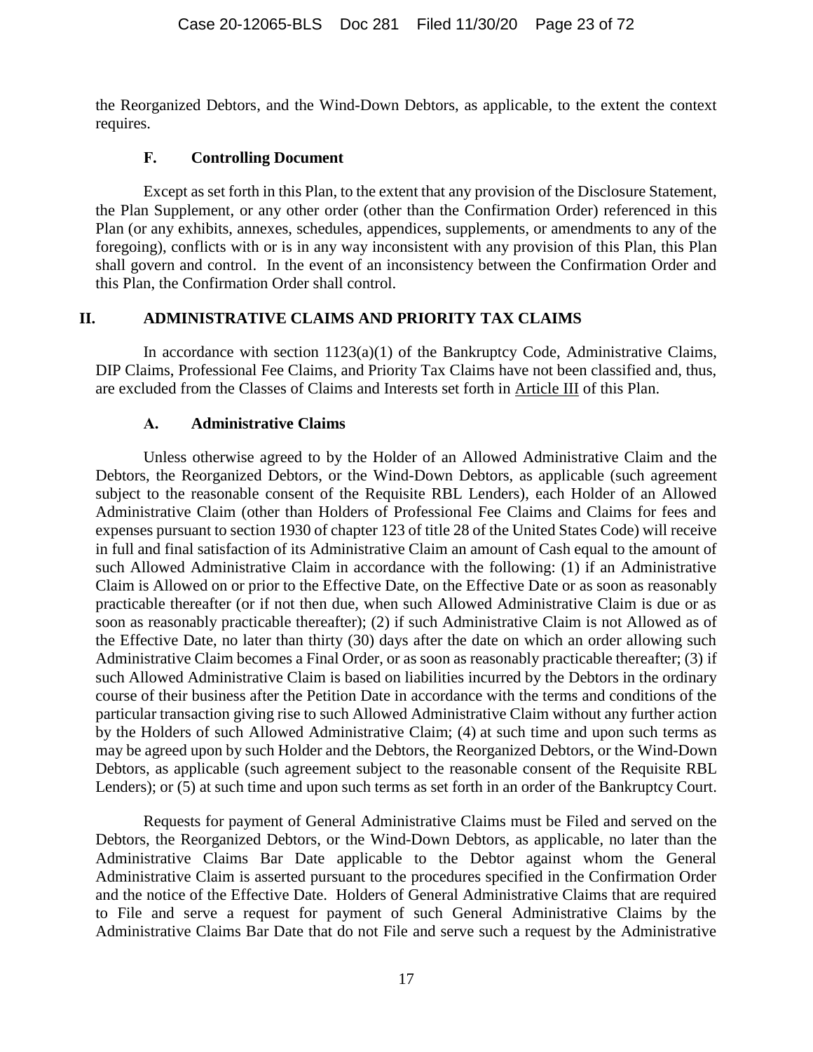the Reorganized Debtors, and the Wind-Down Debtors, as applicable, to the extent the context requires.

### F. Controlling Document

Except as set forth in this Plan, to the extent that any provision of the Disclosure Statement, the Plan Supplement, or any other order (other than the Confirmation Order) referenced in this Plan (or any exhibits, annexes, schedules, appendices, supplements, or amendments to any of the foregoing), conflicts with or is in any way inconsistent with any provision of this Plan, this Plan shall govern and control. In the event of an inconsistency between the Confirmation Order and this Plan, the Confirmation Order shall control.

## II. ADMINISTRATIVE CLAIMS AND PRIORITY TAX CLAIMS

In accordance with section 1123(a)(1) of the Bankruptcy Code, Administrative Claims, DIP Claims, Professional Fee Claims, and Priority Tax Claims have not been classified and, thus, are excluded from the Classes of Claims and Interests set forth in Article III of this Plan.

### A. Administrative Claims

Unless otherwise agreed to by the Holder of an Allowed Administrative Claim and the Debtors, the Reorganized Debtors, or the Wind-Down Debtors, as applicable (such agreement subject to the reasonable consent of the Requisite RBL Lenders), each Holder of an Allowed Administrative Claim (other than Holders of Professional Fee Claims and Claims for fees and expenses pursuant to section 1930 of chapter 123 of title 28 of the United States Code) will receive in full and final satisfaction of its Administrative Claim an amount of Cash equal to the amount of such Allowed Administrative Claim in accordance with the following: (1) if an Administrative Claim is Allowed on or prior to the Effective Date, on the Effective Date or as soon as reasonably practicable thereafter (or if not then due, when such Allowed Administrative Claim is due or as soon as reasonably practicable thereafter); (2) if such Administrative Claim is not Allowed as of the Effective Date, no later than thirty (30) days after the date on which an order allowing such Administrative Claim becomes a Final Order, or as soon as reasonably practicable thereafter; (3) if such Allowed Administrative Claim is based on liabilities incurred by the Debtors in the ordinary course of their business after the Petition Date in accordance with the terms and conditions of the particular transaction giving rise to such Allowed Administrative Claim without any further action by the Holders of such Allowed Administrative Claim; (4) at such time and upon such terms as may be agreed upon by such Holder and the Debtors, the Reorganized Debtors, or the Wind-Down Debtors, as applicable (such agreement subject to the reasonable consent of the Requisite RBL Lenders); or (5) at such time and upon such terms as set forth in an order of the Bankruptcy Court.

Requests for payment of General Administrative Claims must be Filed and served on the Debtors, the Reorganized Debtors, or the Wind-Down Debtors, as applicable, no later than the Administrative Claims Bar Date applicable to the Debtor against whom the General Administrative Claim is asserted pursuant to the procedures specified in the Confirmation Order and the notice of the Effective Date. Holders of General Administrative Claims that are required to File and serve a request for payment of such General Administrative Claims by the Administrative Claims Bar Date that do not File and serve such a request by the Administrative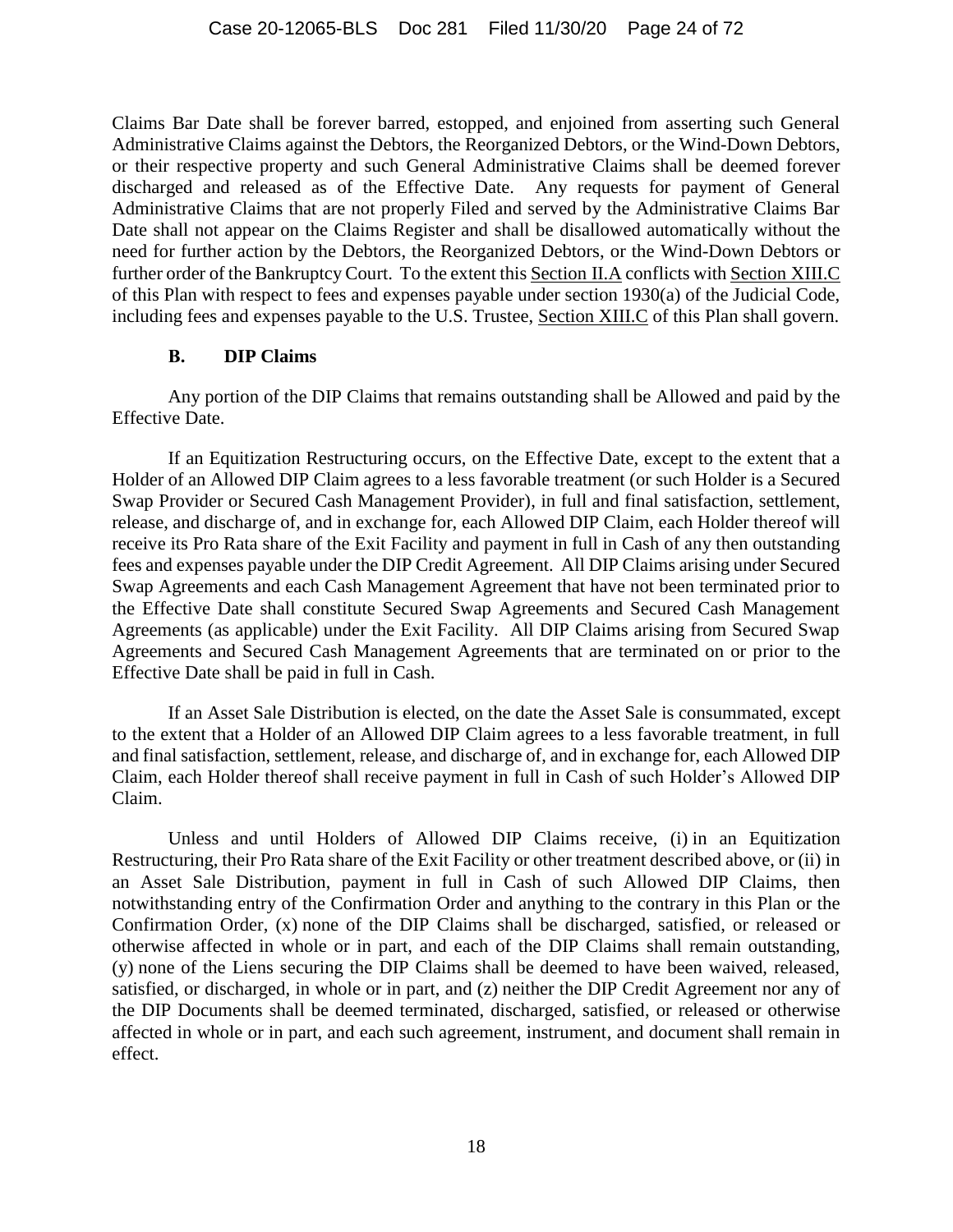Claims Bar Date shall be forever barred, estopped, and enjoined from asserting such General Administrative Claims against the Debtors, the Reorganized Debtors, or the Wind-Down Debtors, or their respective property and such General Administrative Claims shall be deemed forever discharged and released as of the Effective Date. Any requests for payment of General Administrative Claims that are not properly Filed and served by the Administrative Claims Bar Date shall not appear on the Claims Register and shall be disallowed automatically without the need for further action by the Debtors, the Reorganized Debtors, or the Wind-Down Debtors or further order of the Bankruptcy Court. To the extent this Section II.A conflicts with Section XIII.C of this Plan with respect to fees and expenses payable under section 1930(a) of the Judicial Code, including fees and expenses payable to the U.S. Trustee, Section XIII.C of this Plan shall govern.

### B. DIP Claims

Any portion of the DIP Claims that remains outstanding shall be Allowed and paid by the Effective Date.

If an Equitization Restructuring occurs, on the Effective Date, except to the extent that a Holder of an Allowed DIP Claim agrees to a less favorable treatment (or such Holder is a Secured Swap Provider or Secured Cash Management Provider), in full and final satisfaction, settlement, release, and discharge of, and in exchange for, each Allowed DIP Claim, each Holder thereof will receive its Pro Rata share of the Exit Facility and payment in full in Cash of any then outstanding fees and expenses payable under the DIP Credit Agreement. All DIP Claims arising under Secured Swap Agreements and each Cash Management Agreement that have not been terminated prior to the Effective Date shall constitute Secured Swap Agreements and Secured Cash Management Agreements (as applicable) under the Exit Facility. All DIP Claims arising from Secured Swap Agreements and Secured Cash Management Agreements that are terminated on or prior to the Effective Date shall be paid in full in Cash.

If an Asset Sale Distribution is elected, on the date the Asset Sale is consummated, except to the extent that a Holder of an Allowed DIP Claim agrees to a less favorable treatment, in full and final satisfaction, settlement, release, and discharge of, and in exchange for, each Allowed DIP Claim, each Holder thereof shall receive payment in full in Cash of such Holder's Allowed DIP Claim.

Unless and until Holders of Allowed DIP Claims receive, (i) in an Equitization Restructuring, their Pro Rata share of the Exit Facility or other treatment described above, or (ii) in an Asset Sale Distribution, payment in full in Cash of such Allowed DIP Claims, then notwithstanding entry of the Confirmation Order and anything to the contrary in this Plan or the Confirmation Order, (x) none of the DIP Claims shall be discharged, satisfied, or released or otherwise affected in whole or in part, and each of the DIP Claims shall remain outstanding, (y) none of the Liens securing the DIP Claims shall be deemed to have been waived, released, satisfied, or discharged, in whole or in part, and (z) neither the DIP Credit Agreement nor any of the DIP Documents shall be deemed terminated, discharged, satisfied, or released or otherwise affected in whole or in part, and each such agreement, instrument, and document shall remain in effect.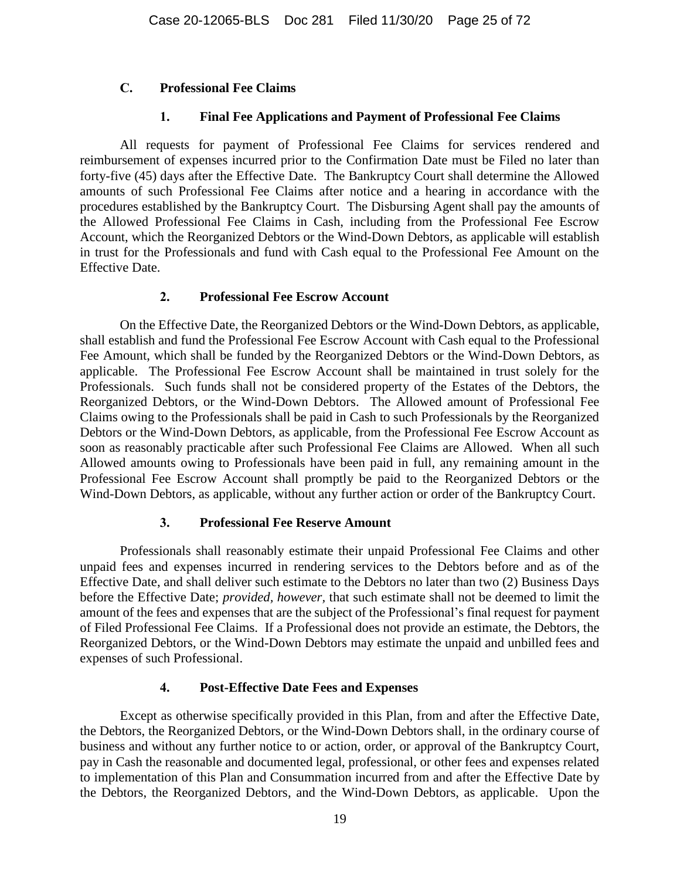### C. Professional Fee Claims

#### 1. Final Fee Applications and Payment of Professional Fee Claims

All requests for payment of Professional Fee Claims for services rendered and reimbursement of expenses incurred prior to the Confirmation Date must be Filed no later than forty-five (45) days after the Effective Date. The Bankruptcy Court shall determine the Allowed amounts of such Professional Fee Claims after notice and a hearing in accordance with the procedures established by the Bankruptcy Court. The Disbursing Agent shall pay the amounts of the Allowed Professional Fee Claims in Cash, including from the Professional Fee Escrow Account, which the Reorganized Debtors or the Wind-Down Debtors, as applicable will establish in trust for the Professionals and fund with Cash equal to the Professional Fee Amount on the Effective Date.

#### 2. Professional Fee Escrow Account

On the Effective Date, the Reorganized Debtors or the Wind-Down Debtors, as applicable, shall establish and fund the Professional Fee Escrow Account with Cash equal to the Professional Fee Amount, which shall be funded by the Reorganized Debtors or the Wind-Down Debtors, as applicable. The Professional Fee Escrow Account shall be maintained in trust solely for the Professionals. Such funds shall not be considered property of the Estates of the Debtors, the Reorganized Debtors, or the Wind-Down Debtors. The Allowed amount of Professional Fee Claims owing to the Professionals shall be paid in Cash to such Professionals by the Reorganized Debtors or the Wind-Down Debtors, as applicable, from the Professional Fee Escrow Account as soon as reasonably practicable after such Professional Fee Claims are Allowed. When all such Allowed amounts owing to Professionals have been paid in full, any remaining amount in the Professional Fee Escrow Account shall promptly be paid to the Reorganized Debtors or the Wind-Down Debtors, as applicable, without any further action or order of the Bankruptcy Court.

#### 3. Professional Fee Reserve Amount

Professionals shall reasonably estimate their unpaid Professional Fee Claims and other unpaid fees and expenses incurred in rendering services to the Debtors before and as of the Effective Date, and shall deliver such estimate to the Debtors no later than two (2) Business Days before the Effective Date; *provided, however,* that such estimate shall not be deemed to limit the amount of the fees and expenses that are the subject of the Professional's final request for payment of Filed Professional Fee Claims. If a Professional does not provide an estimate, the Debtors, the Reorganized Debtors, or the Wind-Down Debtors may estimate the unpaid and unbilled fees and expenses of such Professional.

#### 4. Post-Effective Date Fees and Expenses

Except as otherwise specifically provided in this Plan, from and after the Effective Date, the Debtors, the Reorganized Debtors, or the Wind-Down Debtors shall, in the ordinary course of business and without any further notice to or action, order, or approval of the Bankruptcy Court, pay in Cash the reasonable and documented legal, professional, or other fees and expenses related to implementation of this Plan and Consummation incurred from and after the Effective Date by the Debtors, the Reorganized Debtors, and the Wind-Down Debtors, as applicable. Upon the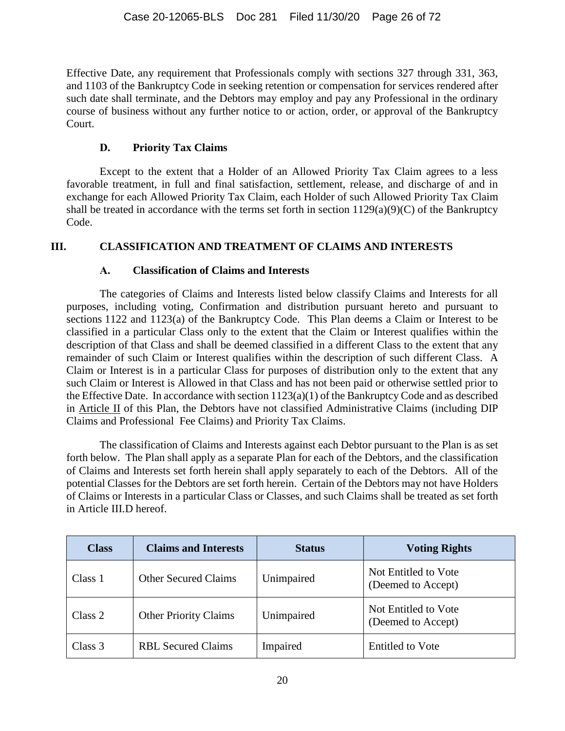Effective Date, any requirement that Professionals comply with sections 327 through 331, 363, and 1103 of the Bankruptcy Code in seeking retention or compensation for services rendered after such date shall terminate, and the Debtors may employ and pay any Professional in the ordinary course of business without any further notice to or action, order, or approval of the Bankruptcy Court.

### D. Priority Tax Claims

Except to the extent that a Holder of an Allowed Priority Tax Claim agrees to a less favorable treatment, in full and final satisfaction, settlement, release, and discharge of and in exchange for each Allowed Priority Tax Claim, each Holder of such Allowed Priority Tax Claim shall be treated in accordance with the terms set forth in section 1129(a)(9)(C) of the Bankruptcy Code.

## III. CLASSIFICATION AND TREATMENT OF CLAIMS AND INTERESTS

### A. Classification of Claims and Interests

The categories of Claims and Interests listed below classify Claims and Interests for all purposes, including voting, Confirmation and distribution pursuant hereto and pursuant to sections 1122 and 1123(a) of the Bankruptcy Code. This Plan deems a Claim or Interest to be classified in a particular Class only to the extent that the Claim or Interest qualifies within the description of that Class and shall be deemed classified in a different Class to the extent that any remainder of such Claim or Interest qualifies within the description of such different Class. A Claim or Interest is in a particular Class for purposes of distribution only to the extent that any such Claim or Interest is Allowed in that Class and has not been paid or otherwise settled prior to the Effective Date. In accordance with section 1123(a)(1) of the Bankruptcy Code and as described in Article II of this Plan, the Debtors have not classified Administrative Claims (including DIP Claims and Professional Fee Claims) and Priority Tax Claims.

The classification of Claims and Interests against each Debtor pursuant to the Plan is as set forth below. The Plan shall apply as a separate Plan for each of the Debtors, and the classification of Claims and Interests set forth herein shall apply separately to each of the Debtors. All of the potential Classes for the Debtors are set forth herein. Certain of the Debtors may not have Holders of Claims or Interests in a particular Class or Classes, and such Claims shall be treated as set forth in Article III.D hereof.

| Class | Claims and Interests | Status | Voting Rights |
|---|---|---|---|
| Class 1 | Other Secured Claims | Unimpaired | Not Entitled to Vote (Deemed to Accept) |
| Class 2 | Other Priority Claims | Unimpaired | Not Entitled to Vote (Deemed to Accept) |
| Class 3 | RBL Secured Claims | Impaired | Entitled to Vote |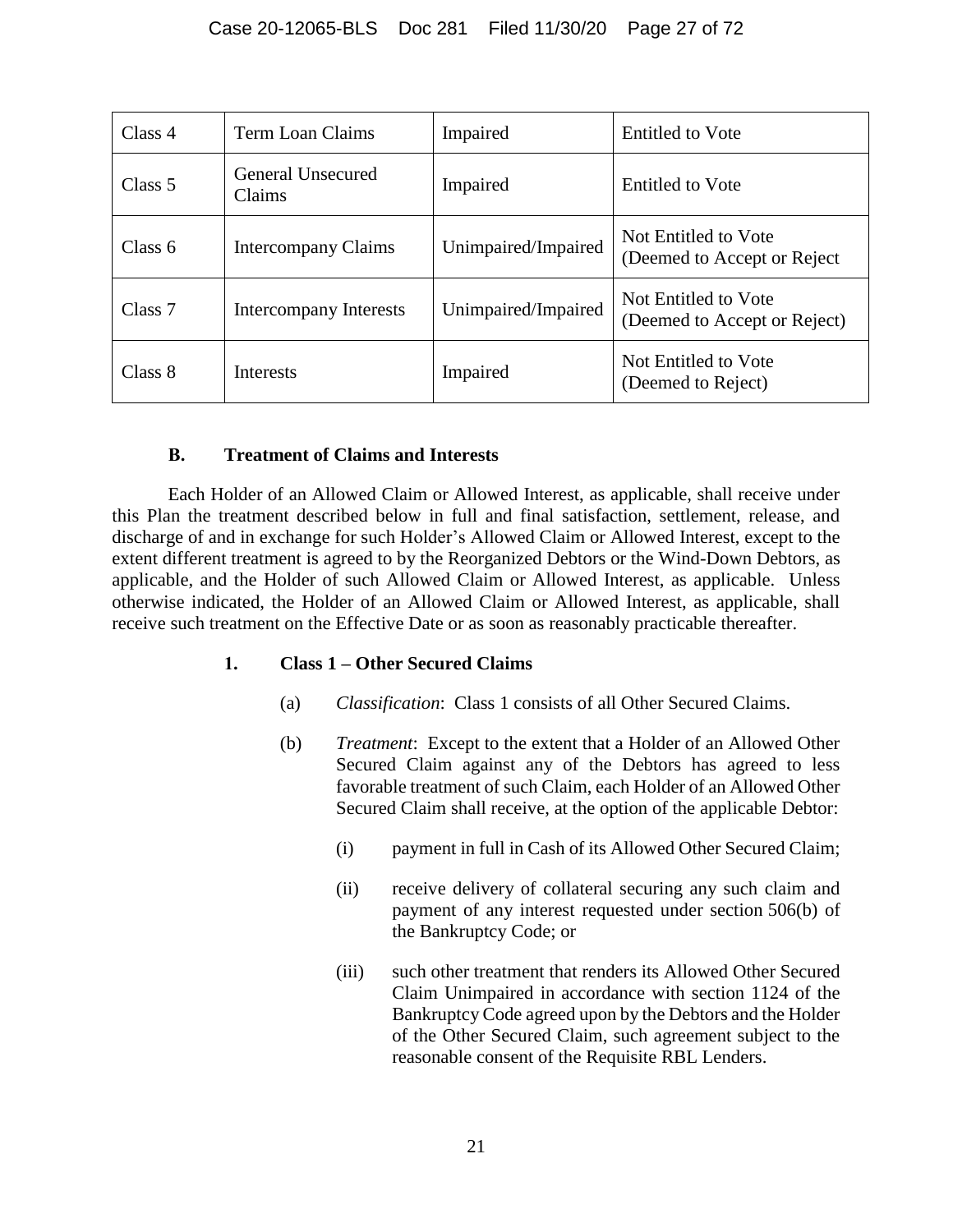| Class 4 | Term Loan Claims | Impaired | Entitled to Vote |
|---|---|---|---|
| Class 5 | General Unsecured Claims | Impaired | Entitled to Vote |
| Class 6 | Intercompany Claims | Unimpaired/Impaired | Not Entitled to Vote (Deemed to Accept or Reject |
| Class 7 | Intercompany Interests | Unimpaired/Impaired | Not Entitled to Vote (Deemed to Accept or Reject) |
| Class 8 | Interests | Impaired | Not Entitled to Vote (Deemed to Reject) |

### B. Treatment of Claims and Interests

Each Holder of an Allowed Claim or Allowed Interest, as applicable, shall receive under this Plan the treatment described below in full and final satisfaction, settlement, release, and discharge of and in exchange for such Holder's Allowed Claim or Allowed Interest, except to the extent different treatment is agreed to by the Reorganized Debtors or the Wind-Down Debtors, as applicable, and the Holder of such Allowed Claim or Allowed Interest, as applicable. Unless otherwise indicated, the Holder of an Allowed Claim or Allowed Interest, as applicable, shall receive such treatment on the Effective Date or as soon as reasonably practicable thereafter.

#### 1. Class 1 – Other Secured Claims

(a) *Classification*: Class 1 consists of all Other Secured Claims.

(b) *Treatment*: Except to the extent that a Holder of an Allowed Other Secured Claim against any of the Debtors has agreed to less favorable treatment of such Claim, each Holder of an Allowed Other Secured Claim shall receive, at the option of the applicable Debtor:

(i) payment in full in Cash of its Allowed Other Secured Claim;

(ii) receive delivery of collateral securing any such claim and payment of any interest requested under section 506(b) of the Bankruptcy Code; or

(iii) such other treatment that renders its Allowed Other Secured Claim Unimpaired in accordance with section 1124 of the Bankruptcy Code agreed upon by the Debtors and the Holder of the Other Secured Claim, such agreement subject to the reasonable consent of the Requisite RBL Lenders.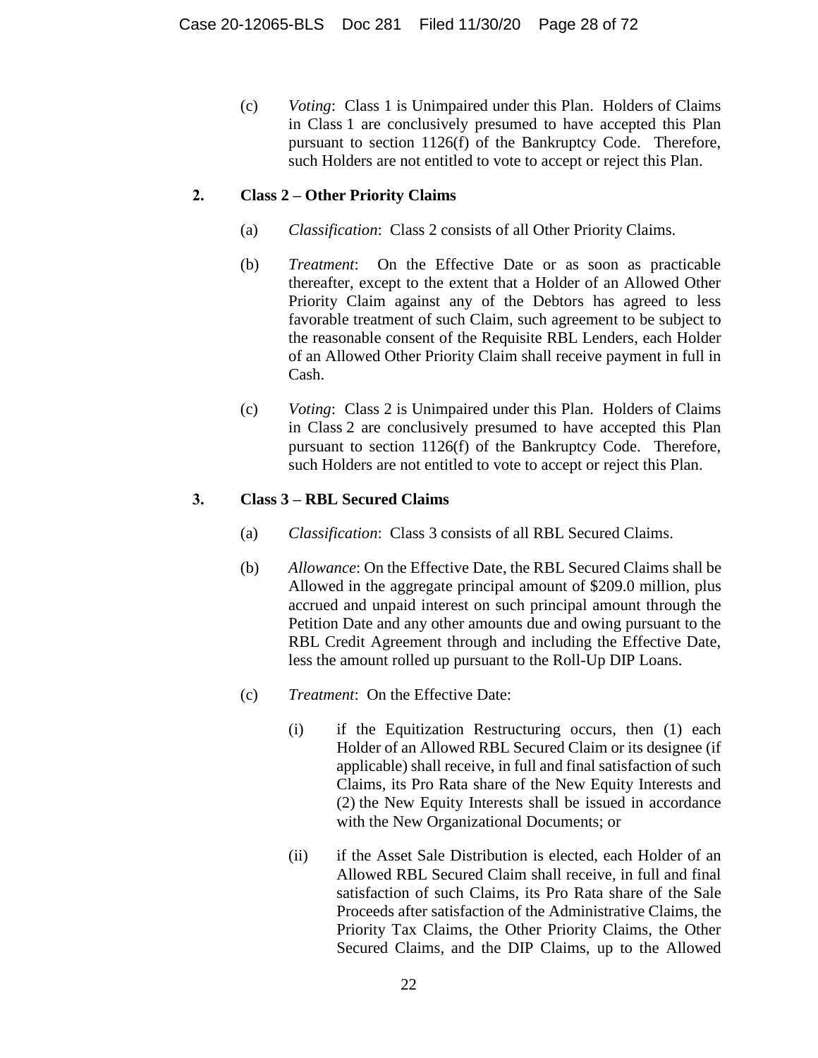(c) *Voting*: Class 1 is Unimpaired under this Plan. Holders of Claims in Class 1 are conclusively presumed to have accepted this Plan pursuant to section 1126(f) of the Bankruptcy Code. Therefore, such Holders are not entitled to vote to accept or reject this Plan.

**2. Class 2 – Other Priority Claims**

(a) *Classification*: Class 2 consists of all Other Priority Claims.

(b) *Treatment*: On the Effective Date or as soon as practicable thereafter, except to the extent that a Holder of an Allowed Other Priority Claim against any of the Debtors has agreed to less favorable treatment of such Claim, such agreement to be subject to the reasonable consent of the Requisite RBL Lenders, each Holder of an Allowed Other Priority Claim shall receive payment in full in Cash.

(c) *Voting*: Class 2 is Unimpaired under this Plan. Holders of Claims in Class 2 are conclusively presumed to have accepted this Plan pursuant to section 1126(f) of the Bankruptcy Code. Therefore, such Holders are not entitled to vote to accept or reject this Plan.

**3. Class 3 – RBL Secured Claims**

(a) *Classification*: Class 3 consists of all RBL Secured Claims.

(b) *Allowance*: On the Effective Date, the RBL Secured Claims shall be Allowed in the aggregate principal amount of $209.0 million, plus accrued and unpaid interest on such principal amount through the Petition Date and any other amounts due and owing pursuant to the RBL Credit Agreement through and including the Effective Date, less the amount rolled up pursuant to the Roll-Up DIP Loans.

(c) *Treatment*: On the Effective Date:

(i) if the Equitization Restructuring occurs, then (1) each Holder of an Allowed RBL Secured Claim or its designee (if applicable) shall receive, in full and final satisfaction of such Claims, its Pro Rata share of the New Equity Interests and (2) the New Equity Interests shall be issued in accordance with the New Organizational Documents; or

(ii) if the Asset Sale Distribution is elected, each Holder of an Allowed RBL Secured Claim shall receive, in full and final satisfaction of such Claims, its Pro Rata share of the Sale Proceeds after satisfaction of the Administrative Claims, the Priority Tax Claims, the Other Priority Claims, the Other Secured Claims, and the DIP Claims, up to the Allowed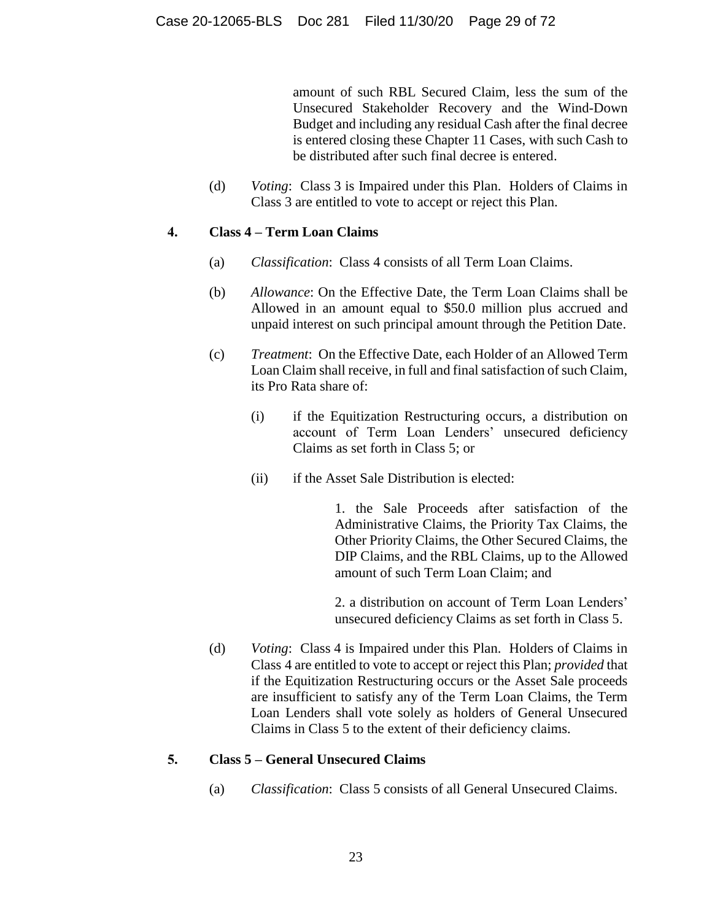amount of such RBL Secured Claim, less the sum of the Unsecured Stakeholder Recovery and the Wind-Down Budget and including any residual Cash after the final decree is entered closing these Chapter 11 Cases, with such Cash to be distributed after such final decree is entered.

(d) *Voting*: Class 3 is Impaired under this Plan. Holders of Claims in Class 3 are entitled to vote to accept or reject this Plan.

**4. Class 4 – Term Loan Claims**

(a) *Classification*: Class 4 consists of all Term Loan Claims.

(b) *Allowance*: On the Effective Date, the Term Loan Claims shall be Allowed in an amount equal to $50.0 million plus accrued and unpaid interest on such principal amount through the Petition Date.

(c) *Treatment*: On the Effective Date, each Holder of an Allowed Term Loan Claim shall receive, in full and final satisfaction of such Claim, its Pro Rata share of:

(i) if the Equitization Restructuring occurs, a distribution on account of Term Loan Lenders' unsecured deficiency Claims as set forth in Class 5; or

(ii) if the Asset Sale Distribution is elected:

1. the Sale Proceeds after satisfaction of the Administrative Claims, the Priority Tax Claims, the Other Priority Claims, the Other Secured Claims, the DIP Claims, and the RBL Claims, up to the Allowed amount of such Term Loan Claim; and

2. a distribution on account of Term Loan Lenders' unsecured deficiency Claims as set forth in Class 5.

(d) *Voting*: Class 4 is Impaired under this Plan. Holders of Claims in Class 4 are entitled to vote to accept or reject this Plan; *provided* that if the Equitization Restructuring occurs or the Asset Sale proceeds are insufficient to satisfy any of the Term Loan Claims, the Term Loan Lenders shall vote solely as holders of General Unsecured Claims in Class 5 to the extent of their deficiency claims.

**5. Class 5 – General Unsecured Claims**

(a) *Classification*: Class 5 consists of all General Unsecured Claims.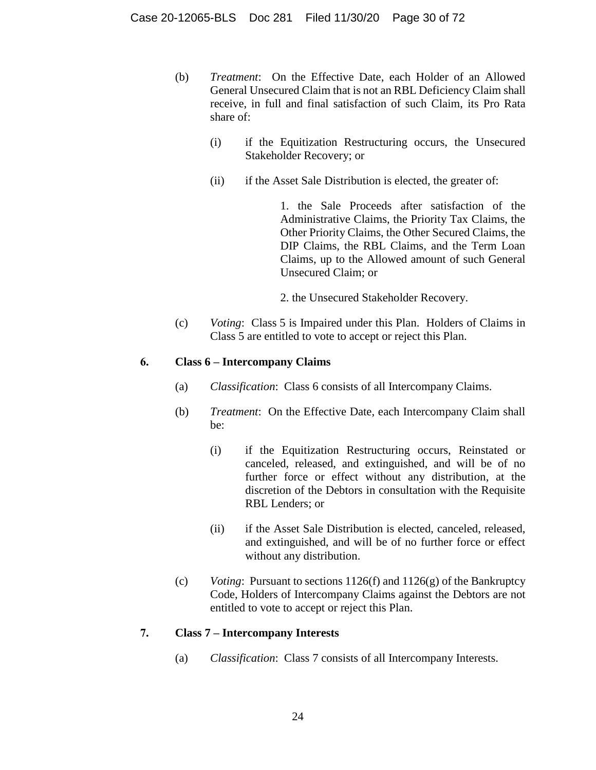(b) *Treatment*: On the Effective Date, each Holder of an Allowed General Unsecured Claim that is not an RBL Deficiency Claim shall receive, in full and final satisfaction of such Claim, its Pro Rata share of:

(i) if the Equitization Restructuring occurs, the Unsecured Stakeholder Recovery; or

(ii) if the Asset Sale Distribution is elected, the greater of:

1. the Sale Proceeds after satisfaction of the Administrative Claims, the Priority Tax Claims, the Other Priority Claims, the Other Secured Claims, the DIP Claims, the RBL Claims, and the Term Loan Claims, up to the Allowed amount of such General Unsecured Claim; or

2. the Unsecured Stakeholder Recovery.

(c) *Voting*: Class 5 is Impaired under this Plan. Holders of Claims in Class 5 are entitled to vote to accept or reject this Plan.

**6. Class 6 – Intercompany Claims**

(a) *Classification*: Class 6 consists of all Intercompany Claims.

(b) *Treatment*: On the Effective Date, each Intercompany Claim shall be:

(i) if the Equitization Restructuring occurs, Reinstated or canceled, released, and extinguished, and will be of no further force or effect without any distribution, at the discretion of the Debtors in consultation with the Requisite RBL Lenders; or

(ii) if the Asset Sale Distribution is elected, canceled, released, and extinguished, and will be of no further force or effect without any distribution.

(c) *Voting*: Pursuant to sections 1126(f) and 1126(g) of the Bankruptcy Code, Holders of Intercompany Claims against the Debtors are not entitled to vote to accept or reject this Plan.

**7. Class 7 – Intercompany Interests**

(a) *Classification*: Class 7 consists of all Intercompany Interests.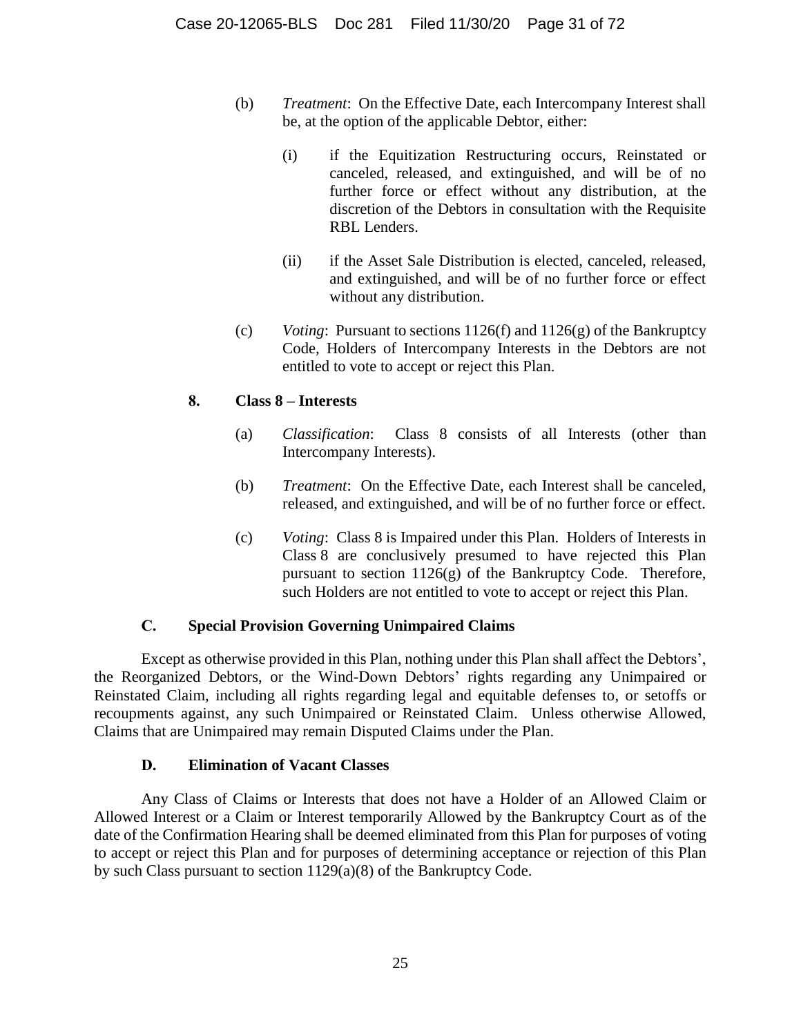(b) *Treatment*: On the Effective Date, each Intercompany Interest shall be, at the option of the applicable Debtor, either:

(i) if the Equitization Restructuring occurs, Reinstated or canceled, released, and extinguished, and will be of no further force or effect without any distribution, at the discretion of the Debtors in consultation with the Requisite RBL Lenders.

(ii) if the Asset Sale Distribution is elected, canceled, released, and extinguished, and will be of no further force or effect without any distribution.

(c) *Voting*: Pursuant to sections 1126(f) and 1126(g) of the Bankruptcy Code, Holders of Intercompany Interests in the Debtors are not entitled to vote to accept or reject this Plan.

### 8. Class 8 – Interests

(a) *Classification*: Class 8 consists of all Interests (other than Intercompany Interests).

(b) *Treatment*: On the Effective Date, each Interest shall be canceled, released, and extinguished, and will be of no further force or effect.

(c) *Voting*: Class 8 is Impaired under this Plan. Holders of Interests in Class 8 are conclusively presumed to have rejected this Plan pursuant to section 1126(g) of the Bankruptcy Code. Therefore, such Holders are not entitled to vote to accept or reject this Plan.

## C. Special Provision Governing Unimpaired Claims

Except as otherwise provided in this Plan, nothing under this Plan shall affect the Debtors', the Reorganized Debtors, or the Wind-Down Debtors' rights regarding any Unimpaired or Reinstated Claim, including all rights regarding legal and equitable defenses to, or setoffs or recoupments against, any such Unimpaired or Reinstated Claim. Unless otherwise Allowed, Claims that are Unimpaired may remain Disputed Claims under the Plan.

## D. Elimination of Vacant Classes

Any Class of Claims or Interests that does not have a Holder of an Allowed Claim or Allowed Interest or a Claim or Interest temporarily Allowed by the Bankruptcy Court as of the date of the Confirmation Hearing shall be deemed eliminated from this Plan for purposes of voting to accept or reject this Plan and for purposes of determining acceptance or rejection of this Plan by such Class pursuant to section 1129(a)(8) of the Bankruptcy Code.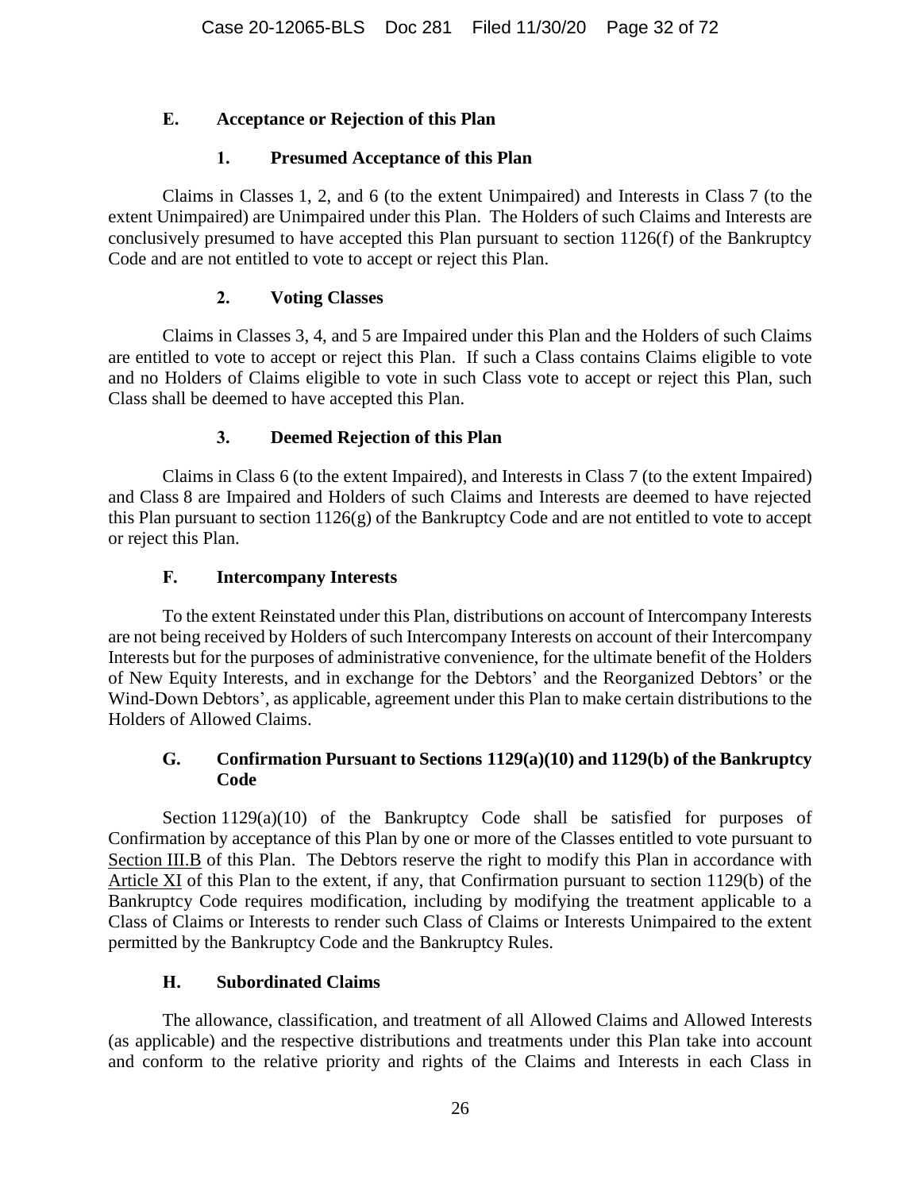### E. Acceptance or Rejection of this Plan

#### 1. Presumed Acceptance of this Plan

Claims in Classes 1, 2, and 6 (to the extent Unimpaired) and Interests in Class 7 (to the extent Unimpaired) are Unimpaired under this Plan. The Holders of such Claims and Interests are conclusively presumed to have accepted this Plan pursuant to section 1126(f) of the Bankruptcy Code and are not entitled to vote to accept or reject this Plan.

#### 2. Voting Classes

Claims in Classes 3, 4, and 5 are Impaired under this Plan and the Holders of such Claims are entitled to vote to accept or reject this Plan. If such a Class contains Claims eligible to vote and no Holders of Claims eligible to vote in such Class vote to accept or reject this Plan, such Class shall be deemed to have accepted this Plan.

#### 3. Deemed Rejection of this Plan

Claims in Class 6 (to the extent Impaired), and Interests in Class 7 (to the extent Impaired) and Class 8 are Impaired and Holders of such Claims and Interests are deemed to have rejected this Plan pursuant to section 1126(g) of the Bankruptcy Code and are not entitled to vote to accept or reject this Plan.

### F. Intercompany Interests

To the extent Reinstated under this Plan, distributions on account of Intercompany Interests are not being received by Holders of such Intercompany Interests on account of their Intercompany Interests but for the purposes of administrative convenience, for the ultimate benefit of the Holders of New Equity Interests, and in exchange for the Debtors' and the Reorganized Debtors' or the Wind-Down Debtors', as applicable, agreement under this Plan to make certain distributions to the Holders of Allowed Claims.

### G. Confirmation Pursuant to Sections 1129(a)(10) and 1129(b) of the Bankruptcy Code

Section 1129(a)(10) of the Bankruptcy Code shall be satisfied for purposes of Confirmation by acceptance of this Plan by one or more of the Classes entitled to vote pursuant to Section III.B of this Plan. The Debtors reserve the right to modify this Plan in accordance with Article XI of this Plan to the extent, if any, that Confirmation pursuant to section 1129(b) of the Bankruptcy Code requires modification, including by modifying the treatment applicable to a Class of Claims or Interests to render such Class of Claims or Interests Unimpaired to the extent permitted by the Bankruptcy Code and the Bankruptcy Rules.

### H. Subordinated Claims

The allowance, classification, and treatment of all Allowed Claims and Allowed Interests (as applicable) and the respective distributions and treatments under this Plan take into account and conform to the relative priority and rights of the Claims and Interests in each Class in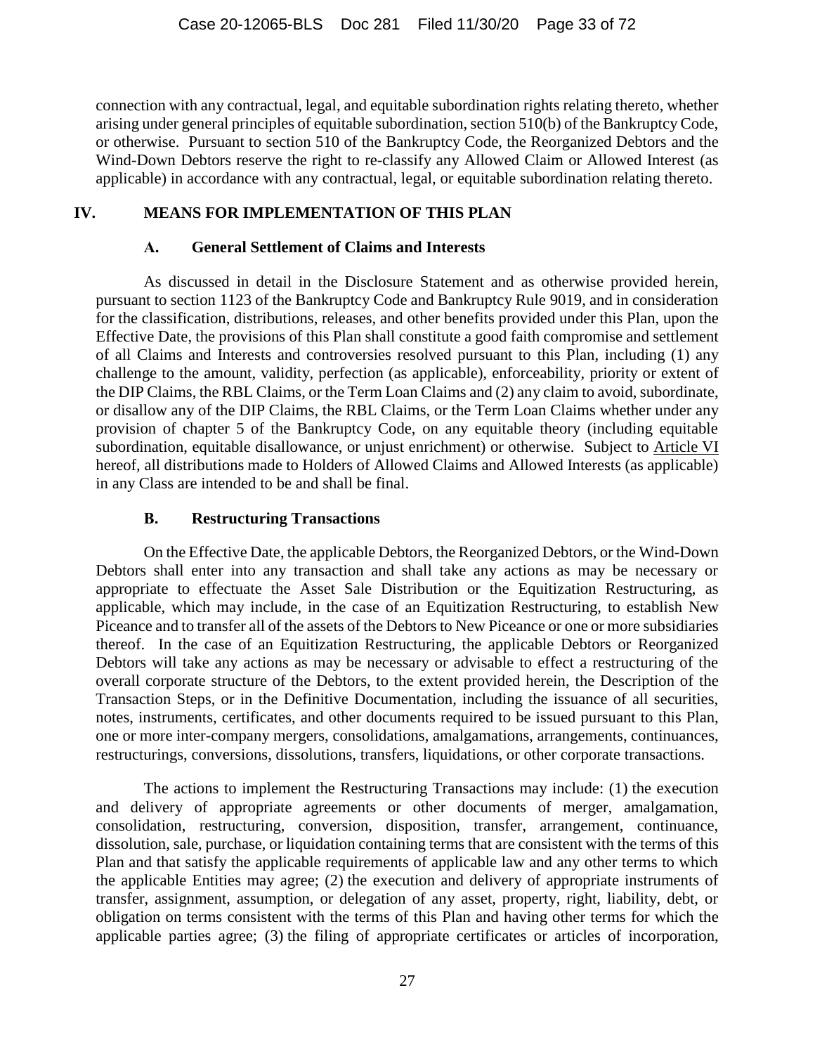connection with any contractual, legal, and equitable subordination rights relating thereto, whether arising under general principles of equitable subordination, section 510(b) of the Bankruptcy Code, or otherwise. Pursuant to section 510 of the Bankruptcy Code, the Reorganized Debtors and the Wind-Down Debtors reserve the right to re-classify any Allowed Claim or Allowed Interest (as applicable) in accordance with any contractual, legal, or equitable subordination relating thereto.

# IV. MEANS FOR IMPLEMENTATION OF THIS PLAN

## A. General Settlement of Claims and Interests

As discussed in detail in the Disclosure Statement and as otherwise provided herein, pursuant to section 1123 of the Bankruptcy Code and Bankruptcy Rule 9019, and in consideration for the classification, distributions, releases, and other benefits provided under this Plan, upon the Effective Date, the provisions of this Plan shall constitute a good faith compromise and settlement of all Claims and Interests and controversies resolved pursuant to this Plan, including (1) any challenge to the amount, validity, perfection (as applicable), enforceability, priority or extent of the DIP Claims, the RBL Claims, or the Term Loan Claims and (2) any claim to avoid, subordinate, or disallow any of the DIP Claims, the RBL Claims, or the Term Loan Claims whether under any provision of chapter 5 of the Bankruptcy Code, on any equitable theory (including equitable subordination, equitable disallowance, or unjust enrichment) or otherwise. Subject to Article VI hereof, all distributions made to Holders of Allowed Claims and Allowed Interests (as applicable) in any Class are intended to be and shall be final.

## B. Restructuring Transactions

On the Effective Date, the applicable Debtors, the Reorganized Debtors, or the Wind-Down Debtors shall enter into any transaction and shall take any actions as may be necessary or appropriate to effectuate the Asset Sale Distribution or the Equitization Restructuring, as applicable, which may include, in the case of an Equitization Restructuring, to establish New Piceance and to transfer all of the assets of the Debtors to New Piceance or one or more subsidiaries thereof. In the case of an Equitization Restructuring, the applicable Debtors or Reorganized Debtors will take any actions as may be necessary or advisable to effect a restructuring of the overall corporate structure of the Debtors, to the extent provided herein, the Description of the Transaction Steps, or in the Definitive Documentation, including the issuance of all securities, notes, instruments, certificates, and other documents required to be issued pursuant to this Plan, one or more inter-company mergers, consolidations, amalgamations, arrangements, continuances, restructurings, conversions, dissolutions, transfers, liquidations, or other corporate transactions.

The actions to implement the Restructuring Transactions may include: (1) the execution and delivery of appropriate agreements or other documents of merger, amalgamation, consolidation, restructuring, conversion, disposition, transfer, arrangement, continuance, dissolution, sale, purchase, or liquidation containing terms that are consistent with the terms of this Plan and that satisfy the applicable requirements of applicable law and any other terms to which the applicable Entities may agree; (2) the execution and delivery of appropriate instruments of transfer, assignment, assumption, or delegation of any asset, property, right, liability, debt, or obligation on terms consistent with the terms of this Plan and having other terms for which the applicable parties agree; (3) the filing of appropriate certificates or articles of incorporation,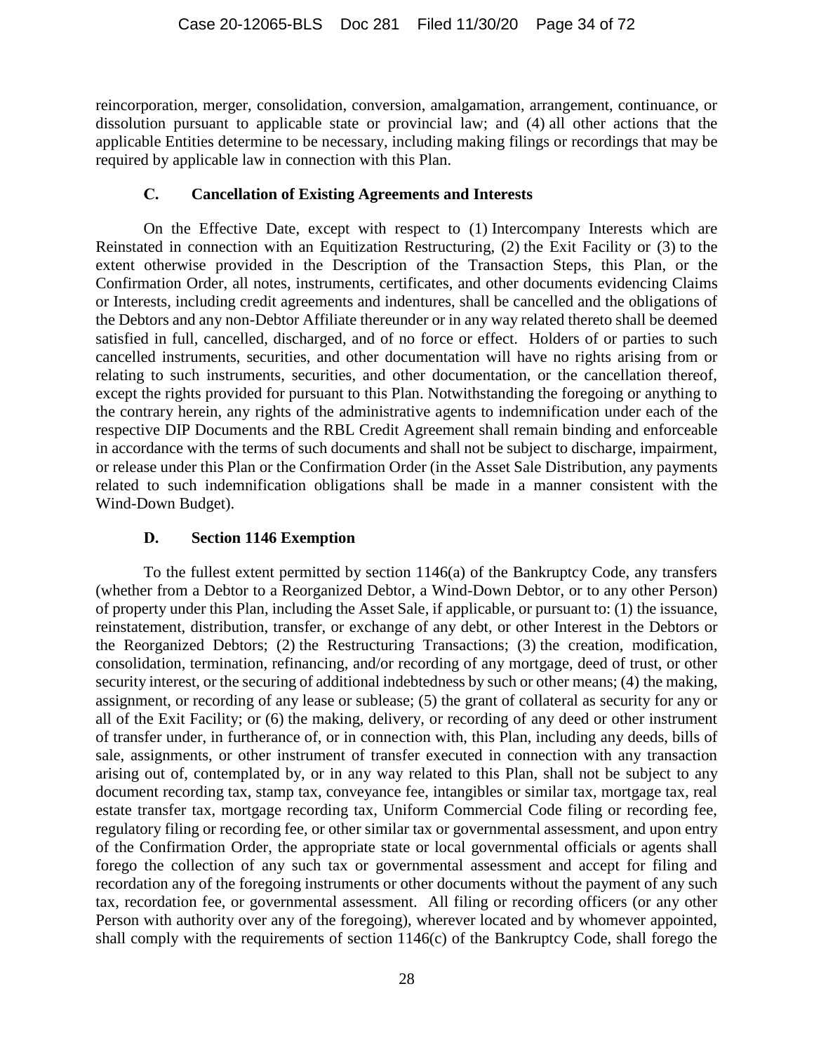reincorporation, merger, consolidation, conversion, amalgamation, arrangement, continuance, or dissolution pursuant to applicable state or provincial law; and (4) all other actions that the applicable Entities determine to be necessary, including making filings or recordings that may be required by applicable law in connection with this Plan.

### C. Cancellation of Existing Agreements and Interests

On the Effective Date, except with respect to (1) Intercompany Interests which are Reinstated in connection with an Equitization Restructuring, (2) the Exit Facility or (3) to the extent otherwise provided in the Description of the Transaction Steps, this Plan, or the Confirmation Order, all notes, instruments, certificates, and other documents evidencing Claims or Interests, including credit agreements and indentures, shall be cancelled and the obligations of the Debtors and any non-Debtor Affiliate thereunder or in any way related thereto shall be deemed satisfied in full, cancelled, discharged, and of no force or effect. Holders of or parties to such cancelled instruments, securities, and other documentation will have no rights arising from or relating to such instruments, securities, and other documentation, or the cancellation thereof, except the rights provided for pursuant to this Plan. Notwithstanding the foregoing or anything to the contrary herein, any rights of the administrative agents to indemnification under each of the respective DIP Documents and the RBL Credit Agreement shall remain binding and enforceable in accordance with the terms of such documents and shall not be subject to discharge, impairment, or release under this Plan or the Confirmation Order (in the Asset Sale Distribution, any payments related to such indemnification obligations shall be made in a manner consistent with the Wind-Down Budget).

### D. Section 1146 Exemption

To the fullest extent permitted by section 1146(a) of the Bankruptcy Code, any transfers (whether from a Debtor to a Reorganized Debtor, a Wind-Down Debtor, or to any other Person) of property under this Plan, including the Asset Sale, if applicable, or pursuant to: (1) the issuance, reinstatement, distribution, transfer, or exchange of any debt, or other Interest in the Debtors or the Reorganized Debtors; (2) the Restructuring Transactions; (3) the creation, modification, consolidation, termination, refinancing, and/or recording of any mortgage, deed of trust, or other security interest, or the securing of additional indebtedness by such or other means; (4) the making, assignment, or recording of any lease or sublease; (5) the grant of collateral as security for any or all of the Exit Facility; or (6) the making, delivery, or recording of any deed or other instrument of transfer under, in furtherance of, or in connection with, this Plan, including any deeds, bills of sale, assignments, or other instrument of transfer executed in connection with any transaction arising out of, contemplated by, or in any way related to this Plan, shall not be subject to any document recording tax, stamp tax, conveyance fee, intangibles or similar tax, mortgage tax, real estate transfer tax, mortgage recording tax, Uniform Commercial Code filing or recording fee, regulatory filing or recording fee, or other similar tax or governmental assessment, and upon entry of the Confirmation Order, the appropriate state or local governmental officials or agents shall forego the collection of any such tax or governmental assessment and accept for filing and recordation any of the foregoing instruments or other documents without the payment of any such tax, recordation fee, or governmental assessment. All filing or recording officers (or any other Person with authority over any of the foregoing), wherever located and by whomever appointed, shall comply with the requirements of section 1146(c) of the Bankruptcy Code, shall forego the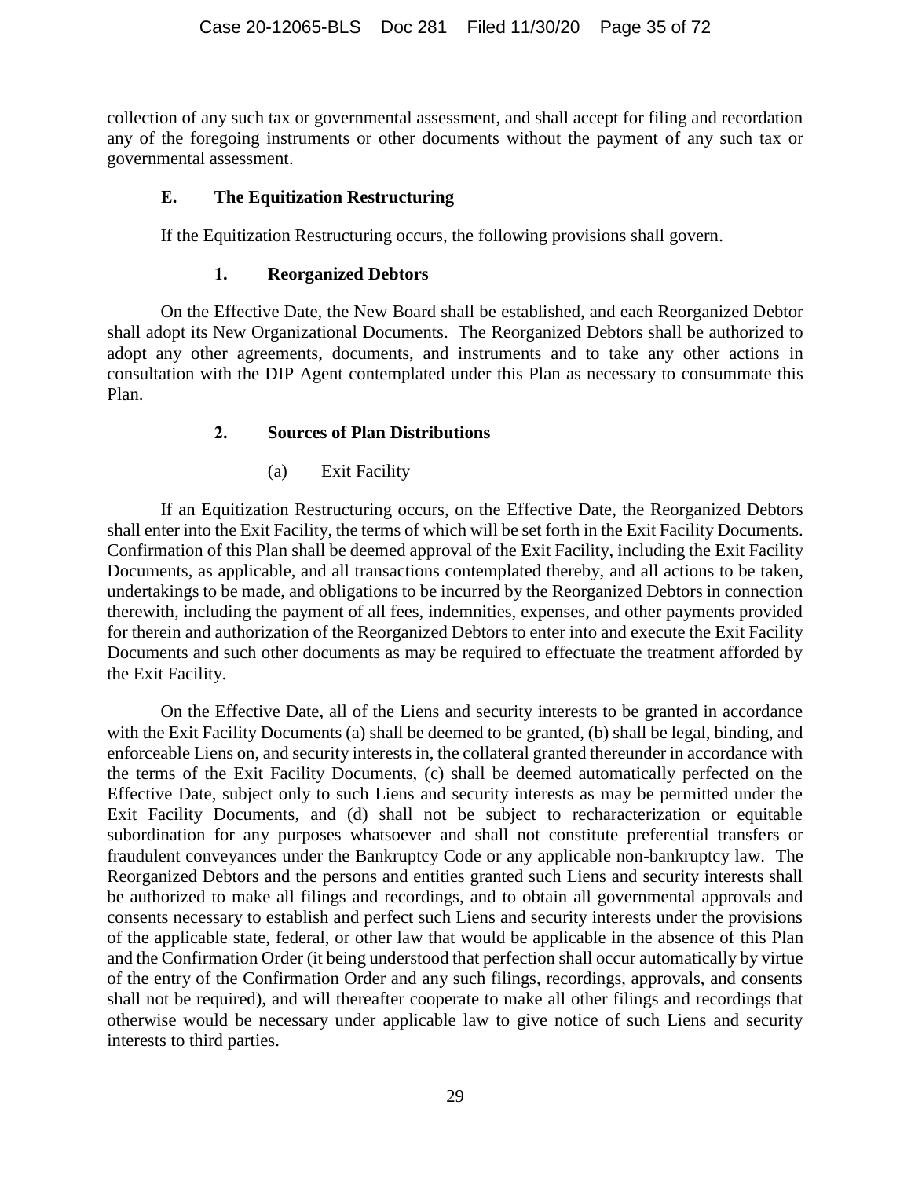collection of any such tax or governmental assessment, and shall accept for filing and recordation any of the foregoing instruments or other documents without the payment of any such tax or governmental assessment.

### E. The Equitization Restructuring

If the Equitization Restructuring occurs, the following provisions shall govern.

#### 1. Reorganized Debtors

On the Effective Date, the New Board shall be established, and each Reorganized Debtor shall adopt its New Organizational Documents. The Reorganized Debtors shall be authorized to adopt any other agreements, documents, and instruments and to take any other actions in consultation with the DIP Agent contemplated under this Plan as necessary to consummate this Plan.

#### 2. Sources of Plan Distributions

(a) Exit Facility

If an Equitization Restructuring occurs, on the Effective Date, the Reorganized Debtors shall enter into the Exit Facility, the terms of which will be set forth in the Exit Facility Documents. Confirmation of this Plan shall be deemed approval of the Exit Facility, including the Exit Facility Documents, as applicable, and all transactions contemplated thereby, and all actions to be taken, undertakings to be made, and obligations to be incurred by the Reorganized Debtors in connection therewith, including the payment of all fees, indemnities, expenses, and other payments provided for therein and authorization of the Reorganized Debtors to enter into and execute the Exit Facility Documents and such other documents as may be required to effectuate the treatment afforded by the Exit Facility.

On the Effective Date, all of the Liens and security interests to be granted in accordance with the Exit Facility Documents (a) shall be deemed to be granted, (b) shall be legal, binding, and enforceable Liens on, and security interests in, the collateral granted thereunder in accordance with the terms of the Exit Facility Documents, (c) shall be deemed automatically perfected on the Effective Date, subject only to such Liens and security interests as may be permitted under the Exit Facility Documents, and (d) shall not be subject to recharacterization or equitable subordination for any purposes whatsoever and shall not constitute preferential transfers or fraudulent conveyances under the Bankruptcy Code or any applicable non-bankruptcy law. The Reorganized Debtors and the persons and entities granted such Liens and security interests shall be authorized to make all filings and recordings, and to obtain all governmental approvals and consents necessary to establish and perfect such Liens and security interests under the provisions of the applicable state, federal, or other law that would be applicable in the absence of this Plan and the Confirmation Order (it being understood that perfection shall occur automatically by virtue of the entry of the Confirmation Order and any such filings, recordings, approvals, and consents shall not be required), and will thereafter cooperate to make all other filings and recordings that otherwise would be necessary under applicable law to give notice of such Liens and security interests to third parties.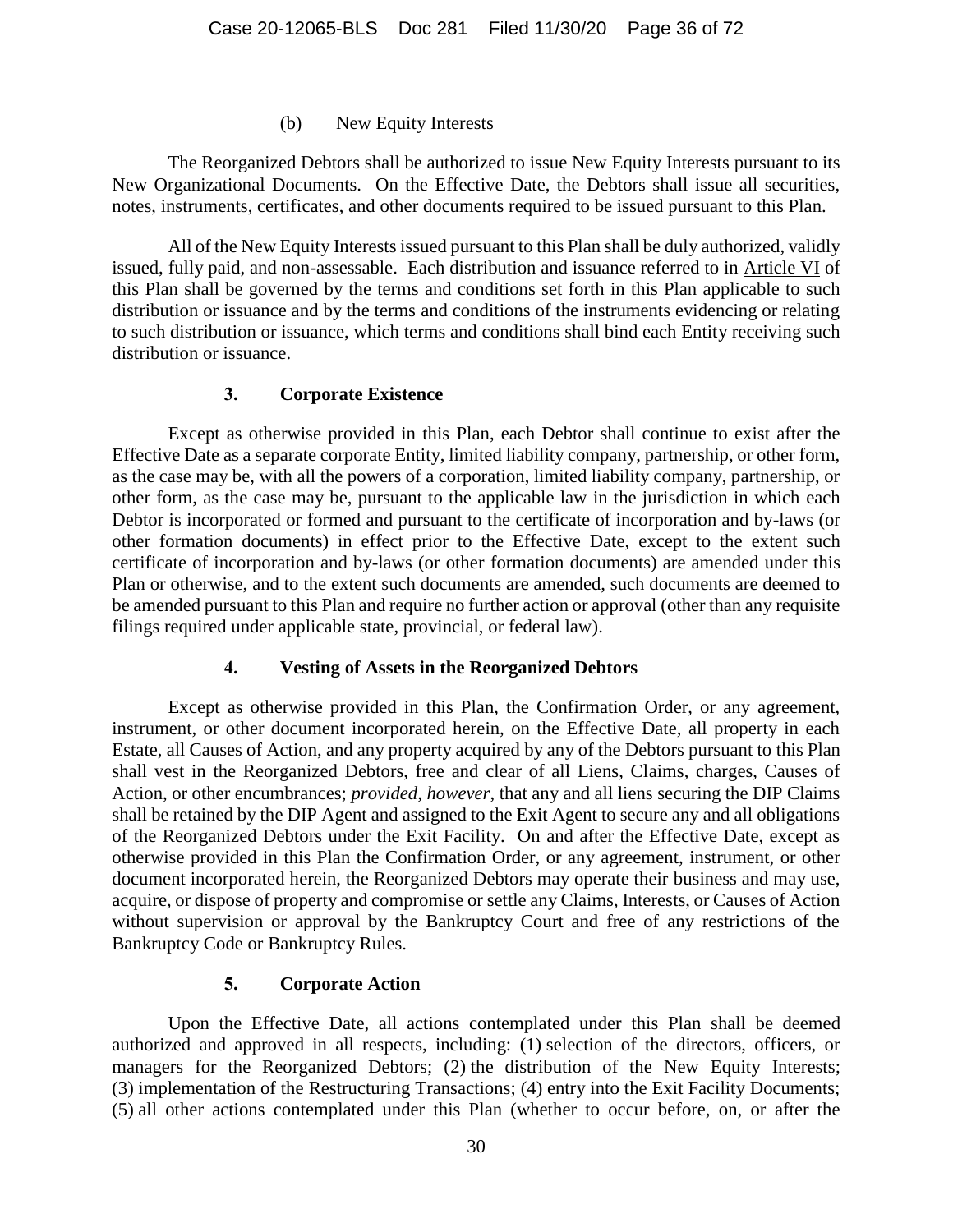(b) New Equity Interests

The Reorganized Debtors shall be authorized to issue New Equity Interests pursuant to its New Organizational Documents. On the Effective Date, the Debtors shall issue all securities, notes, instruments, certificates, and other documents required to be issued pursuant to this Plan.

All of the New Equity Interests issued pursuant to this Plan shall be duly authorized, validly issued, fully paid, and non-assessable. Each distribution and issuance referred to in Article VI of this Plan shall be governed by the terms and conditions set forth in this Plan applicable to such distribution or issuance and by the terms and conditions of the instruments evidencing or relating to such distribution or issuance, which terms and conditions shall bind each Entity receiving such distribution or issuance.

**3. Corporate Existence**

Except as otherwise provided in this Plan, each Debtor shall continue to exist after the Effective Date as a separate corporate Entity, limited liability company, partnership, or other form, as the case may be, with all the powers of a corporation, limited liability company, partnership, or other form, as the case may be, pursuant to the applicable law in the jurisdiction in which each Debtor is incorporated or formed and pursuant to the certificate of incorporation and by-laws (or other formation documents) in effect prior to the Effective Date, except to the extent such certificate of incorporation and by-laws (or other formation documents) are amended under this Plan or otherwise, and to the extent such documents are amended, such documents are deemed to be amended pursuant to this Plan and require no further action or approval (other than any requisite filings required under applicable state, provincial, or federal law).

**4. Vesting of Assets in the Reorganized Debtors**

Except as otherwise provided in this Plan, the Confirmation Order, or any agreement, instrument, or other document incorporated herein, on the Effective Date, all property in each Estate, all Causes of Action, and any property acquired by any of the Debtors pursuant to this Plan shall vest in the Reorganized Debtors, free and clear of all Liens, Claims, charges, Causes of Action, or other encumbrances; *provided*, *however*, that any and all liens securing the DIP Claims shall be retained by the DIP Agent and assigned to the Exit Agent to secure any and all obligations of the Reorganized Debtors under the Exit Facility. On and after the Effective Date, except as otherwise provided in this Plan the Confirmation Order, or any agreement, instrument, or other document incorporated herein, the Reorganized Debtors may operate their business and may use, acquire, or dispose of property and compromise or settle any Claims, Interests, or Causes of Action without supervision or approval by the Bankruptcy Court and free of any restrictions of the Bankruptcy Code or Bankruptcy Rules.

**5. Corporate Action**

Upon the Effective Date, all actions contemplated under this Plan shall be deemed authorized and approved in all respects, including: (1) selection of the directors, officers, or managers for the Reorganized Debtors; (2) the distribution of the New Equity Interests; (3) implementation of the Restructuring Transactions; (4) entry into the Exit Facility Documents; (5) all other actions contemplated under this Plan (whether to occur before, on, or after the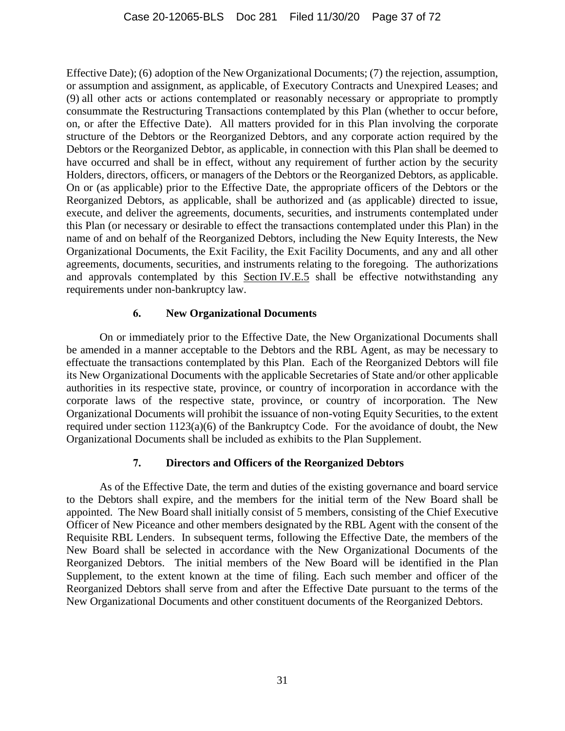Effective Date); (6) adoption of the New Organizational Documents; (7) the rejection, assumption, or assumption and assignment, as applicable, of Executory Contracts and Unexpired Leases; and (9) all other acts or actions contemplated or reasonably necessary or appropriate to promptly consummate the Restructuring Transactions contemplated by this Plan (whether to occur before, on, or after the Effective Date). All matters provided for in this Plan involving the corporate structure of the Debtors or the Reorganized Debtors, and any corporate action required by the Debtors or the Reorganized Debtor, as applicable, in connection with this Plan shall be deemed to have occurred and shall be in effect, without any requirement of further action by the security Holders, directors, officers, or managers of the Debtors or the Reorganized Debtors, as applicable. On or (as applicable) prior to the Effective Date, the appropriate officers of the Debtors or the Reorganized Debtors, as applicable, shall be authorized and (as applicable) directed to issue, execute, and deliver the agreements, documents, securities, and instruments contemplated under this Plan (or necessary or desirable to effect the transactions contemplated under this Plan) in the name of and on behalf of the Reorganized Debtors, including the New Equity Interests, the New Organizational Documents, the Exit Facility, the Exit Facility Documents, and any and all other agreements, documents, securities, and instruments relating to the foregoing. The authorizations and approvals contemplated by this Section IV.E.5 shall be effective notwithstanding any requirements under non-bankruptcy law.

### 6. New Organizational Documents

On or immediately prior to the Effective Date, the New Organizational Documents shall be amended in a manner acceptable to the Debtors and the RBL Agent, as may be necessary to effectuate the transactions contemplated by this Plan. Each of the Reorganized Debtors will file its New Organizational Documents with the applicable Secretaries of State and/or other applicable authorities in its respective state, province, or country of incorporation in accordance with the corporate laws of the respective state, province, or country of incorporation. The New Organizational Documents will prohibit the issuance of non-voting Equity Securities, to the extent required under section 1123(a)(6) of the Bankruptcy Code. For the avoidance of doubt, the New Organizational Documents shall be included as exhibits to the Plan Supplement.

### 7. Directors and Officers of the Reorganized Debtors

As of the Effective Date, the term and duties of the existing governance and board service to the Debtors shall expire, and the members for the initial term of the New Board shall be appointed. The New Board shall initially consist of 5 members, consisting of the Chief Executive Officer of New Piceance and other members designated by the RBL Agent with the consent of the Requisite RBL Lenders. In subsequent terms, following the Effective Date, the members of the New Board shall be selected in accordance with the New Organizational Documents of the Reorganized Debtors. The initial members of the New Board will be identified in the Plan Supplement, to the extent known at the time of filing. Each such member and officer of the Reorganized Debtors shall serve from and after the Effective Date pursuant to the terms of the New Organizational Documents and other constituent documents of the Reorganized Debtors.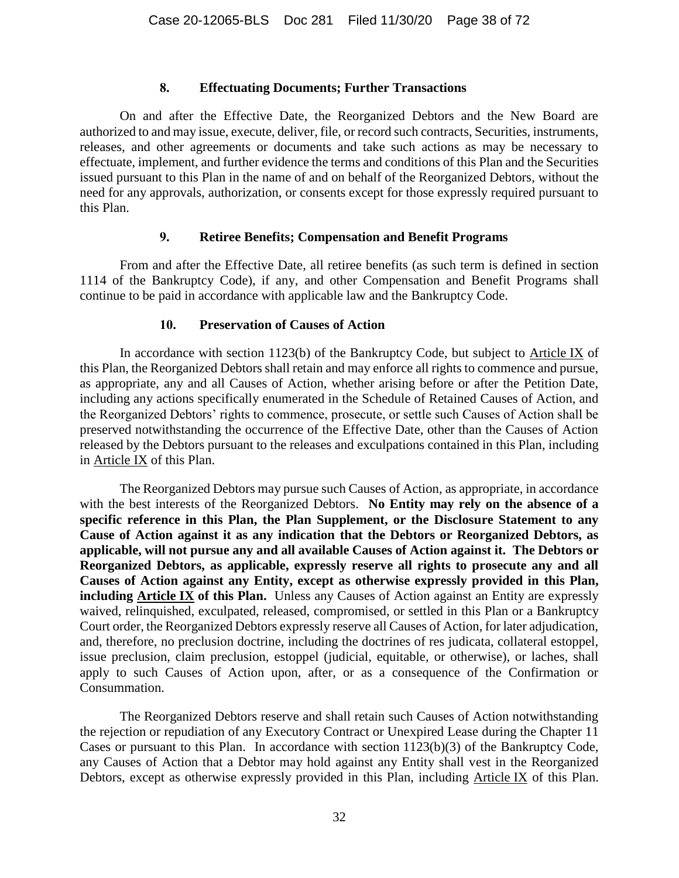### 8. Effectuating Documents; Further Transactions

On and after the Effective Date, the Reorganized Debtors and the New Board are authorized to and may issue, execute, deliver, file, or record such contracts, Securities, instruments, releases, and other agreements or documents and take such actions as may be necessary to effectuate, implement, and further evidence the terms and conditions of this Plan and the Securities issued pursuant to this Plan in the name of and on behalf of the Reorganized Debtors, without the need for any approvals, authorization, or consents except for those expressly required pursuant to this Plan.

### 9. Retiree Benefits; Compensation and Benefit Programs

From and after the Effective Date, all retiree benefits (as such term is defined in section 1114 of the Bankruptcy Code), if any, and other Compensation and Benefit Programs shall continue to be paid in accordance with applicable law and the Bankruptcy Code.

### 10. Preservation of Causes of Action

In accordance with section 1123(b) of the Bankruptcy Code, but subject to Article IX of this Plan, the Reorganized Debtors shall retain and may enforce all rights to commence and pursue, as appropriate, any and all Causes of Action, whether arising before or after the Petition Date, including any actions specifically enumerated in the Schedule of Retained Causes of Action, and the Reorganized Debtors' rights to commence, prosecute, or settle such Causes of Action shall be preserved notwithstanding the occurrence of the Effective Date, other than the Causes of Action released by the Debtors pursuant to the releases and exculpations contained in this Plan, including in Article IX of this Plan.

The Reorganized Debtors may pursue such Causes of Action, as appropriate, in accordance with the best interests of the Reorganized Debtors. **No Entity may rely on the absence of a specific reference in this Plan, the Plan Supplement, or the Disclosure Statement to any Cause of Action against it as any indication that the Debtors or Reorganized Debtors, as applicable, will not pursue any and all available Causes of Action against it. The Debtors or Reorganized Debtors, as applicable, expressly reserve all rights to prosecute any and all Causes of Action against any Entity, except as otherwise expressly provided in this Plan, including Article IX of this Plan.** Unless any Causes of Action against an Entity are expressly waived, relinquished, exculpated, released, compromised, or settled in this Plan or a Bankruptcy Court order, the Reorganized Debtors expressly reserve all Causes of Action, for later adjudication, and, therefore, no preclusion doctrine, including the doctrines of res judicata, collateral estoppel, issue preclusion, claim preclusion, estoppel (judicial, equitable, or otherwise), or laches, shall apply to such Causes of Action upon, after, or as a consequence of the Confirmation or Consummation.

The Reorganized Debtors reserve and shall retain such Causes of Action notwithstanding the rejection or repudiation of any Executory Contract or Unexpired Lease during the Chapter 11 Cases or pursuant to this Plan. In accordance with section 1123(b)(3) of the Bankruptcy Code, any Causes of Action that a Debtor may hold against any Entity shall vest in the Reorganized Debtors, except as otherwise expressly provided in this Plan, including Article IX of this Plan.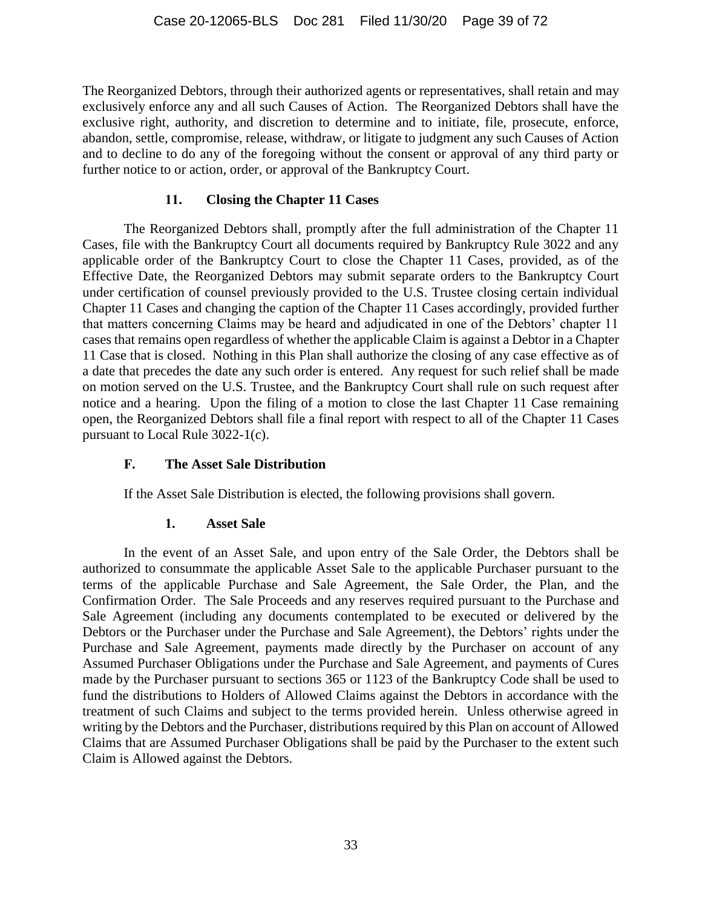The Reorganized Debtors, through their authorized agents or representatives, shall retain and may exclusively enforce any and all such Causes of Action. The Reorganized Debtors shall have the exclusive right, authority, and discretion to determine and to initiate, file, prosecute, enforce, abandon, settle, compromise, release, withdraw, or litigate to judgment any such Causes of Action and to decline to do any of the foregoing without the consent or approval of any third party or further notice to or action, order, or approval of the Bankruptcy Court.

### 11. Closing the Chapter 11 Cases

The Reorganized Debtors shall, promptly after the full administration of the Chapter 11 Cases, file with the Bankruptcy Court all documents required by Bankruptcy Rule 3022 and any applicable order of the Bankruptcy Court to close the Chapter 11 Cases, provided, as of the Effective Date, the Reorganized Debtors may submit separate orders to the Bankruptcy Court under certification of counsel previously provided to the U.S. Trustee closing certain individual Chapter 11 Cases and changing the caption of the Chapter 11 Cases accordingly, provided further that matters concerning Claims may be heard and adjudicated in one of the Debtors' chapter 11 cases that remains open regardless of whether the applicable Claim is against a Debtor in a Chapter 11 Case that is closed. Nothing in this Plan shall authorize the closing of any case effective as of a date that precedes the date any such order is entered. Any request for such relief shall be made on motion served on the U.S. Trustee, and the Bankruptcy Court shall rule on such request after notice and a hearing. Upon the filing of a motion to close the last Chapter 11 Case remaining open, the Reorganized Debtors shall file a final report with respect to all of the Chapter 11 Cases pursuant to Local Rule 3022-1(c).

## F. The Asset Sale Distribution

If the Asset Sale Distribution is elected, the following provisions shall govern.

### 1. Asset Sale

In the event of an Asset Sale, and upon entry of the Sale Order, the Debtors shall be authorized to consummate the applicable Asset Sale to the applicable Purchaser pursuant to the terms of the applicable Purchase and Sale Agreement, the Sale Order, the Plan, and the Confirmation Order. The Sale Proceeds and any reserves required pursuant to the Purchase and Sale Agreement (including any documents contemplated to be executed or delivered by the Debtors or the Purchaser under the Purchase and Sale Agreement), the Debtors' rights under the Purchase and Sale Agreement, payments made directly by the Purchaser on account of any Assumed Purchaser Obligations under the Purchase and Sale Agreement, and payments of Cures made by the Purchaser pursuant to sections 365 or 1123 of the Bankruptcy Code shall be used to fund the distributions to Holders of Allowed Claims against the Debtors in accordance with the treatment of such Claims and subject to the terms provided herein. Unless otherwise agreed in writing by the Debtors and the Purchaser, distributions required by this Plan on account of Allowed Claims that are Assumed Purchaser Obligations shall be paid by the Purchaser to the extent such Claim is Allowed against the Debtors.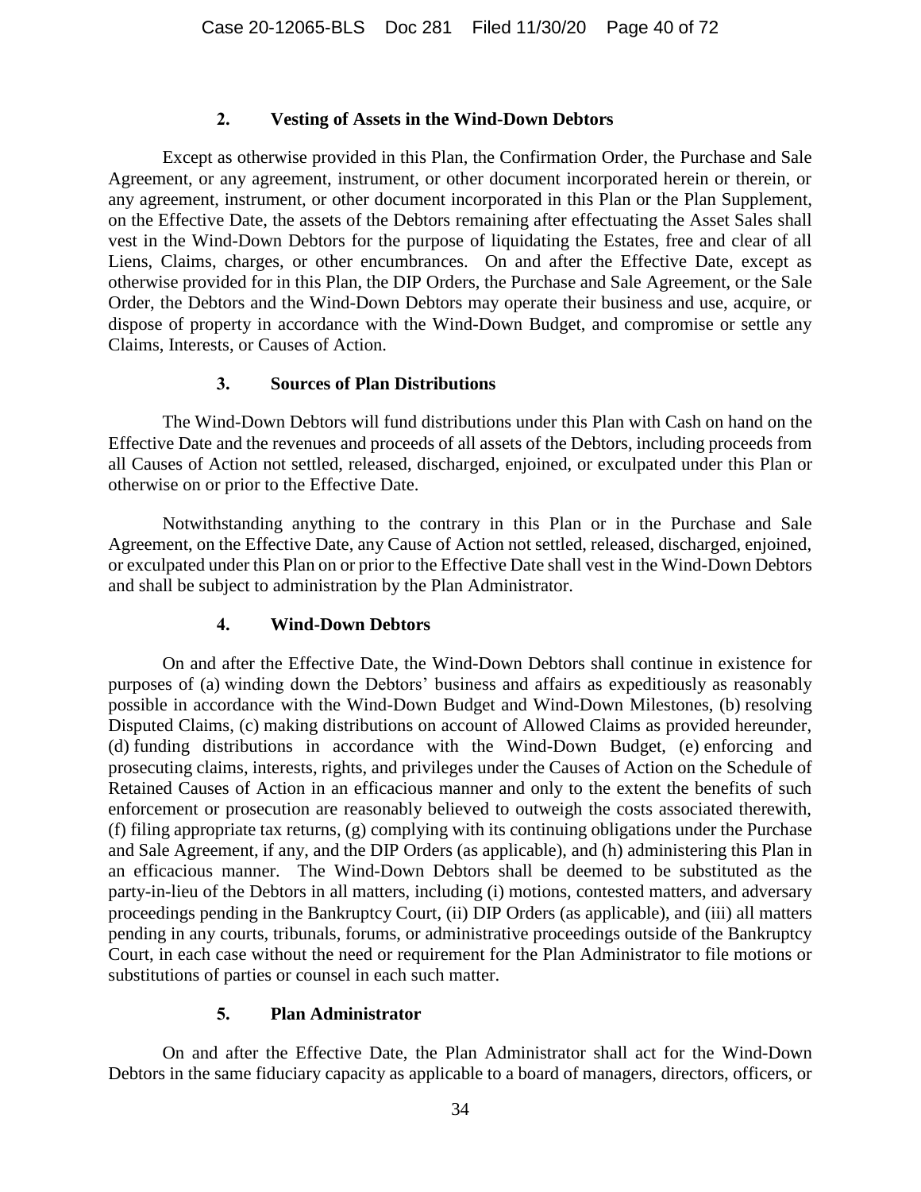### 2. Vesting of Assets in the Wind-Down Debtors

Except as otherwise provided in this Plan, the Confirmation Order, the Purchase and Sale Agreement, or any agreement, instrument, or other document incorporated herein or therein, or any agreement, instrument, or other document incorporated in this Plan or the Plan Supplement, on the Effective Date, the assets of the Debtors remaining after effectuating the Asset Sales shall vest in the Wind-Down Debtors for the purpose of liquidating the Estates, free and clear of all Liens, Claims, charges, or other encumbrances. On and after the Effective Date, except as otherwise provided for in this Plan, the DIP Orders, the Purchase and Sale Agreement, or the Sale Order, the Debtors and the Wind-Down Debtors may operate their business and use, acquire, or dispose of property in accordance with the Wind-Down Budget, and compromise or settle any Claims, Interests, or Causes of Action.

### 3. Sources of Plan Distributions

The Wind-Down Debtors will fund distributions under this Plan with Cash on hand on the Effective Date and the revenues and proceeds of all assets of the Debtors, including proceeds from all Causes of Action not settled, released, discharged, enjoined, or exculpated under this Plan or otherwise on or prior to the Effective Date.

Notwithstanding anything to the contrary in this Plan or in the Purchase and Sale Agreement, on the Effective Date, any Cause of Action not settled, released, discharged, enjoined, or exculpated under this Plan on or prior to the Effective Date shall vest in the Wind-Down Debtors and shall be subject to administration by the Plan Administrator.

### 4. Wind-Down Debtors

On and after the Effective Date, the Wind-Down Debtors shall continue in existence for purposes of (a) winding down the Debtors' business and affairs as expeditiously as reasonably possible in accordance with the Wind-Down Budget and Wind-Down Milestones, (b) resolving Disputed Claims, (c) making distributions on account of Allowed Claims as provided hereunder, (d) funding distributions in accordance with the Wind-Down Budget, (e) enforcing and prosecuting claims, interests, rights, and privileges under the Causes of Action on the Schedule of Retained Causes of Action in an efficacious manner and only to the extent the benefits of such enforcement or prosecution are reasonably believed to outweigh the costs associated therewith, (f) filing appropriate tax returns, (g) complying with its continuing obligations under the Purchase and Sale Agreement, if any, and the DIP Orders (as applicable), and (h) administering this Plan in an efficacious manner. The Wind-Down Debtors shall be deemed to be substituted as the party-in-lieu of the Debtors in all matters, including (i) motions, contested matters, and adversary proceedings pending in the Bankruptcy Court, (ii) DIP Orders (as applicable), and (iii) all matters pending in any courts, tribunals, forums, or administrative proceedings outside of the Bankruptcy Court, in each case without the need or requirement for the Plan Administrator to file motions or substitutions of parties or counsel in each such matter.

### 5. Plan Administrator

On and after the Effective Date, the Plan Administrator shall act for the Wind-Down Debtors in the same fiduciary capacity as applicable to a board of managers, directors, officers, or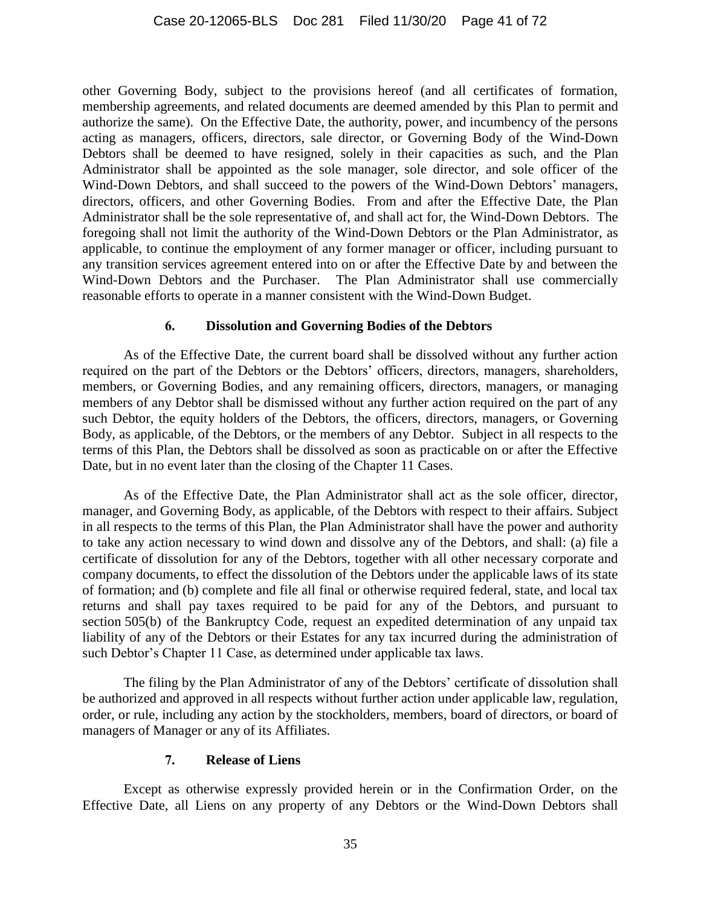other Governing Body, subject to the provisions hereof (and all certificates of formation, membership agreements, and related documents are deemed amended by this Plan to permit and authorize the same). On the Effective Date, the authority, power, and incumbency of the persons acting as managers, officers, directors, sale director, or Governing Body of the Wind-Down Debtors shall be deemed to have resigned, solely in their capacities as such, and the Plan Administrator shall be appointed as the sole manager, sole director, and sole officer of the Wind-Down Debtors, and shall succeed to the powers of the Wind-Down Debtors' managers, directors, officers, and other Governing Bodies. From and after the Effective Date, the Plan Administrator shall be the sole representative of, and shall act for, the Wind-Down Debtors. The foregoing shall not limit the authority of the Wind-Down Debtors or the Plan Administrator, as applicable, to continue the employment of any former manager or officer, including pursuant to any transition services agreement entered into on or after the Effective Date by and between the Wind-Down Debtors and the Purchaser. The Plan Administrator shall use commercially reasonable efforts to operate in a manner consistent with the Wind-Down Budget.

### 6. Dissolution and Governing Bodies of the Debtors

As of the Effective Date, the current board shall be dissolved without any further action required on the part of the Debtors or the Debtors' officers, directors, managers, shareholders, members, or Governing Bodies, and any remaining officers, directors, managers, or managing members of any Debtor shall be dismissed without any further action required on the part of any such Debtor, the equity holders of the Debtors, the officers, directors, managers, or Governing Body, as applicable, of the Debtors, or the members of any Debtor. Subject in all respects to the terms of this Plan, the Debtors shall be dissolved as soon as practicable on or after the Effective Date, but in no event later than the closing of the Chapter 11 Cases.

As of the Effective Date, the Plan Administrator shall act as the sole officer, director, manager, and Governing Body, as applicable, of the Debtors with respect to their affairs. Subject in all respects to the terms of this Plan, the Plan Administrator shall have the power and authority to take any action necessary to wind down and dissolve any of the Debtors, and shall: (a) file a certificate of dissolution for any of the Debtors, together with all other necessary corporate and company documents, to effect the dissolution of the Debtors under the applicable laws of its state of formation; and (b) complete and file all final or otherwise required federal, state, and local tax returns and shall pay taxes required to be paid for any of the Debtors, and pursuant to section 505(b) of the Bankruptcy Code, request an expedited determination of any unpaid tax liability of any of the Debtors or their Estates for any tax incurred during the administration of such Debtor's Chapter 11 Case, as determined under applicable tax laws.

The filing by the Plan Administrator of any of the Debtors' certificate of dissolution shall be authorized and approved in all respects without further action under applicable law, regulation, order, or rule, including any action by the stockholders, members, board of directors, or board of managers of Manager or any of its Affiliates.

### 7. Release of Liens

Except as otherwise expressly provided herein or in the Confirmation Order, on the Effective Date, all Liens on any property of any Debtors or the Wind-Down Debtors shall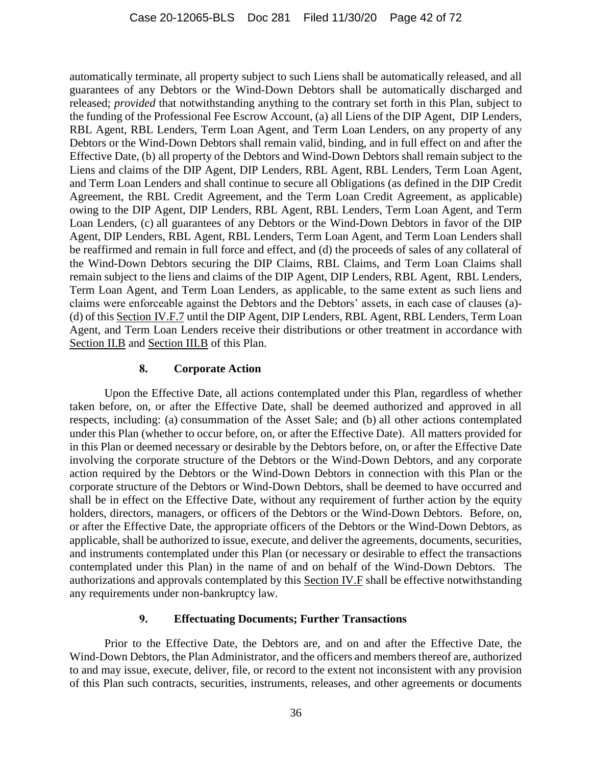automatically terminate, all property subject to such Liens shall be automatically released, and all guarantees of any Debtors or the Wind-Down Debtors shall be automatically discharged and released; *provided* that notwithstanding anything to the contrary set forth in this Plan, subject to the funding of the Professional Fee Escrow Account, (a) all Liens of the DIP Agent, DIP Lenders, RBL Agent, RBL Lenders, Term Loan Agent, and Term Loan Lenders, on any property of any Debtors or the Wind-Down Debtors shall remain valid, binding, and in full effect on and after the Effective Date, (b) all property of the Debtors and Wind-Down Debtors shall remain subject to the Liens and claims of the DIP Agent, DIP Lenders, RBL Agent, RBL Lenders, Term Loan Agent, and Term Loan Lenders and shall continue to secure all Obligations (as defined in the DIP Credit Agreement, the RBL Credit Agreement, and the Term Loan Credit Agreement, as applicable) owing to the DIP Agent, DIP Lenders, RBL Agent, RBL Lenders, Term Loan Agent, and Term Loan Lenders, (c) all guarantees of any Debtors or the Wind-Down Debtors in favor of the DIP Agent, DIP Lenders, RBL Agent, RBL Lenders, Term Loan Agent, and Term Loan Lenders shall be reaffirmed and remain in full force and effect, and (d) the proceeds of sales of any collateral of the Wind-Down Debtors securing the DIP Claims, RBL Claims, and Term Loan Claims shall remain subject to the liens and claims of the DIP Agent, DIP Lenders, RBL Agent, RBL Lenders, Term Loan Agent, and Term Loan Lenders, as applicable, to the same extent as such liens and claims were enforceable against the Debtors and the Debtors' assets, in each case of clauses (a)-(d) of this Section IV.F.7 until the DIP Agent, DIP Lenders, RBL Agent, RBL Lenders, Term Loan Agent, and Term Loan Lenders receive their distributions or other treatment in accordance with Section II.B and Section III.B of this Plan.

### 8. Corporate Action

Upon the Effective Date, all actions contemplated under this Plan, regardless of whether taken before, on, or after the Effective Date, shall be deemed authorized and approved in all respects, including: (a) consummation of the Asset Sale; and (b) all other actions contemplated under this Plan (whether to occur before, on, or after the Effective Date). All matters provided for in this Plan or deemed necessary or desirable by the Debtors before, on, or after the Effective Date involving the corporate structure of the Debtors or the Wind-Down Debtors, and any corporate action required by the Debtors or the Wind-Down Debtors in connection with this Plan or the corporate structure of the Debtors or Wind-Down Debtors, shall be deemed to have occurred and shall be in effect on the Effective Date, without any requirement of further action by the equity holders, directors, managers, or officers of the Debtors or the Wind-Down Debtors. Before, on, or after the Effective Date, the appropriate officers of the Debtors or the Wind-Down Debtors, as applicable, shall be authorized to issue, execute, and deliver the agreements, documents, securities, and instruments contemplated under this Plan (or necessary or desirable to effect the transactions contemplated under this Plan) in the name of and on behalf of the Wind-Down Debtors. The authorizations and approvals contemplated by this Section IV.F shall be effective notwithstanding any requirements under non-bankruptcy law.

### 9. Effectuating Documents; Further Transactions

Prior to the Effective Date, the Debtors are, and on and after the Effective Date, the Wind-Down Debtors, the Plan Administrator, and the officers and members thereof are, authorized to and may issue, execute, deliver, file, or record to the extent not inconsistent with any provision of this Plan such contracts, securities, instruments, releases, and other agreements or documents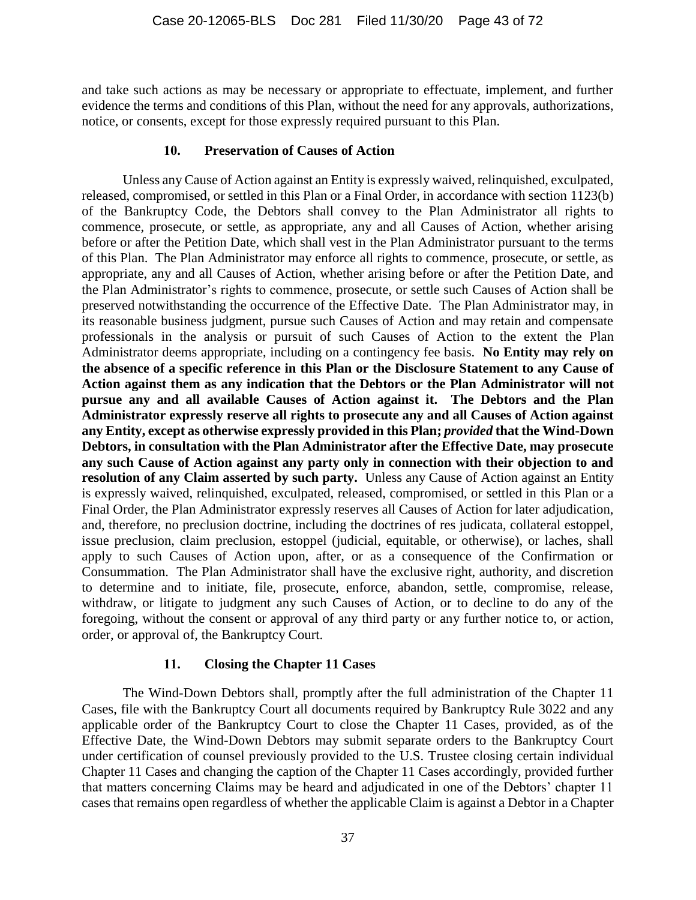and take such actions as may be necessary or appropriate to effectuate, implement, and further evidence the terms and conditions of this Plan, without the need for any approvals, authorizations, notice, or consents, except for those expressly required pursuant to this Plan.

### 10. Preservation of Causes of Action

Unless any Cause of Action against an Entity is expressly waived, relinquished, exculpated, released, compromised, or settled in this Plan or a Final Order, in accordance with section 1123(b) of the Bankruptcy Code, the Debtors shall convey to the Plan Administrator all rights to commence, prosecute, or settle, as appropriate, any and all Causes of Action, whether arising before or after the Petition Date, which shall vest in the Plan Administrator pursuant to the terms of this Plan. The Plan Administrator may enforce all rights to commence, prosecute, or settle, as appropriate, any and all Causes of Action, whether arising before or after the Petition Date, and the Plan Administrator's rights to commence, prosecute, or settle such Causes of Action shall be preserved notwithstanding the occurrence of the Effective Date. The Plan Administrator may, in its reasonable business judgment, pursue such Causes of Action and may retain and compensate professionals in the analysis or pursuit of such Causes of Action to the extent the Plan Administrator deems appropriate, including on a contingency fee basis. **No Entity may rely on the absence of a specific reference in this Plan or the Disclosure Statement to any Cause of Action against them as any indication that the Debtors or the Plan Administrator will not pursue any and all available Causes of Action against it. The Debtors and the Plan Administrator expressly reserve all rights to prosecute any and all Causes of Action against any Entity, except as otherwise expressly provided in this Plan; *provided* that the Wind-Down Debtors, in consultation with the Plan Administrator after the Effective Date, may prosecute any such Cause of Action against any party only in connection with their objection to and resolution of any Claim asserted by such party.** Unless any Cause of Action against an Entity is expressly waived, relinquished, exculpated, released, compromised, or settled in this Plan or a Final Order, the Plan Administrator expressly reserves all Causes of Action for later adjudication, and, therefore, no preclusion doctrine, including the doctrines of res judicata, collateral estoppel, issue preclusion, claim preclusion, estoppel (judicial, equitable, or otherwise), or laches, shall apply to such Causes of Action upon, after, or as a consequence of the Confirmation or Consummation. The Plan Administrator shall have the exclusive right, authority, and discretion to determine and to initiate, file, prosecute, enforce, abandon, settle, compromise, release, withdraw, or litigate to judgment any such Causes of Action, or to decline to do any of the foregoing, without the consent or approval of any third party or any further notice to, or action, order, or approval of, the Bankruptcy Court.

### 11. Closing the Chapter 11 Cases

The Wind-Down Debtors shall, promptly after the full administration of the Chapter 11 Cases, file with the Bankruptcy Court all documents required by Bankruptcy Rule 3022 and any applicable order of the Bankruptcy Court to close the Chapter 11 Cases, provided, as of the Effective Date, the Wind-Down Debtors may submit separate orders to the Bankruptcy Court under certification of counsel previously provided to the U.S. Trustee closing certain individual Chapter 11 Cases and changing the caption of the Chapter 11 Cases accordingly, provided further that matters concerning Claims may be heard and adjudicated in one of the Debtors' chapter 11 cases that remains open regardless of whether the applicable Claim is against a Debtor in a Chapter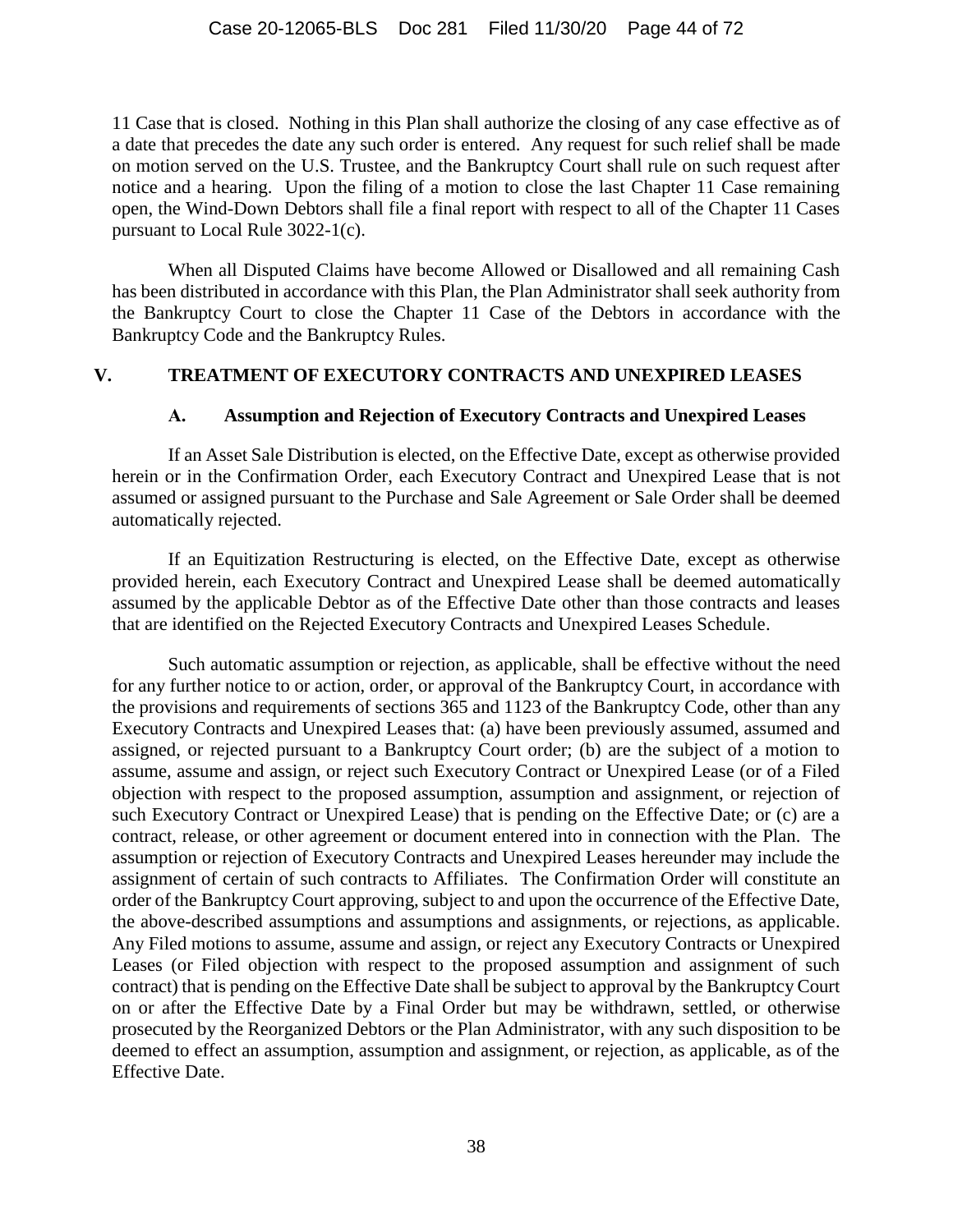11 Case that is closed. Nothing in this Plan shall authorize the closing of any case effective as of a date that precedes the date any such order is entered. Any request for such relief shall be made on motion served on the U.S. Trustee, and the Bankruptcy Court shall rule on such request after notice and a hearing. Upon the filing of a motion to close the last Chapter 11 Case remaining open, the Wind-Down Debtors shall file a final report with respect to all of the Chapter 11 Cases pursuant to Local Rule 3022-1(c).

When all Disputed Claims have become Allowed or Disallowed and all remaining Cash has been distributed in accordance with this Plan, the Plan Administrator shall seek authority from the Bankruptcy Court to close the Chapter 11 Case of the Debtors in accordance with the Bankruptcy Code and the Bankruptcy Rules.

# V. TREATMENT OF EXECUTORY CONTRACTS AND UNEXPIRED LEASES

## A. Assumption and Rejection of Executory Contracts and Unexpired Leases

If an Asset Sale Distribution is elected, on the Effective Date, except as otherwise provided herein or in the Confirmation Order, each Executory Contract and Unexpired Lease that is not assumed or assigned pursuant to the Purchase and Sale Agreement or Sale Order shall be deemed automatically rejected.

If an Equitization Restructuring is elected, on the Effective Date, except as otherwise provided herein, each Executory Contract and Unexpired Lease shall be deemed automatically assumed by the applicable Debtor as of the Effective Date other than those contracts and leases that are identified on the Rejected Executory Contracts and Unexpired Leases Schedule.

Such automatic assumption or rejection, as applicable, shall be effective without the need for any further notice to or action, order, or approval of the Bankruptcy Court, in accordance with the provisions and requirements of sections 365 and 1123 of the Bankruptcy Code, other than any Executory Contracts and Unexpired Leases that: (a) have been previously assumed, assumed and assigned, or rejected pursuant to a Bankruptcy Court order; (b) are the subject of a motion to assume, assume and assign, or reject such Executory Contract or Unexpired Lease (or of a Filed objection with respect to the proposed assumption, assumption and assignment, or rejection of such Executory Contract or Unexpired Lease) that is pending on the Effective Date; or (c) are a contract, release, or other agreement or document entered into in connection with the Plan. The assumption or rejection of Executory Contracts and Unexpired Leases hereunder may include the assignment of certain of such contracts to Affiliates. The Confirmation Order will constitute an order of the Bankruptcy Court approving, subject to and upon the occurrence of the Effective Date, the above-described assumptions and assumptions and assignments, or rejections, as applicable. Any Filed motions to assume, assume and assign, or reject any Executory Contracts or Unexpired Leases (or Filed objection with respect to the proposed assumption and assignment of such contract) that is pending on the Effective Date shall be subject to approval by the Bankruptcy Court on or after the Effective Date by a Final Order but may be withdrawn, settled, or otherwise prosecuted by the Reorganized Debtors or the Plan Administrator, with any such disposition to be deemed to effect an assumption, assumption and assignment, or rejection, as applicable, as of the Effective Date.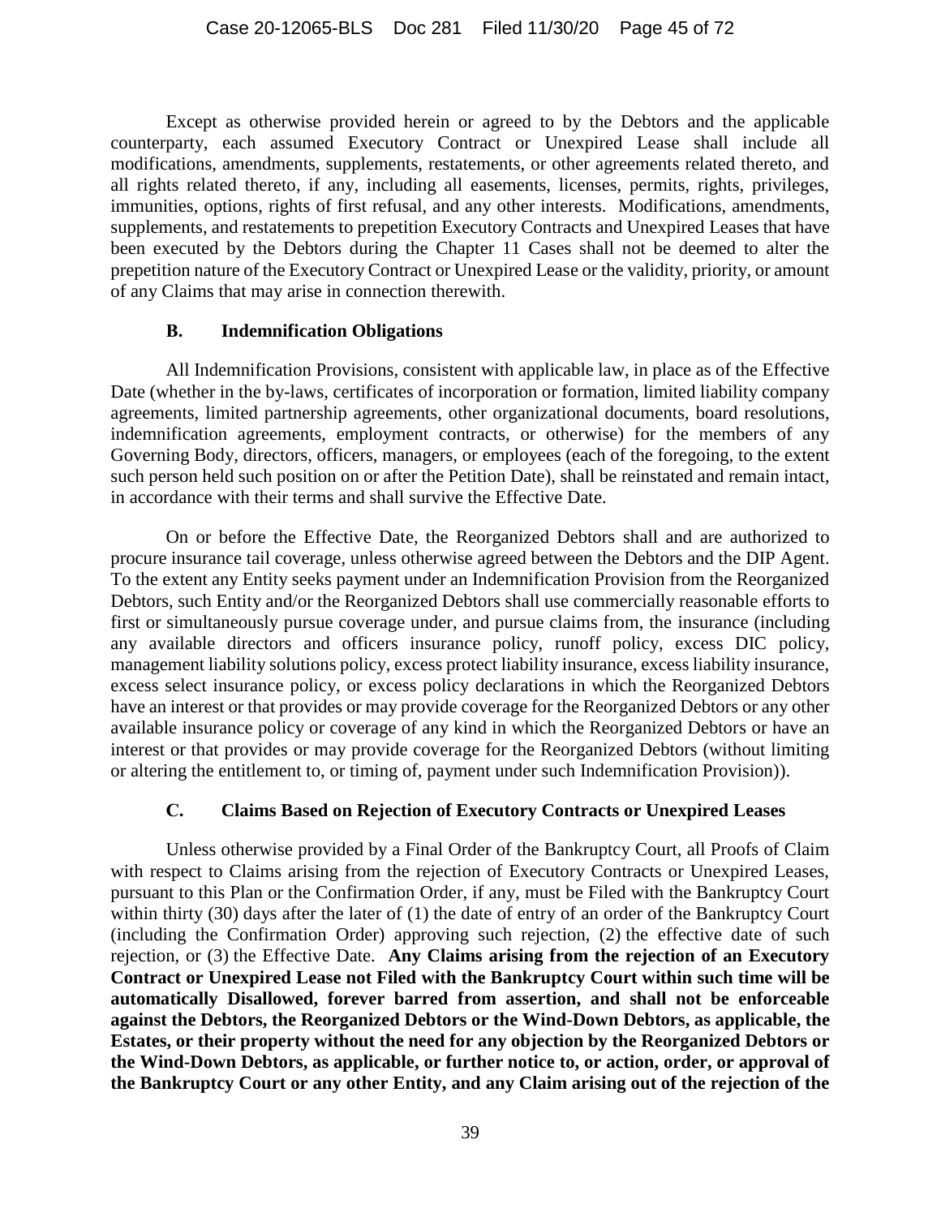Except as otherwise provided herein or agreed to by the Debtors and the applicable counterparty, each assumed Executory Contract or Unexpired Lease shall include all modifications, amendments, supplements, restatements, or other agreements related thereto, and all rights related thereto, if any, including all easements, licenses, permits, rights, privileges, immunities, options, rights of first refusal, and any other interests. Modifications, amendments, supplements, and restatements to prepetition Executory Contracts and Unexpired Leases that have been executed by the Debtors during the Chapter 11 Cases shall not be deemed to alter the prepetition nature of the Executory Contract or Unexpired Lease or the validity, priority, or amount of any Claims that may arise in connection therewith.

### B. Indemnification Obligations

All Indemnification Provisions, consistent with applicable law, in place as of the Effective Date (whether in the by-laws, certificates of incorporation or formation, limited liability company agreements, limited partnership agreements, other organizational documents, board resolutions, indemnification agreements, employment contracts, or otherwise) for the members of any Governing Body, directors, officers, managers, or employees (each of the foregoing, to the extent such person held such position on or after the Petition Date), shall be reinstated and remain intact, in accordance with their terms and shall survive the Effective Date.

On or before the Effective Date, the Reorganized Debtors shall and are authorized to procure insurance tail coverage, unless otherwise agreed between the Debtors and the DIP Agent. To the extent any Entity seeks payment under an Indemnification Provision from the Reorganized Debtors, such Entity and/or the Reorganized Debtors shall use commercially reasonable efforts to first or simultaneously pursue coverage under, and pursue claims from, the insurance (including any available directors and officers insurance policy, runoff policy, excess DIC policy, management liability solutions policy, excess protect liability insurance, excess liability insurance, excess select insurance policy, or excess policy declarations in which the Reorganized Debtors have an interest or that provides or may provide coverage for the Reorganized Debtors or any other available insurance policy or coverage of any kind in which the Reorganized Debtors or have an interest or that provides or may provide coverage for the Reorganized Debtors (without limiting or altering the entitlement to, or timing of, payment under such Indemnification Provision)).

### C. Claims Based on Rejection of Executory Contracts or Unexpired Leases

Unless otherwise provided by a Final Order of the Bankruptcy Court, all Proofs of Claim with respect to Claims arising from the rejection of Executory Contracts or Unexpired Leases, pursuant to this Plan or the Confirmation Order, if any, must be Filed with the Bankruptcy Court within thirty (30) days after the later of (1) the date of entry of an order of the Bankruptcy Court (including the Confirmation Order) approving such rejection, (2) the effective date of such rejection, or (3) the Effective Date. **Any Claims arising from the rejection of an Executory Contract or Unexpired Lease not Filed with the Bankruptcy Court within such time will be automatically Disallowed, forever barred from assertion, and shall not be enforceable against the Debtors, the Reorganized Debtors or the Wind-Down Debtors, as applicable, the Estates, or their property without the need for any objection by the Reorganized Debtors or the Wind-Down Debtors, as applicable, or further notice to, or action, order, or approval of the Bankruptcy Court or any other Entity, and any Claim arising out of the rejection of the**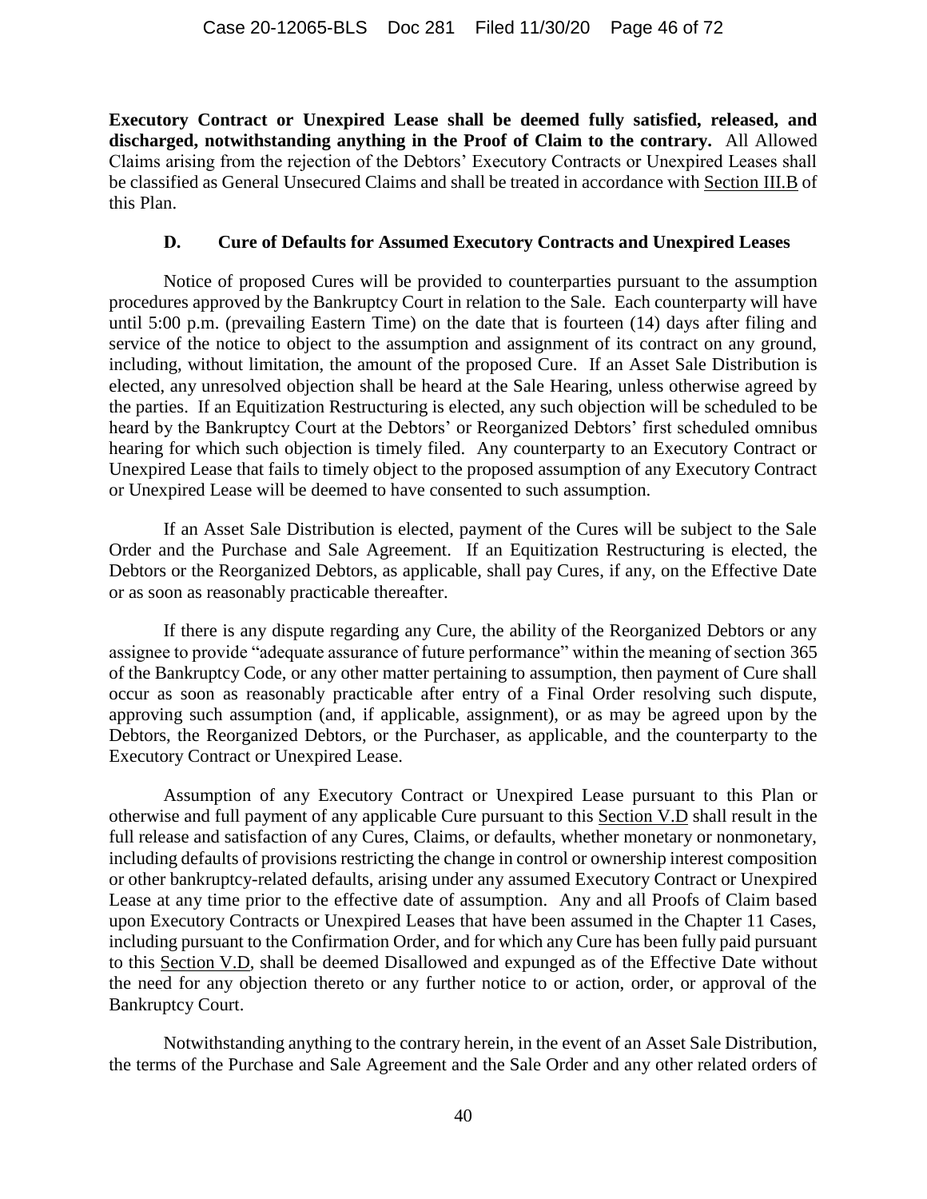**Executory Contract or Unexpired Lease shall be deemed fully satisfied, released, and discharged, notwithstanding anything in the Proof of Claim to the contrary.** All Allowed Claims arising from the rejection of the Debtors' Executory Contracts or Unexpired Leases shall be classified as General Unsecured Claims and shall be treated in accordance with Section III.B of this Plan.

### D. Cure of Defaults for Assumed Executory Contracts and Unexpired Leases

Notice of proposed Cures will be provided to counterparties pursuant to the assumption procedures approved by the Bankruptcy Court in relation to the Sale. Each counterparty will have until 5:00 p.m. (prevailing Eastern Time) on the date that is fourteen (14) days after filing and service of the notice to object to the assumption and assignment of its contract on any ground, including, without limitation, the amount of the proposed Cure. If an Asset Sale Distribution is elected, any unresolved objection shall be heard at the Sale Hearing, unless otherwise agreed by the parties. If an Equitization Restructuring is elected, any such objection will be scheduled to be heard by the Bankruptcy Court at the Debtors' or Reorganized Debtors' first scheduled omnibus hearing for which such objection is timely filed. Any counterparty to an Executory Contract or Unexpired Lease that fails to timely object to the proposed assumption of any Executory Contract or Unexpired Lease will be deemed to have consented to such assumption.

If an Asset Sale Distribution is elected, payment of the Cures will be subject to the Sale Order and the Purchase and Sale Agreement. If an Equitization Restructuring is elected, the Debtors or the Reorganized Debtors, as applicable, shall pay Cures, if any, on the Effective Date or as soon as reasonably practicable thereafter.

If there is any dispute regarding any Cure, the ability of the Reorganized Debtors or any assignee to provide "adequate assurance of future performance" within the meaning of section 365 of the Bankruptcy Code, or any other matter pertaining to assumption, then payment of Cure shall occur as soon as reasonably practicable after entry of a Final Order resolving such dispute, approving such assumption (and, if applicable, assignment), or as may be agreed upon by the Debtors, the Reorganized Debtors, or the Purchaser, as applicable, and the counterparty to the Executory Contract or Unexpired Lease.

Assumption of any Executory Contract or Unexpired Lease pursuant to this Plan or otherwise and full payment of any applicable Cure pursuant to this Section V.D shall result in the full release and satisfaction of any Cures, Claims, or defaults, whether monetary or nonmonetary, including defaults of provisions restricting the change in control or ownership interest composition or other bankruptcy-related defaults, arising under any assumed Executory Contract or Unexpired Lease at any time prior to the effective date of assumption. Any and all Proofs of Claim based upon Executory Contracts or Unexpired Leases that have been assumed in the Chapter 11 Cases, including pursuant to the Confirmation Order, and for which any Cure has been fully paid pursuant to this Section V.D, shall be deemed Disallowed and expunged as of the Effective Date without the need for any objection thereto or any further notice to or action, order, or approval of the Bankruptcy Court.

Notwithstanding anything to the contrary herein, in the event of an Asset Sale Distribution, the terms of the Purchase and Sale Agreement and the Sale Order and any other related orders of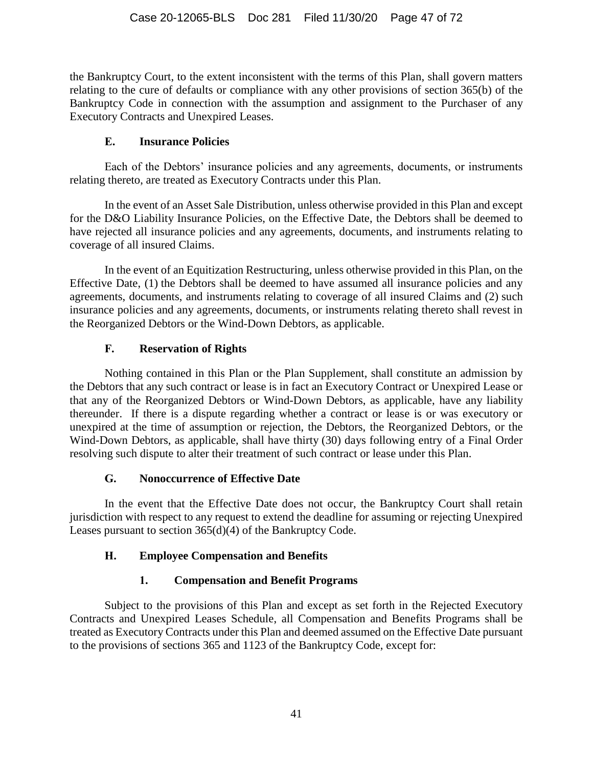the Bankruptcy Court, to the extent inconsistent with the terms of this Plan, shall govern matters relating to the cure of defaults or compliance with any other provisions of section 365(b) of the Bankruptcy Code in connection with the assumption and assignment to the Purchaser of any Executory Contracts and Unexpired Leases.

### E. Insurance Policies

Each of the Debtors' insurance policies and any agreements, documents, or instruments relating thereto, are treated as Executory Contracts under this Plan.

In the event of an Asset Sale Distribution, unless otherwise provided in this Plan and except for the D&O Liability Insurance Policies, on the Effective Date, the Debtors shall be deemed to have rejected all insurance policies and any agreements, documents, and instruments relating to coverage of all insured Claims.

In the event of an Equitization Restructuring, unless otherwise provided in this Plan, on the Effective Date, (1) the Debtors shall be deemed to have assumed all insurance policies and any agreements, documents, and instruments relating to coverage of all insured Claims and (2) such insurance policies and any agreements, documents, or instruments relating thereto shall revest in the Reorganized Debtors or the Wind-Down Debtors, as applicable.

### F. Reservation of Rights

Nothing contained in this Plan or the Plan Supplement, shall constitute an admission by the Debtors that any such contract or lease is in fact an Executory Contract or Unexpired Lease or that any of the Reorganized Debtors or Wind-Down Debtors, as applicable, have any liability thereunder. If there is a dispute regarding whether a contract or lease is or was executory or unexpired at the time of assumption or rejection, the Debtors, the Reorganized Debtors, or the Wind-Down Debtors, as applicable, shall have thirty (30) days following entry of a Final Order resolving such dispute to alter their treatment of such contract or lease under this Plan.

### G. Nonoccurrence of Effective Date

In the event that the Effective Date does not occur, the Bankruptcy Court shall retain jurisdiction with respect to any request to extend the deadline for assuming or rejecting Unexpired Leases pursuant to section 365(d)(4) of the Bankruptcy Code.

### H. Employee Compensation and Benefits

#### 1. Compensation and Benefit Programs

Subject to the provisions of this Plan and except as set forth in the Rejected Executory Contracts and Unexpired Leases Schedule, all Compensation and Benefits Programs shall be treated as Executory Contracts under this Plan and deemed assumed on the Effective Date pursuant to the provisions of sections 365 and 1123 of the Bankruptcy Code, except for: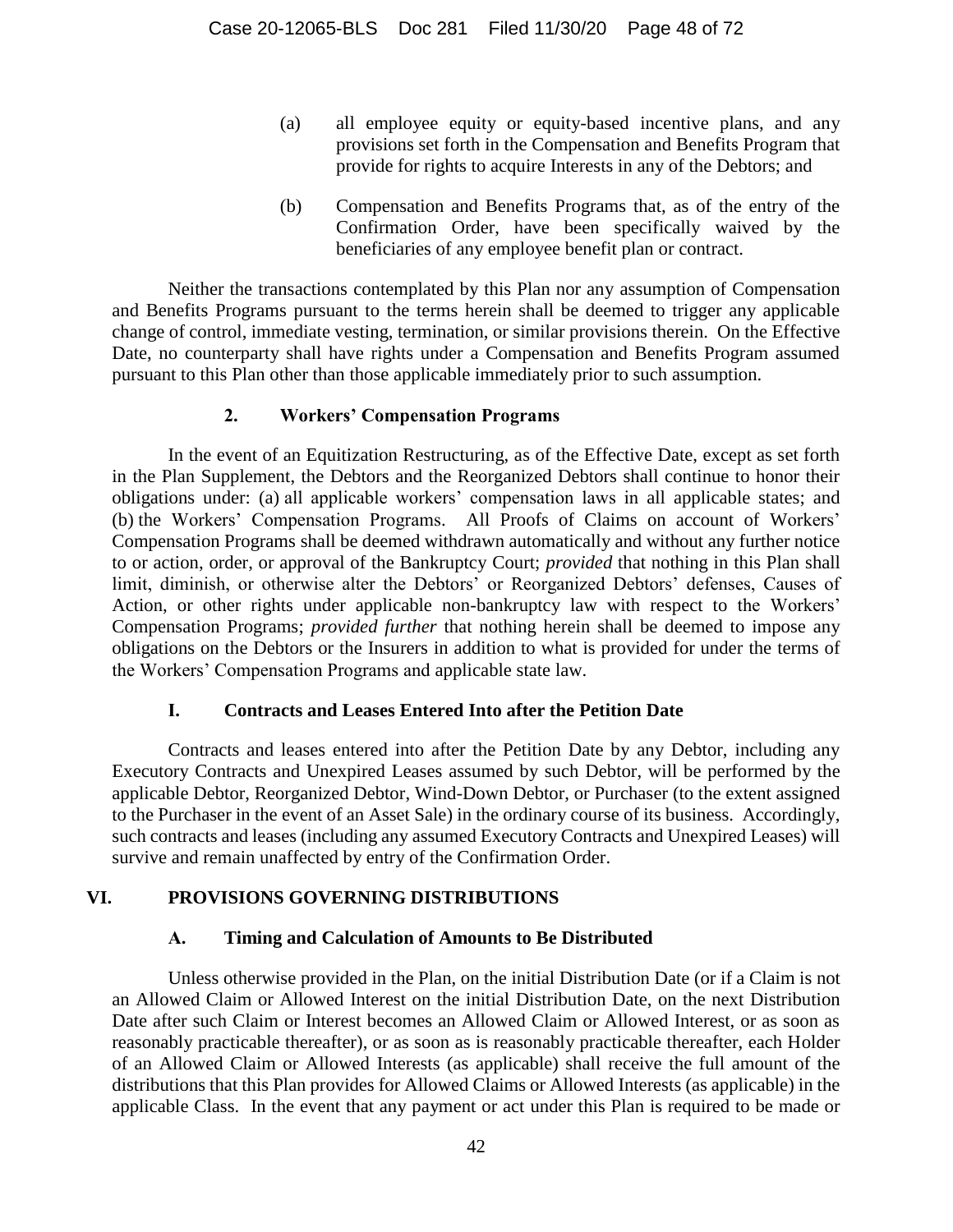(a) all employee equity or equity-based incentive plans, and any provisions set forth in the Compensation and Benefits Program that provide for rights to acquire Interests in any of the Debtors; and

(b) Compensation and Benefits Programs that, as of the entry of the Confirmation Order, have been specifically waived by the beneficiaries of any employee benefit plan or contract.

Neither the transactions contemplated by this Plan nor any assumption of Compensation and Benefits Programs pursuant to the terms herein shall be deemed to trigger any applicable change of control, immediate vesting, termination, or similar provisions therein. On the Effective Date, no counterparty shall have rights under a Compensation and Benefits Program assumed pursuant to this Plan other than those applicable immediately prior to such assumption.

#### 2. Workers' Compensation Programs

In the event of an Equitization Restructuring, as of the Effective Date, except as set forth in the Plan Supplement, the Debtors and the Reorganized Debtors shall continue to honor their obligations under: (a) all applicable workers' compensation laws in all applicable states; and (b) the Workers' Compensation Programs. All Proofs of Claims on account of Workers' Compensation Programs shall be deemed withdrawn automatically and without any further notice to or action, order, or approval of the Bankruptcy Court; *provided* that nothing in this Plan shall limit, diminish, or otherwise alter the Debtors' or Reorganized Debtors' defenses, Causes of Action, or other rights under applicable non-bankruptcy law with respect to the Workers' Compensation Programs; *provided further* that nothing herein shall be deemed to impose any obligations on the Debtors or the Insurers in addition to what is provided for under the terms of the Workers' Compensation Programs and applicable state law.

### I. Contracts and Leases Entered Into after the Petition Date

Contracts and leases entered into after the Petition Date by any Debtor, including any Executory Contracts and Unexpired Leases assumed by such Debtor, will be performed by the applicable Debtor, Reorganized Debtor, Wind-Down Debtor, or Purchaser (to the extent assigned to the Purchaser in the event of an Asset Sale) in the ordinary course of its business. Accordingly, such contracts and leases (including any assumed Executory Contracts and Unexpired Leases) will survive and remain unaffected by entry of the Confirmation Order.

## VI. PROVISIONS GOVERNING DISTRIBUTIONS

### A. Timing and Calculation of Amounts to Be Distributed

Unless otherwise provided in the Plan, on the initial Distribution Date (or if a Claim is not an Allowed Claim or Allowed Interest on the initial Distribution Date, on the next Distribution Date after such Claim or Interest becomes an Allowed Claim or Allowed Interest, or as soon as reasonably practicable thereafter), or as soon as is reasonably practicable thereafter, each Holder of an Allowed Claim or Allowed Interests (as applicable) shall receive the full amount of the distributions that this Plan provides for Allowed Claims or Allowed Interests (as applicable) in the applicable Class. In the event that any payment or act under this Plan is required to be made or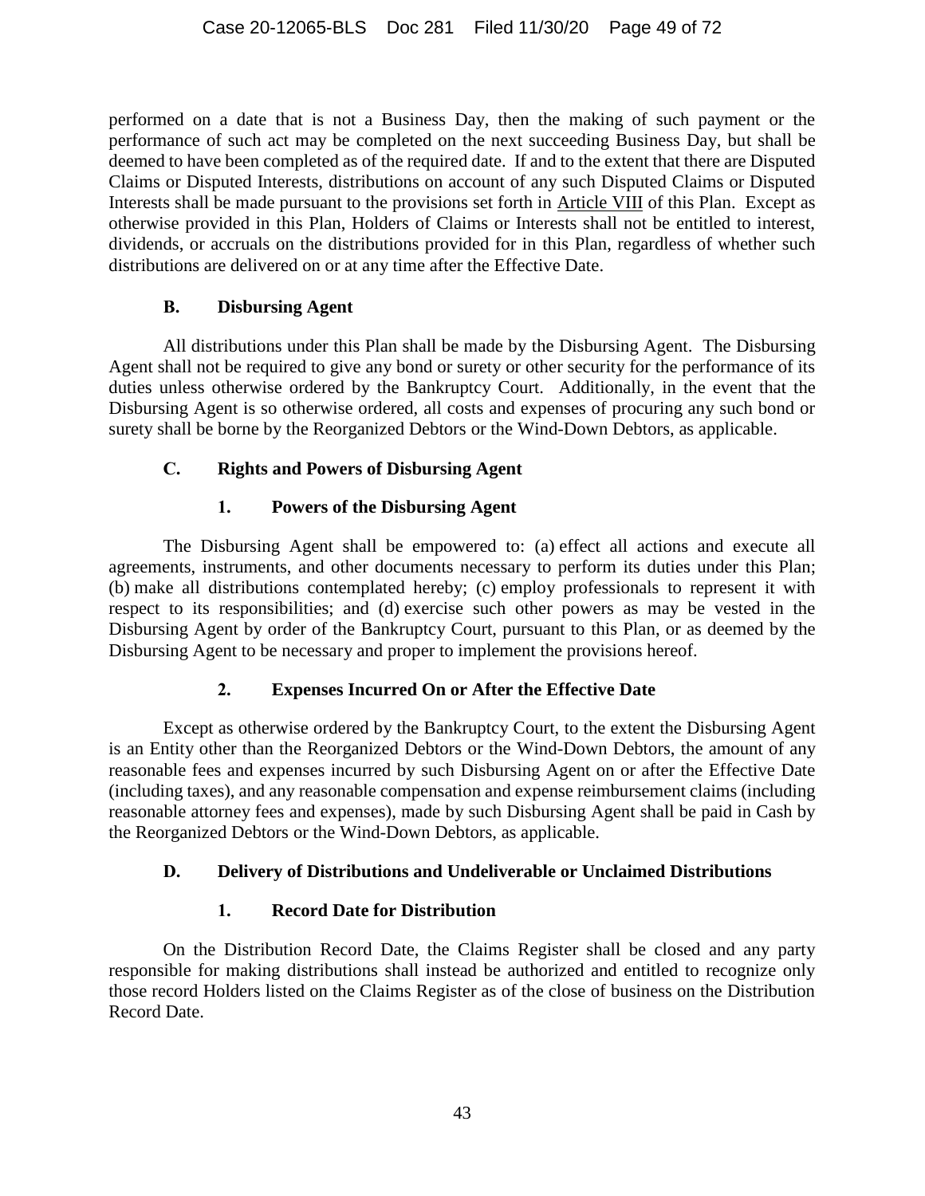performed on a date that is not a Business Day, then the making of such payment or the performance of such act may be completed on the next succeeding Business Day, but shall be deemed to have been completed as of the required date. If and to the extent that there are Disputed Claims or Disputed Interests, distributions on account of any such Disputed Claims or Disputed Interests shall be made pursuant to the provisions set forth in Article VIII of this Plan. Except as otherwise provided in this Plan, Holders of Claims or Interests shall not be entitled to interest, dividends, or accruals on the distributions provided for in this Plan, regardless of whether such distributions are delivered on or at any time after the Effective Date.

### B. Disbursing Agent

All distributions under this Plan shall be made by the Disbursing Agent. The Disbursing Agent shall not be required to give any bond or surety or other security for the performance of its duties unless otherwise ordered by the Bankruptcy Court. Additionally, in the event that the Disbursing Agent is so otherwise ordered, all costs and expenses of procuring any such bond or surety shall be borne by the Reorganized Debtors or the Wind-Down Debtors, as applicable.

### C. Rights and Powers of Disbursing Agent

#### 1. Powers of the Disbursing Agent

The Disbursing Agent shall be empowered to: (a) effect all actions and execute all agreements, instruments, and other documents necessary to perform its duties under this Plan; (b) make all distributions contemplated hereby; (c) employ professionals to represent it with respect to its responsibilities; and (d) exercise such other powers as may be vested in the Disbursing Agent by order of the Bankruptcy Court, pursuant to this Plan, or as deemed by the Disbursing Agent to be necessary and proper to implement the provisions hereof.

#### 2. Expenses Incurred On or After the Effective Date

Except as otherwise ordered by the Bankruptcy Court, to the extent the Disbursing Agent is an Entity other than the Reorganized Debtors or the Wind-Down Debtors, the amount of any reasonable fees and expenses incurred by such Disbursing Agent on or after the Effective Date (including taxes), and any reasonable compensation and expense reimbursement claims (including reasonable attorney fees and expenses), made by such Disbursing Agent shall be paid in Cash by the Reorganized Debtors or the Wind-Down Debtors, as applicable.

### D. Delivery of Distributions and Undeliverable or Unclaimed Distributions

#### 1. Record Date for Distribution

On the Distribution Record Date, the Claims Register shall be closed and any party responsible for making distributions shall instead be authorized and entitled to recognize only those record Holders listed on the Claims Register as of the close of business on the Distribution Record Date.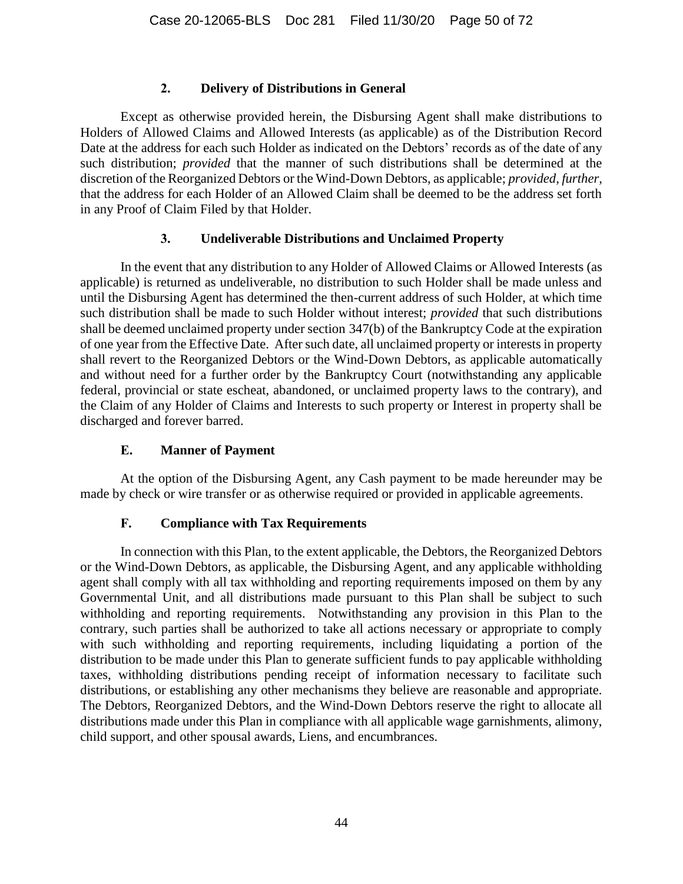### 2. Delivery of Distributions in General

Except as otherwise provided herein, the Disbursing Agent shall make distributions to Holders of Allowed Claims and Allowed Interests (as applicable) as of the Distribution Record Date at the address for each such Holder as indicated on the Debtors' records as of the date of any such distribution; *provided* that the manner of such distributions shall be determined at the discretion of the Reorganized Debtors or the Wind-Down Debtors, as applicable; *provided, further*, that the address for each Holder of an Allowed Claim shall be deemed to be the address set forth in any Proof of Claim Filed by that Holder.

### 3. Undeliverable Distributions and Unclaimed Property

In the event that any distribution to any Holder of Allowed Claims or Allowed Interests (as applicable) is returned as undeliverable, no distribution to such Holder shall be made unless and until the Disbursing Agent has determined the then-current address of such Holder, at which time such distribution shall be made to such Holder without interest; *provided* that such distributions shall be deemed unclaimed property under section 347(b) of the Bankruptcy Code at the expiration of one year from the Effective Date. After such date, all unclaimed property or interests in property shall revert to the Reorganized Debtors or the Wind-Down Debtors, as applicable automatically and without need for a further order by the Bankruptcy Court (notwithstanding any applicable federal, provincial or state escheat, abandoned, or unclaimed property laws to the contrary), and the Claim of any Holder of Claims and Interests to such property or Interest in property shall be discharged and forever barred.

## E. Manner of Payment

At the option of the Disbursing Agent, any Cash payment to be made hereunder may be made by check or wire transfer or as otherwise required or provided in applicable agreements.

## F. Compliance with Tax Requirements

In connection with this Plan, to the extent applicable, the Debtors, the Reorganized Debtors or the Wind-Down Debtors, as applicable, the Disbursing Agent, and any applicable withholding agent shall comply with all tax withholding and reporting requirements imposed on them by any Governmental Unit, and all distributions made pursuant to this Plan shall be subject to such withholding and reporting requirements. Notwithstanding any provision in this Plan to the contrary, such parties shall be authorized to take all actions necessary or appropriate to comply with such withholding and reporting requirements, including liquidating a portion of the distribution to be made under this Plan to generate sufficient funds to pay applicable withholding taxes, withholding distributions pending receipt of information necessary to facilitate such distributions, or establishing any other mechanisms they believe are reasonable and appropriate. The Debtors, Reorganized Debtors, and the Wind-Down Debtors reserve the right to allocate all distributions made under this Plan in compliance with all applicable wage garnishments, alimony, child support, and other spousal awards, Liens, and encumbrances.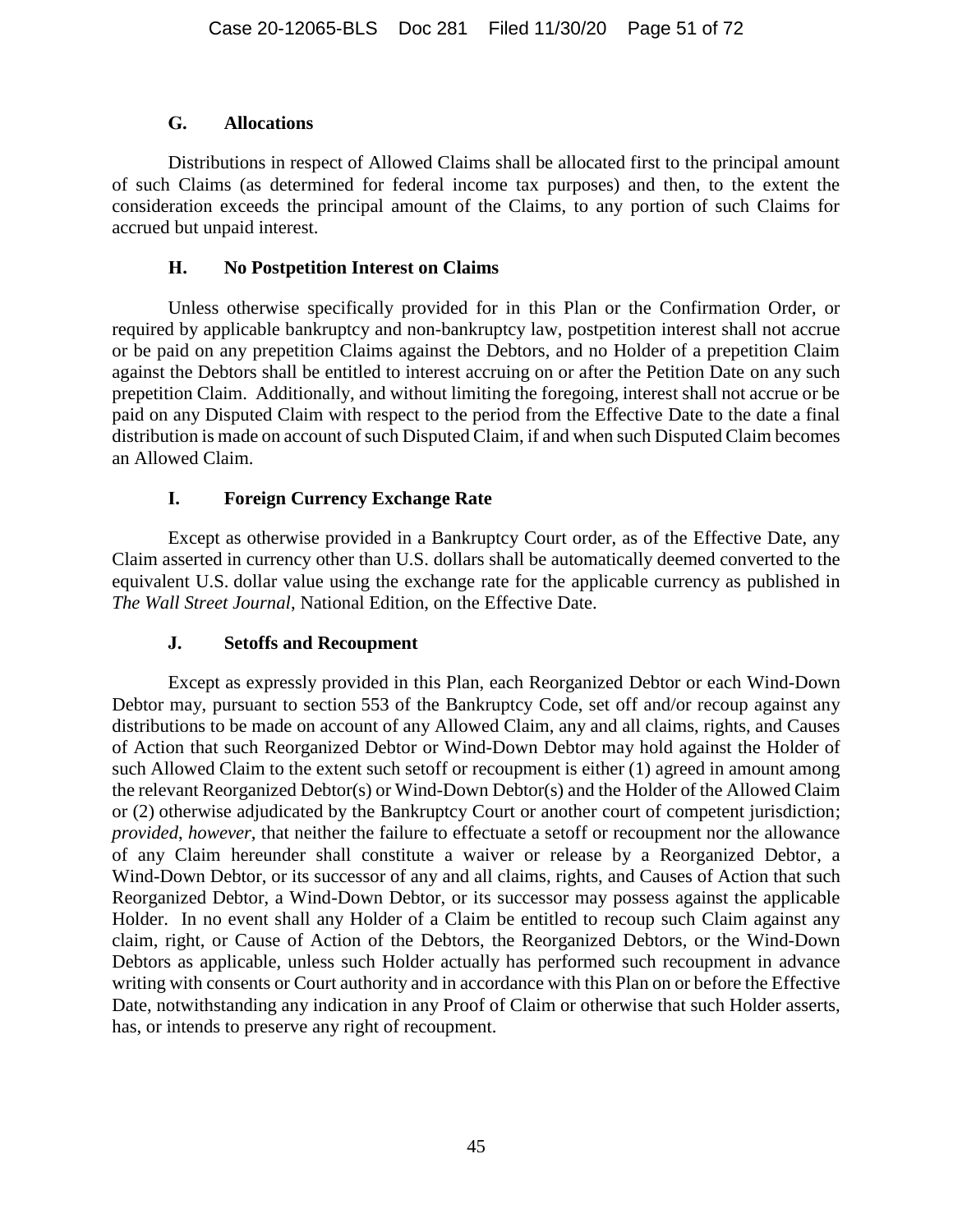### G. Allocations

Distributions in respect of Allowed Claims shall be allocated first to the principal amount of such Claims (as determined for federal income tax purposes) and then, to the extent the consideration exceeds the principal amount of the Claims, to any portion of such Claims for accrued but unpaid interest.

### H. No Postpetition Interest on Claims

Unless otherwise specifically provided for in this Plan or the Confirmation Order, or required by applicable bankruptcy and non-bankruptcy law, postpetition interest shall not accrue or be paid on any prepetition Claims against the Debtors, and no Holder of a prepetition Claim against the Debtors shall be entitled to interest accruing on or after the Petition Date on any such prepetition Claim. Additionally, and without limiting the foregoing, interest shall not accrue or be paid on any Disputed Claim with respect to the period from the Effective Date to the date a final distribution is made on account of such Disputed Claim, if and when such Disputed Claim becomes an Allowed Claim.

### I. Foreign Currency Exchange Rate

Except as otherwise provided in a Bankruptcy Court order, as of the Effective Date, any Claim asserted in currency other than U.S. dollars shall be automatically deemed converted to the equivalent U.S. dollar value using the exchange rate for the applicable currency as published in *The Wall Street Journal*, National Edition, on the Effective Date.

### J. Setoffs and Recoupment

Except as expressly provided in this Plan, each Reorganized Debtor or each Wind-Down Debtor may, pursuant to section 553 of the Bankruptcy Code, set off and/or recoup against any distributions to be made on account of any Allowed Claim, any and all claims, rights, and Causes of Action that such Reorganized Debtor or Wind-Down Debtor may hold against the Holder of such Allowed Claim to the extent such setoff or recoupment is either (1) agreed in amount among the relevant Reorganized Debtor(s) or Wind-Down Debtor(s) and the Holder of the Allowed Claim or (2) otherwise adjudicated by the Bankruptcy Court or another court of competent jurisdiction; *provided*, *however*, that neither the failure to effectuate a setoff or recoupment nor the allowance of any Claim hereunder shall constitute a waiver or release by a Reorganized Debtor, a Wind-Down Debtor, or its successor of any and all claims, rights, and Causes of Action that such Reorganized Debtor, a Wind-Down Debtor, or its successor may possess against the applicable Holder. In no event shall any Holder of a Claim be entitled to recoup such Claim against any claim, right, or Cause of Action of the Debtors, the Reorganized Debtors, or the Wind-Down Debtors as applicable, unless such Holder actually has performed such recoupment in advance writing with consents or Court authority and in accordance with this Plan on or before the Effective Date, notwithstanding any indication in any Proof of Claim or otherwise that such Holder asserts, has, or intends to preserve any right of recoupment.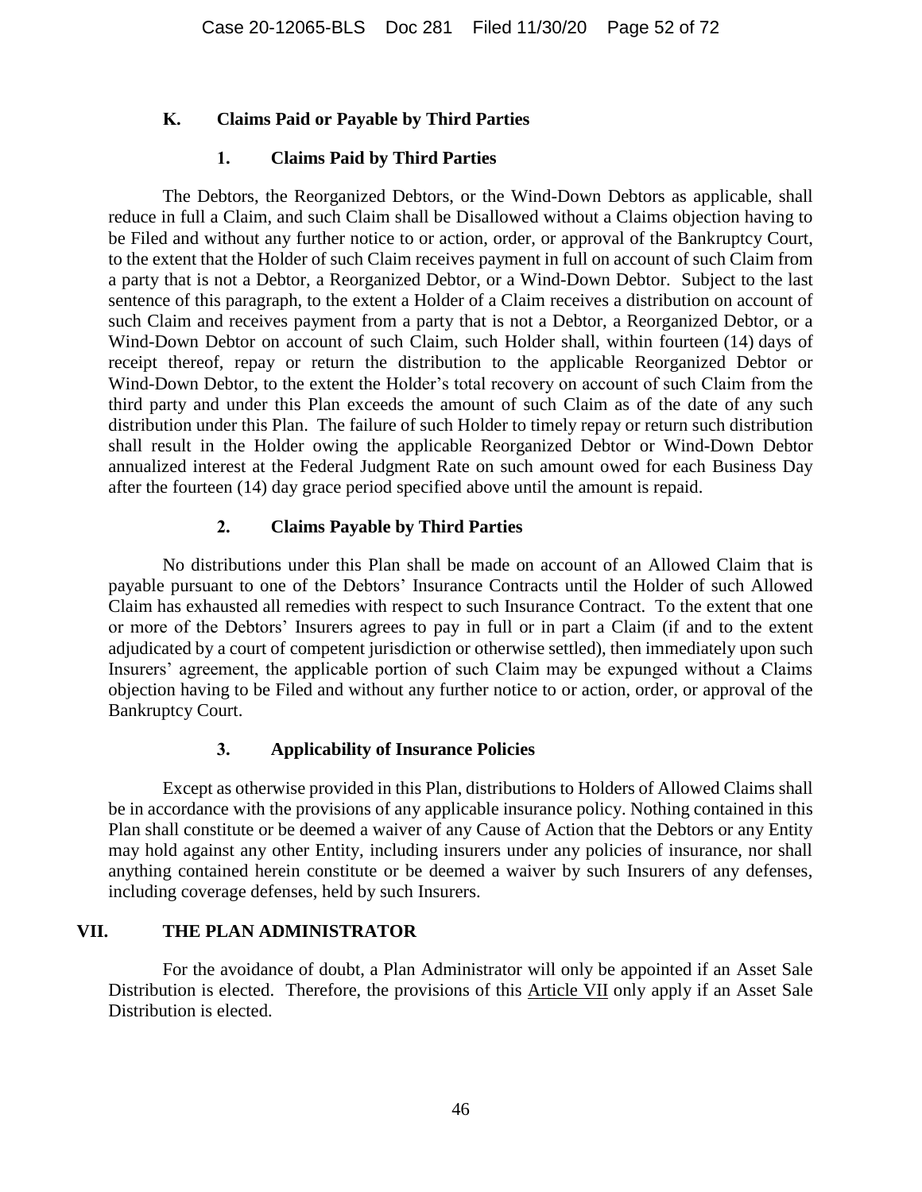## K. Claims Paid or Payable by Third Parties

### 1. Claims Paid by Third Parties

The Debtors, the Reorganized Debtors, or the Wind-Down Debtors as applicable, shall reduce in full a Claim, and such Claim shall be Disallowed without a Claims objection having to be Filed and without any further notice to or action, order, or approval of the Bankruptcy Court, to the extent that the Holder of such Claim receives payment in full on account of such Claim from a party that is not a Debtor, a Reorganized Debtor, or a Wind-Down Debtor. Subject to the last sentence of this paragraph, to the extent a Holder of a Claim receives a distribution on account of such Claim and receives payment from a party that is not a Debtor, a Reorganized Debtor, or a Wind-Down Debtor on account of such Claim, such Holder shall, within fourteen (14) days of receipt thereof, repay or return the distribution to the applicable Reorganized Debtor or Wind-Down Debtor, to the extent the Holder's total recovery on account of such Claim from the third party and under this Plan exceeds the amount of such Claim as of the date of any such distribution under this Plan. The failure of such Holder to timely repay or return such distribution shall result in the Holder owing the applicable Reorganized Debtor or Wind-Down Debtor annualized interest at the Federal Judgment Rate on such amount owed for each Business Day after the fourteen (14) day grace period specified above until the amount is repaid.

### 2. Claims Payable by Third Parties

No distributions under this Plan shall be made on account of an Allowed Claim that is payable pursuant to one of the Debtors' Insurance Contracts until the Holder of such Allowed Claim has exhausted all remedies with respect to such Insurance Contract. To the extent that one or more of the Debtors' Insurers agrees to pay in full or in part a Claim (if and to the extent adjudicated by a court of competent jurisdiction or otherwise settled), then immediately upon such Insurers' agreement, the applicable portion of such Claim may be expunged without a Claims objection having to be Filed and without any further notice to or action, order, or approval of the Bankruptcy Court.

### 3. Applicability of Insurance Policies

Except as otherwise provided in this Plan, distributions to Holders of Allowed Claims shall be in accordance with the provisions of any applicable insurance policy. Nothing contained in this Plan shall constitute or be deemed a waiver of any Cause of Action that the Debtors or any Entity may hold against any other Entity, including insurers under any policies of insurance, nor shall anything contained herein constitute or be deemed a waiver by such Insurers of any defenses, including coverage defenses, held by such Insurers.

# VII. THE PLAN ADMINISTRATOR

For the avoidance of doubt, a Plan Administrator will only be appointed if an Asset Sale Distribution is elected. Therefore, the provisions of this Article VII only apply if an Asset Sale Distribution is elected.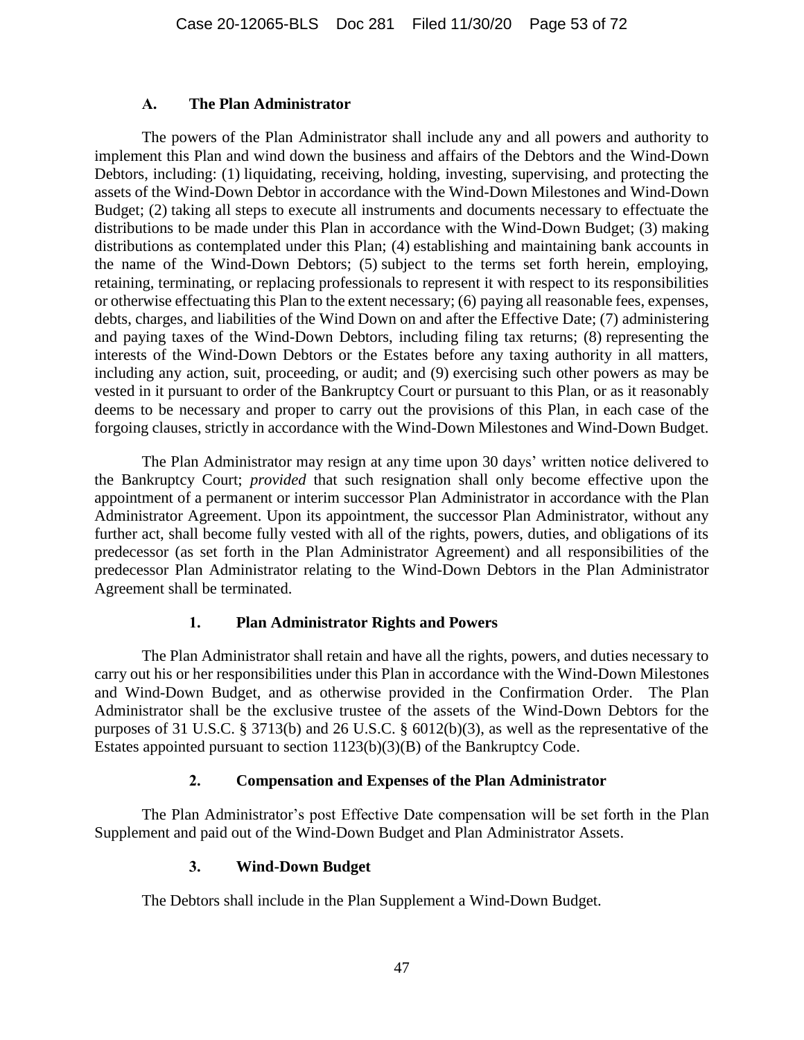## A. The Plan Administrator

The powers of the Plan Administrator shall include any and all powers and authority to implement this Plan and wind down the business and affairs of the Debtors and the Wind-Down Debtors, including: (1) liquidating, receiving, holding, investing, supervising, and protecting the assets of the Wind-Down Debtor in accordance with the Wind-Down Milestones and Wind-Down Budget; (2) taking all steps to execute all instruments and documents necessary to effectuate the distributions to be made under this Plan in accordance with the Wind-Down Budget; (3) making distributions as contemplated under this Plan; (4) establishing and maintaining bank accounts in the name of the Wind-Down Debtors; (5) subject to the terms set forth herein, employing, retaining, terminating, or replacing professionals to represent it with respect to its responsibilities or otherwise effectuating this Plan to the extent necessary; (6) paying all reasonable fees, expenses, debts, charges, and liabilities of the Wind Down on and after the Effective Date; (7) administering and paying taxes of the Wind-Down Debtors, including filing tax returns; (8) representing the interests of the Wind-Down Debtors or the Estates before any taxing authority in all matters, including any action, suit, proceeding, or audit; and (9) exercising such other powers as may be vested in it pursuant to order of the Bankruptcy Court or pursuant to this Plan, or as it reasonably deems to be necessary and proper to carry out the provisions of this Plan, in each case of the forgoing clauses, strictly in accordance with the Wind-Down Milestones and Wind-Down Budget.

The Plan Administrator may resign at any time upon 30 days' written notice delivered to the Bankruptcy Court; *provided* that such resignation shall only become effective upon the appointment of a permanent or interim successor Plan Administrator in accordance with the Plan Administrator Agreement. Upon its appointment, the successor Plan Administrator, without any further act, shall become fully vested with all of the rights, powers, duties, and obligations of its predecessor (as set forth in the Plan Administrator Agreement) and all responsibilities of the predecessor Plan Administrator relating to the Wind-Down Debtors in the Plan Administrator Agreement shall be terminated.

### 1. Plan Administrator Rights and Powers

The Plan Administrator shall retain and have all the rights, powers, and duties necessary to carry out his or her responsibilities under this Plan in accordance with the Wind-Down Milestones and Wind-Down Budget, and as otherwise provided in the Confirmation Order. The Plan Administrator shall be the exclusive trustee of the assets of the Wind-Down Debtors for the purposes of 31 U.S.C. § 3713(b) and 26 U.S.C. § 6012(b)(3), as well as the representative of the Estates appointed pursuant to section 1123(b)(3)(B) of the Bankruptcy Code.

### 2. Compensation and Expenses of the Plan Administrator

The Plan Administrator's post Effective Date compensation will be set forth in the Plan Supplement and paid out of the Wind-Down Budget and Plan Administrator Assets.

### 3. Wind-Down Budget

The Debtors shall include in the Plan Supplement a Wind-Down Budget.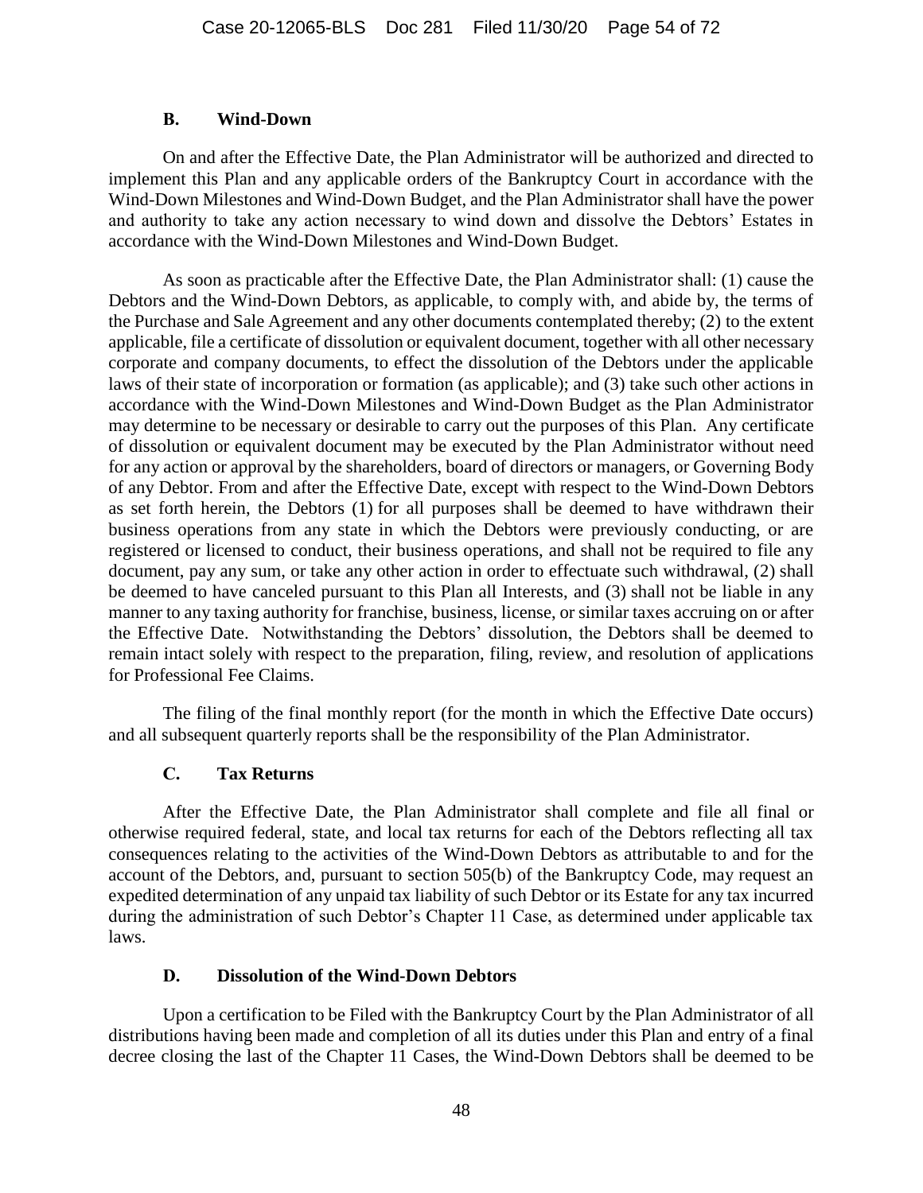### B. Wind-Down

On and after the Effective Date, the Plan Administrator will be authorized and directed to implement this Plan and any applicable orders of the Bankruptcy Court in accordance with the Wind-Down Milestones and Wind-Down Budget, and the Plan Administrator shall have the power and authority to take any action necessary to wind down and dissolve the Debtors' Estates in accordance with the Wind-Down Milestones and Wind-Down Budget.

As soon as practicable after the Effective Date, the Plan Administrator shall: (1) cause the Debtors and the Wind-Down Debtors, as applicable, to comply with, and abide by, the terms of the Purchase and Sale Agreement and any other documents contemplated thereby; (2) to the extent applicable, file a certificate of dissolution or equivalent document, together with all other necessary corporate and company documents, to effect the dissolution of the Debtors under the applicable laws of their state of incorporation or formation (as applicable); and (3) take such other actions in accordance with the Wind-Down Milestones and Wind-Down Budget as the Plan Administrator may determine to be necessary or desirable to carry out the purposes of this Plan. Any certificate of dissolution or equivalent document may be executed by the Plan Administrator without need for any action or approval by the shareholders, board of directors or managers, or Governing Body of any Debtor. From and after the Effective Date, except with respect to the Wind-Down Debtors as set forth herein, the Debtors (1) for all purposes shall be deemed to have withdrawn their business operations from any state in which the Debtors were previously conducting, or are registered or licensed to conduct, their business operations, and shall not be required to file any document, pay any sum, or take any other action in order to effectuate such withdrawal, (2) shall be deemed to have canceled pursuant to this Plan all Interests, and (3) shall not be liable in any manner to any taxing authority for franchise, business, license, or similar taxes accruing on or after the Effective Date. Notwithstanding the Debtors' dissolution, the Debtors shall be deemed to remain intact solely with respect to the preparation, filing, review, and resolution of applications for Professional Fee Claims.

The filing of the final monthly report (for the month in which the Effective Date occurs) and all subsequent quarterly reports shall be the responsibility of the Plan Administrator.

### C. Tax Returns

After the Effective Date, the Plan Administrator shall complete and file all final or otherwise required federal, state, and local tax returns for each of the Debtors reflecting all tax consequences relating to the activities of the Wind-Down Debtors as attributable to and for the account of the Debtors, and, pursuant to section 505(b) of the Bankruptcy Code, may request an expedited determination of any unpaid tax liability of such Debtor or its Estate for any tax incurred during the administration of such Debtor's Chapter 11 Case, as determined under applicable tax laws.

### D. Dissolution of the Wind-Down Debtors

Upon a certification to be Filed with the Bankruptcy Court by the Plan Administrator of all distributions having been made and completion of all its duties under this Plan and entry of a final decree closing the last of the Chapter 11 Cases, the Wind-Down Debtors shall be deemed to be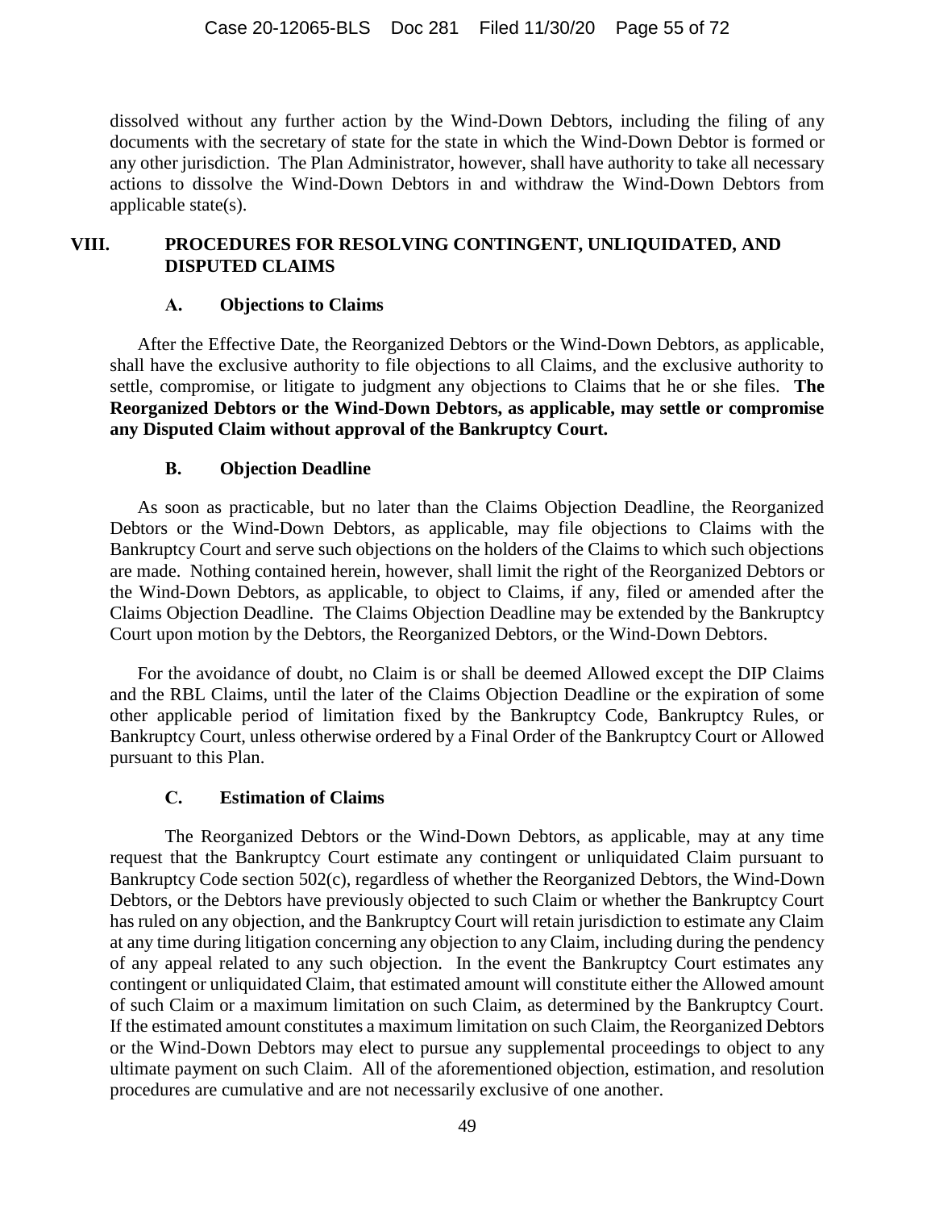dissolved without any further action by the Wind-Down Debtors, including the filing of any documents with the secretary of state for the state in which the Wind-Down Debtor is formed or any other jurisdiction. The Plan Administrator, however, shall have authority to take all necessary actions to dissolve the Wind-Down Debtors in and withdraw the Wind-Down Debtors from applicable state(s).

## VIII. PROCEDURES FOR RESOLVING CONTINGENT, UNLIQUIDATED, AND DISPUTED CLAIMS

### A. Objections to Claims

After the Effective Date, the Reorganized Debtors or the Wind-Down Debtors, as applicable, shall have the exclusive authority to file objections to all Claims, and the exclusive authority to settle, compromise, or litigate to judgment any objections to Claims that he or she files. **The Reorganized Debtors or the Wind-Down Debtors, as applicable, may settle or compromise any Disputed Claim without approval of the Bankruptcy Court.**

### B. Objection Deadline

As soon as practicable, but no later than the Claims Objection Deadline, the Reorganized Debtors or the Wind-Down Debtors, as applicable, may file objections to Claims with the Bankruptcy Court and serve such objections on the holders of the Claims to which such objections are made. Nothing contained herein, however, shall limit the right of the Reorganized Debtors or the Wind-Down Debtors, as applicable, to object to Claims, if any, filed or amended after the Claims Objection Deadline. The Claims Objection Deadline may be extended by the Bankruptcy Court upon motion by the Debtors, the Reorganized Debtors, or the Wind-Down Debtors.

For the avoidance of doubt, no Claim is or shall be deemed Allowed except the DIP Claims and the RBL Claims, until the later of the Claims Objection Deadline or the expiration of some other applicable period of limitation fixed by the Bankruptcy Code, Bankruptcy Rules, or Bankruptcy Court, unless otherwise ordered by a Final Order of the Bankruptcy Court or Allowed pursuant to this Plan.

### C. Estimation of Claims

The Reorganized Debtors or the Wind-Down Debtors, as applicable, may at any time request that the Bankruptcy Court estimate any contingent or unliquidated Claim pursuant to Bankruptcy Code section 502(c), regardless of whether the Reorganized Debtors, the Wind-Down Debtors, or the Debtors have previously objected to such Claim or whether the Bankruptcy Court has ruled on any objection, and the Bankruptcy Court will retain jurisdiction to estimate any Claim at any time during litigation concerning any objection to any Claim, including during the pendency of any appeal related to any such objection. In the event the Bankruptcy Court estimates any contingent or unliquidated Claim, that estimated amount will constitute either the Allowed amount of such Claim or a maximum limitation on such Claim, as determined by the Bankruptcy Court. If the estimated amount constitutes a maximum limitation on such Claim, the Reorganized Debtors or the Wind-Down Debtors may elect to pursue any supplemental proceedings to object to any ultimate payment on such Claim. All of the aforementioned objection, estimation, and resolution procedures are cumulative and are not necessarily exclusive of one another.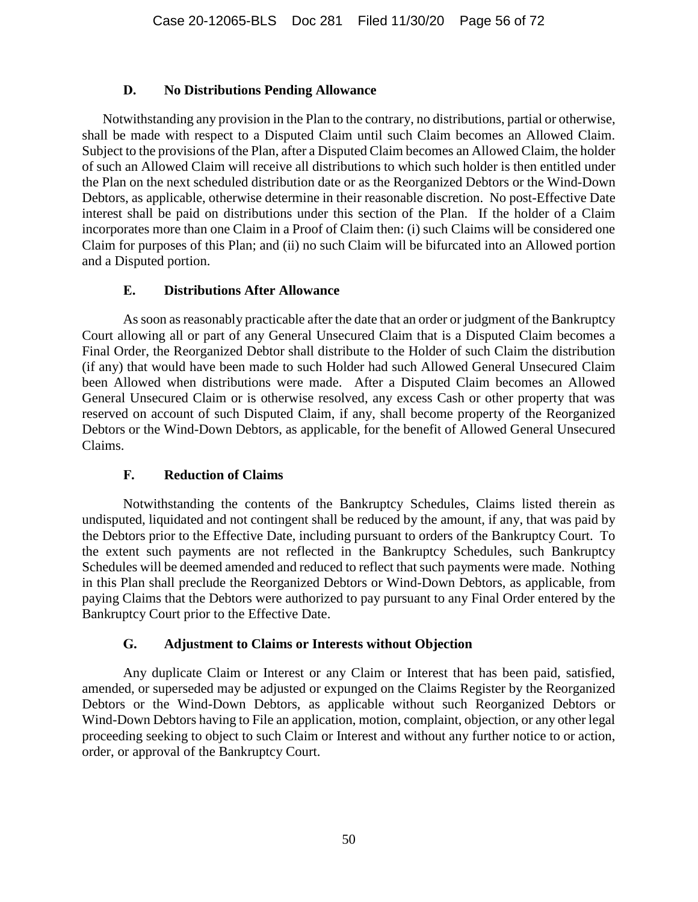### D. No Distributions Pending Allowance

Notwithstanding any provision in the Plan to the contrary, no distributions, partial or otherwise, shall be made with respect to a Disputed Claim until such Claim becomes an Allowed Claim. Subject to the provisions of the Plan, after a Disputed Claim becomes an Allowed Claim, the holder of such an Allowed Claim will receive all distributions to which such holder is then entitled under the Plan on the next scheduled distribution date or as the Reorganized Debtors or the Wind-Down Debtors, as applicable, otherwise determine in their reasonable discretion. No post-Effective Date interest shall be paid on distributions under this section of the Plan. If the holder of a Claim incorporates more than one Claim in a Proof of Claim then: (i) such Claims will be considered one Claim for purposes of this Plan; and (ii) no such Claim will be bifurcated into an Allowed portion and a Disputed portion.

### E. Distributions After Allowance

As soon as reasonably practicable after the date that an order or judgment of the Bankruptcy Court allowing all or part of any General Unsecured Claim that is a Disputed Claim becomes a Final Order, the Reorganized Debtor shall distribute to the Holder of such Claim the distribution (if any) that would have been made to such Holder had such Allowed General Unsecured Claim been Allowed when distributions were made. After a Disputed Claim becomes an Allowed General Unsecured Claim or is otherwise resolved, any excess Cash or other property that was reserved on account of such Disputed Claim, if any, shall become property of the Reorganized Debtors or the Wind-Down Debtors, as applicable, for the benefit of Allowed General Unsecured Claims.

### F. Reduction of Claims

Notwithstanding the contents of the Bankruptcy Schedules, Claims listed therein as undisputed, liquidated and not contingent shall be reduced by the amount, if any, that was paid by the Debtors prior to the Effective Date, including pursuant to orders of the Bankruptcy Court. To the extent such payments are not reflected in the Bankruptcy Schedules, such Bankruptcy Schedules will be deemed amended and reduced to reflect that such payments were made. Nothing in this Plan shall preclude the Reorganized Debtors or Wind-Down Debtors, as applicable, from paying Claims that the Debtors were authorized to pay pursuant to any Final Order entered by the Bankruptcy Court prior to the Effective Date.

### G. Adjustment to Claims or Interests without Objection

Any duplicate Claim or Interest or any Claim or Interest that has been paid, satisfied, amended, or superseded may be adjusted or expunged on the Claims Register by the Reorganized Debtors or the Wind-Down Debtors, as applicable without such Reorganized Debtors or Wind-Down Debtors having to File an application, motion, complaint, objection, or any other legal proceeding seeking to object to such Claim or Interest and without any further notice to or action, order, or approval of the Bankruptcy Court.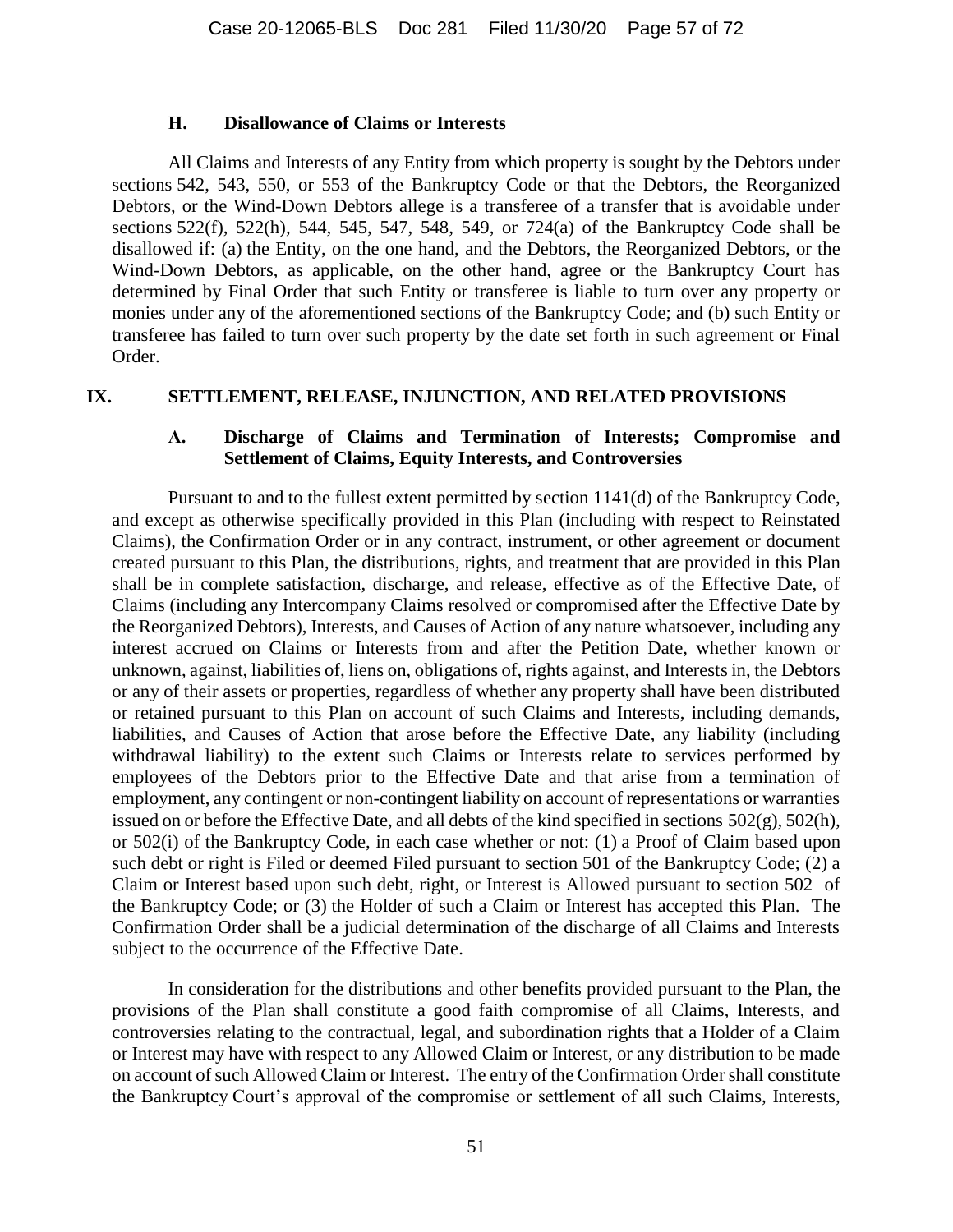### H. Disallowance of Claims or Interests

All Claims and Interests of any Entity from which property is sought by the Debtors under sections 542, 543, 550, or 553 of the Bankruptcy Code or that the Debtors, the Reorganized Debtors, or the Wind-Down Debtors allege is a transferee of a transfer that is avoidable under sections 522(f), 522(h), 544, 545, 547, 548, 549, or 724(a) of the Bankruptcy Code shall be disallowed if: (a) the Entity, on the one hand, and the Debtors, the Reorganized Debtors, or the Wind-Down Debtors, as applicable, on the other hand, agree or the Bankruptcy Court has determined by Final Order that such Entity or transferee is liable to turn over any property or monies under any of the aforementioned sections of the Bankruptcy Code; and (b) such Entity or transferee has failed to turn over such property by the date set forth in such agreement or Final Order.

## IX. SETTLEMENT, RELEASE, INJUNCTION, AND RELATED PROVISIONS

### A. Discharge of Claims and Termination of Interests; Compromise and Settlement of Claims, Equity Interests, and Controversies

Pursuant to and to the fullest extent permitted by section 1141(d) of the Bankruptcy Code, and except as otherwise specifically provided in this Plan (including with respect to Reinstated Claims), the Confirmation Order or in any contract, instrument, or other agreement or document created pursuant to this Plan, the distributions, rights, and treatment that are provided in this Plan shall be in complete satisfaction, discharge, and release, effective as of the Effective Date, of Claims (including any Intercompany Claims resolved or compromised after the Effective Date by the Reorganized Debtors), Interests, and Causes of Action of any nature whatsoever, including any interest accrued on Claims or Interests from and after the Petition Date, whether known or unknown, against, liabilities of, liens on, obligations of, rights against, and Interests in, the Debtors or any of their assets or properties, regardless of whether any property shall have been distributed or retained pursuant to this Plan on account of such Claims and Interests, including demands, liabilities, and Causes of Action that arose before the Effective Date, any liability (including withdrawal liability) to the extent such Claims or Interests relate to services performed by employees of the Debtors prior to the Effective Date and that arise from a termination of employment, any contingent or non-contingent liability on account of representations or warranties issued on or before the Effective Date, and all debts of the kind specified in sections 502(g), 502(h), or 502(i) of the Bankruptcy Code, in each case whether or not: (1) a Proof of Claim based upon such debt or right is Filed or deemed Filed pursuant to section 501 of the Bankruptcy Code; (2) a Claim or Interest based upon such debt, right, or Interest is Allowed pursuant to section 502 of the Bankruptcy Code; or (3) the Holder of such a Claim or Interest has accepted this Plan. The Confirmation Order shall be a judicial determination of the discharge of all Claims and Interests subject to the occurrence of the Effective Date.

In consideration for the distributions and other benefits provided pursuant to the Plan, the provisions of the Plan shall constitute a good faith compromise of all Claims, Interests, and controversies relating to the contractual, legal, and subordination rights that a Holder of a Claim or Interest may have with respect to any Allowed Claim or Interest, or any distribution to be made on account of such Allowed Claim or Interest. The entry of the Confirmation Order shall constitute the Bankruptcy Court's approval of the compromise or settlement of all such Claims, Interests,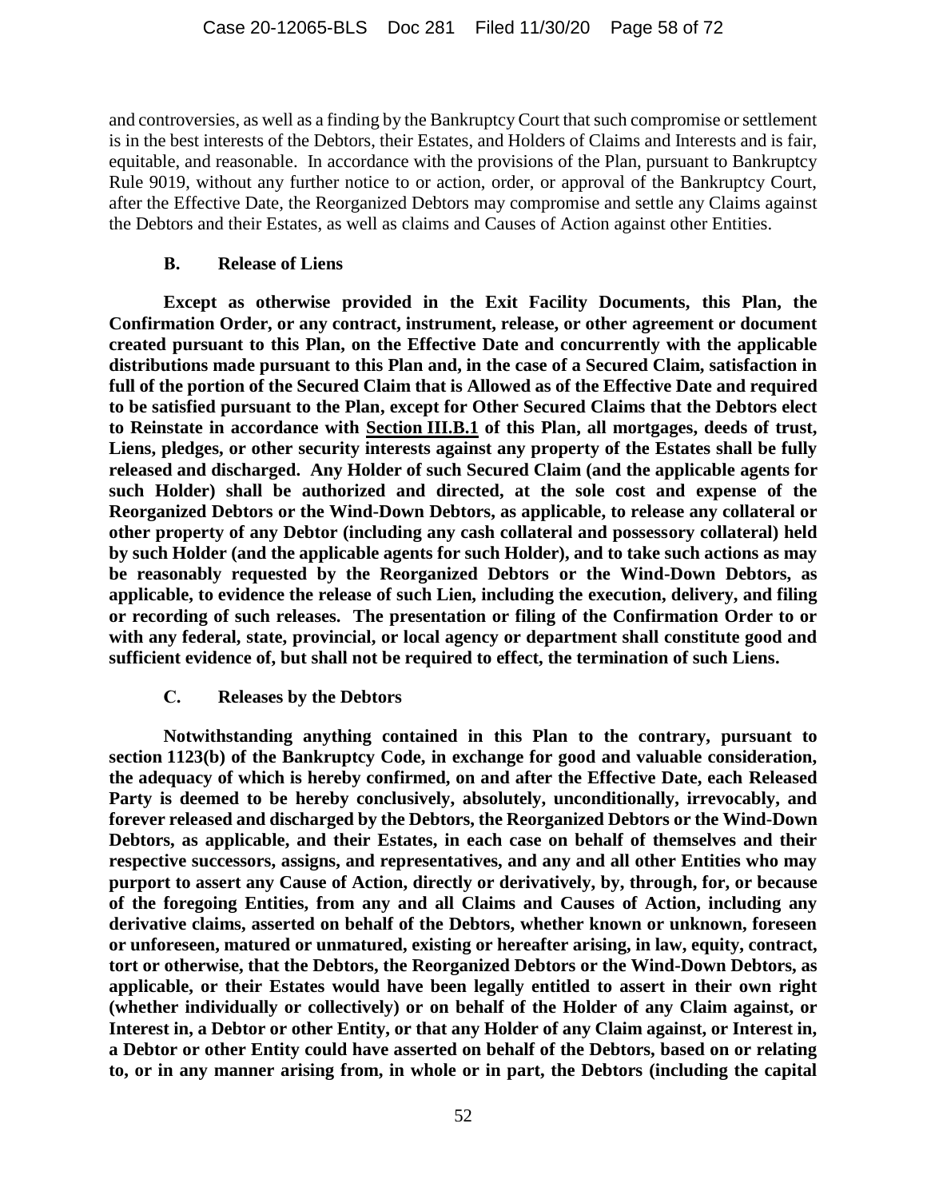and controversies, as well as a finding by the Bankruptcy Court that such compromise or settlement is in the best interests of the Debtors, their Estates, and Holders of Claims and Interests and is fair, equitable, and reasonable. In accordance with the provisions of the Plan, pursuant to Bankruptcy Rule 9019, without any further notice to or action, order, or approval of the Bankruptcy Court, after the Effective Date, the Reorganized Debtors may compromise and settle any Claims against the Debtors and their Estates, as well as claims and Causes of Action against other Entities.

### B. Release of Liens

**Except as otherwise provided in the Exit Facility Documents, this Plan, the Confirmation Order, or any contract, instrument, release, or other agreement or document created pursuant to this Plan, on the Effective Date and concurrently with the applicable distributions made pursuant to this Plan and, in the case of a Secured Claim, satisfaction in full of the portion of the Secured Claim that is Allowed as of the Effective Date and required to be satisfied pursuant to the Plan, except for Other Secured Claims that the Debtors elect to Reinstate in accordance with <u>Section III.B.1</u> of this Plan, all mortgages, deeds of trust, Liens, pledges, or other security interests against any property of the Estates shall be fully released and discharged. Any Holder of such Secured Claim (and the applicable agents for such Holder) shall be authorized and directed, at the sole cost and expense of the Reorganized Debtors or the Wind-Down Debtors, as applicable, to release any collateral or other property of any Debtor (including any cash collateral and possessory collateral) held by such Holder (and the applicable agents for such Holder), and to take such actions as may be reasonably requested by the Reorganized Debtors or the Wind-Down Debtors, as applicable, to evidence the release of such Lien, including the execution, delivery, and filing or recording of such releases. The presentation or filing of the Confirmation Order to or with any federal, state, provincial, or local agency or department shall constitute good and sufficient evidence of, but shall not be required to effect, the termination of such Liens.**

### C. Releases by the Debtors

**Notwithstanding anything contained in this Plan to the contrary, pursuant to section 1123(b) of the Bankruptcy Code, in exchange for good and valuable consideration, the adequacy of which is hereby confirmed, on and after the Effective Date, each Released Party is deemed to be hereby conclusively, absolutely, unconditionally, irrevocably, and forever released and discharged by the Debtors, the Reorganized Debtors or the Wind-Down Debtors, as applicable, and their Estates, in each case on behalf of themselves and their respective successors, assigns, and representatives, and any and all other Entities who may purport to assert any Cause of Action, directly or derivatively, by, through, for, or because of the foregoing Entities, from any and all Claims and Causes of Action, including any derivative claims, asserted on behalf of the Debtors, whether known or unknown, foreseen or unforeseen, matured or unmatured, existing or hereafter arising, in law, equity, contract, tort or otherwise, that the Debtors, the Reorganized Debtors or the Wind-Down Debtors, as applicable, or their Estates would have been legally entitled to assert in their own right (whether individually or collectively) or on behalf of the Holder of any Claim against, or Interest in, a Debtor or other Entity, or that any Holder of any Claim against, or Interest in, a Debtor or other Entity could have asserted on behalf of the Debtors, based on or relating to, or in any manner arising from, in whole or in part, the Debtors (including the capital**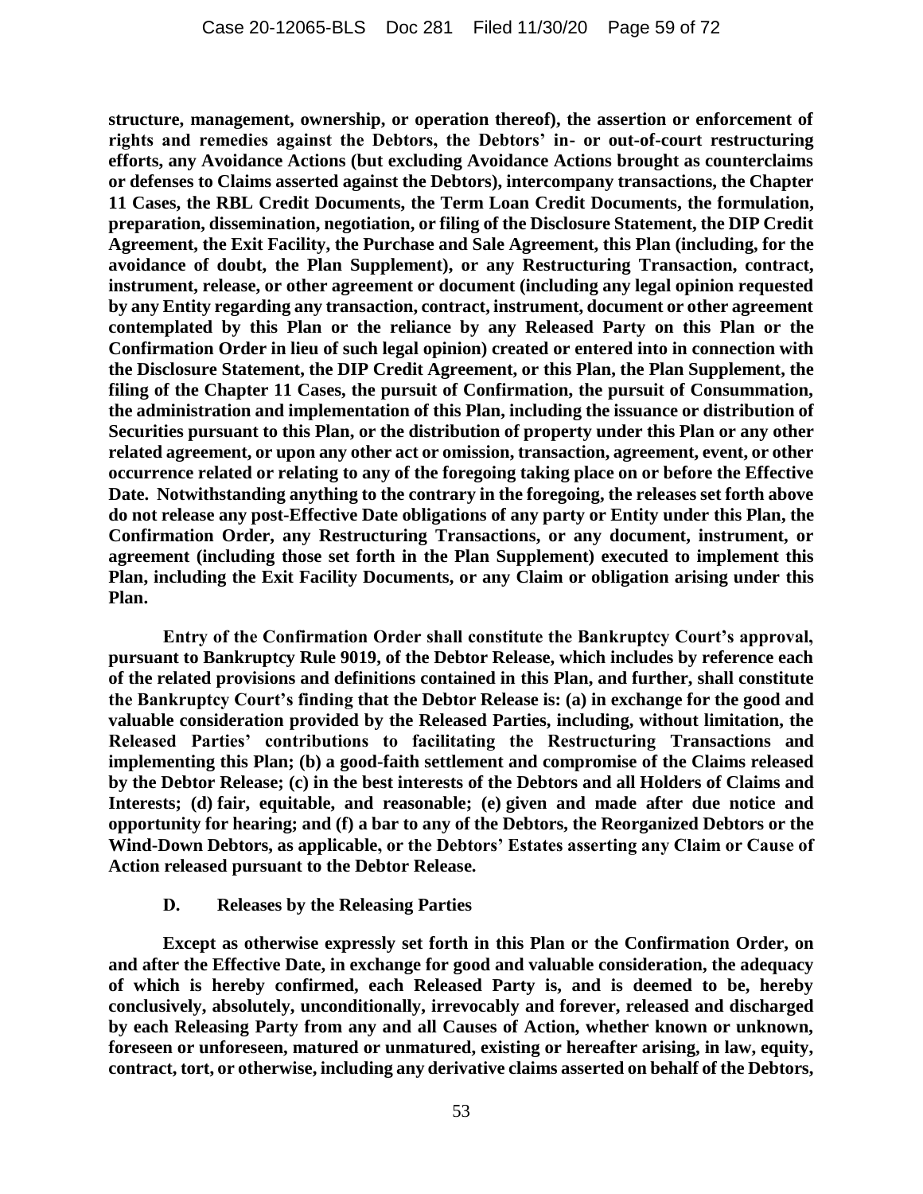**structure, management, ownership, or operation thereof), the assertion or enforcement of rights and remedies against the Debtors, the Debtors' in- or out-of-court restructuring efforts, any Avoidance Actions (but excluding Avoidance Actions brought as counterclaims or defenses to Claims asserted against the Debtors), intercompany transactions, the Chapter 11 Cases, the RBL Credit Documents, the Term Loan Credit Documents, the formulation, preparation, dissemination, negotiation, or filing of the Disclosure Statement, the DIP Credit Agreement, the Exit Facility, the Purchase and Sale Agreement, this Plan (including, for the avoidance of doubt, the Plan Supplement), or any Restructuring Transaction, contract, instrument, release, or other agreement or document (including any legal opinion requested by any Entity regarding any transaction, contract, instrument, document or other agreement contemplated by this Plan or the reliance by any Released Party on this Plan or the Confirmation Order in lieu of such legal opinion) created or entered into in connection with the Disclosure Statement, the DIP Credit Agreement, or this Plan, the Plan Supplement, the filing of the Chapter 11 Cases, the pursuit of Confirmation, the pursuit of Consummation, the administration and implementation of this Plan, including the issuance or distribution of Securities pursuant to this Plan, or the distribution of property under this Plan or any other related agreement, or upon any other act or omission, transaction, agreement, event, or other occurrence related or relating to any of the foregoing taking place on or before the Effective Date. Notwithstanding anything to the contrary in the foregoing, the releases set forth above do not release any post-Effective Date obligations of any party or Entity under this Plan, the Confirmation Order, any Restructuring Transactions, or any document, instrument, or agreement (including those set forth in the Plan Supplement) executed to implement this Plan, including the Exit Facility Documents, or any Claim or obligation arising under this Plan.**

**Entry of the Confirmation Order shall constitute the Bankruptcy Court's approval, pursuant to Bankruptcy Rule 9019, of the Debtor Release, which includes by reference each of the related provisions and definitions contained in this Plan, and further, shall constitute the Bankruptcy Court's finding that the Debtor Release is: (a) in exchange for the good and valuable consideration provided by the Released Parties, including, without limitation, the Released Parties' contributions to facilitating the Restructuring Transactions and implementing this Plan; (b) a good-faith settlement and compromise of the Claims released by the Debtor Release; (c) in the best interests of the Debtors and all Holders of Claims and Interests; (d) fair, equitable, and reasonable; (e) given and made after due notice and opportunity for hearing; and (f) a bar to any of the Debtors, the Reorganized Debtors or the Wind-Down Debtors, as applicable, or the Debtors' Estates asserting any Claim or Cause of Action released pursuant to the Debtor Release.**

### D. Releases by the Releasing Parties

**Except as otherwise expressly set forth in this Plan or the Confirmation Order, on and after the Effective Date, in exchange for good and valuable consideration, the adequacy of which is hereby confirmed, each Released Party is, and is deemed to be, hereby conclusively, absolutely, unconditionally, irrevocably and forever, released and discharged by each Releasing Party from any and all Causes of Action, whether known or unknown, foreseen or unforeseen, matured or unmatured, existing or hereafter arising, in law, equity, contract, tort, or otherwise, including any derivative claims asserted on behalf of the Debtors,**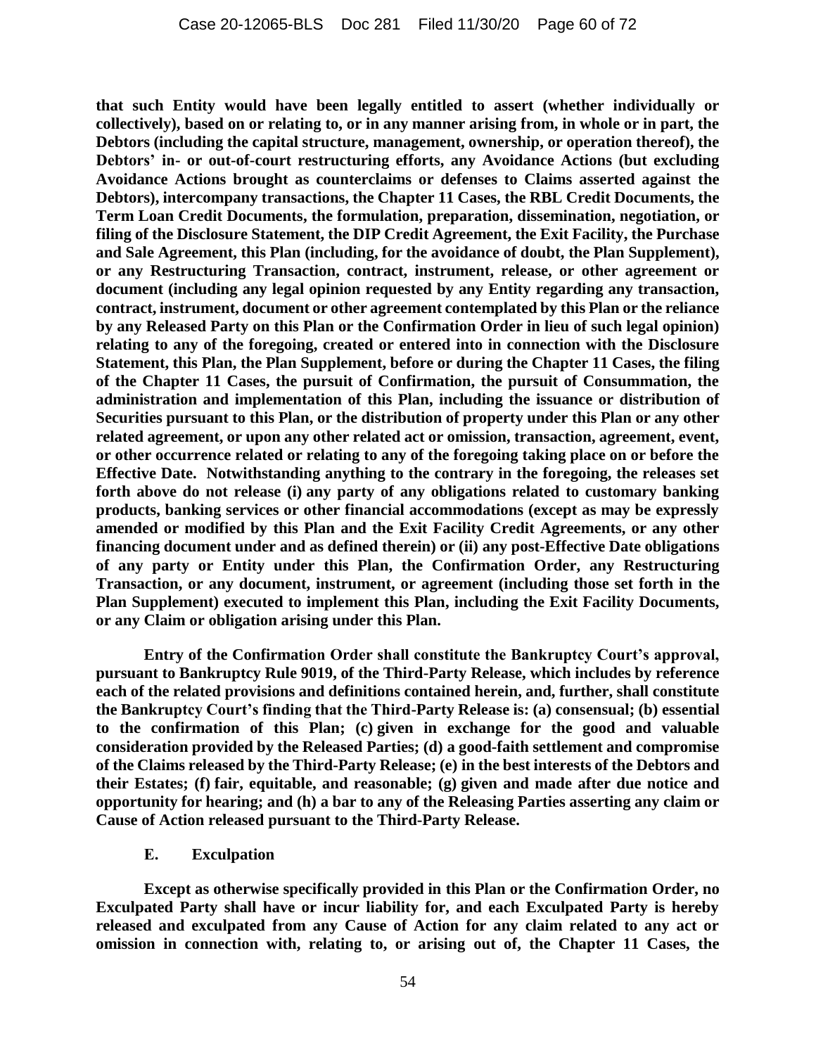**that such Entity would have been legally entitled to assert (whether individually or collectively), based on or relating to, or in any manner arising from, in whole or in part, the Debtors (including the capital structure, management, ownership, or operation thereof), the Debtors' in- or out-of-court restructuring efforts, any Avoidance Actions (but excluding Avoidance Actions brought as counterclaims or defenses to Claims asserted against the Debtors), intercompany transactions, the Chapter 11 Cases, the RBL Credit Documents, the Term Loan Credit Documents, the formulation, preparation, dissemination, negotiation, or filing of the Disclosure Statement, the DIP Credit Agreement, the Exit Facility, the Purchase and Sale Agreement, this Plan (including, for the avoidance of doubt, the Plan Supplement), or any Restructuring Transaction, contract, instrument, release, or other agreement or document (including any legal opinion requested by any Entity regarding any transaction, contract, instrument, document or other agreement contemplated by this Plan or the reliance by any Released Party on this Plan or the Confirmation Order in lieu of such legal opinion) relating to any of the foregoing, created or entered into in connection with the Disclosure Statement, this Plan, the Plan Supplement, before or during the Chapter 11 Cases, the filing of the Chapter 11 Cases, the pursuit of Confirmation, the pursuit of Consummation, the administration and implementation of this Plan, including the issuance or distribution of Securities pursuant to this Plan, or the distribution of property under this Plan or any other related agreement, or upon any other related act or omission, transaction, agreement, event, or other occurrence related or relating to any of the foregoing taking place on or before the Effective Date. Notwithstanding anything to the contrary in the foregoing, the releases set forth above do not release (i) any party of any obligations related to customary banking products, banking services or other financial accommodations (except as may be expressly amended or modified by this Plan and the Exit Facility Credit Agreements, or any other financing document under and as defined therein) or (ii) any post-Effective Date obligations of any party or Entity under this Plan, the Confirmation Order, any Restructuring Transaction, or any document, instrument, or agreement (including those set forth in the Plan Supplement) executed to implement this Plan, including the Exit Facility Documents, or any Claim or obligation arising under this Plan.**

**Entry of the Confirmation Order shall constitute the Bankruptcy Court's approval, pursuant to Bankruptcy Rule 9019, of the Third-Party Release, which includes by reference each of the related provisions and definitions contained herein, and, further, shall constitute the Bankruptcy Court's finding that the Third-Party Release is: (a) consensual; (b) essential to the confirmation of this Plan; (c) given in exchange for the good and valuable consideration provided by the Released Parties; (d) a good-faith settlement and compromise of the Claims released by the Third-Party Release; (e) in the best interests of the Debtors and their Estates; (f) fair, equitable, and reasonable; (g) given and made after due notice and opportunity for hearing; and (h) a bar to any of the Releasing Parties asserting any claim or Cause of Action released pursuant to the Third-Party Release.**

### E. Exculpation

**Except as otherwise specifically provided in this Plan or the Confirmation Order, no Exculpated Party shall have or incur liability for, and each Exculpated Party is hereby released and exculpated from any Cause of Action for any claim related to any act or omission in connection with, relating to, or arising out of, the Chapter 11 Cases, the**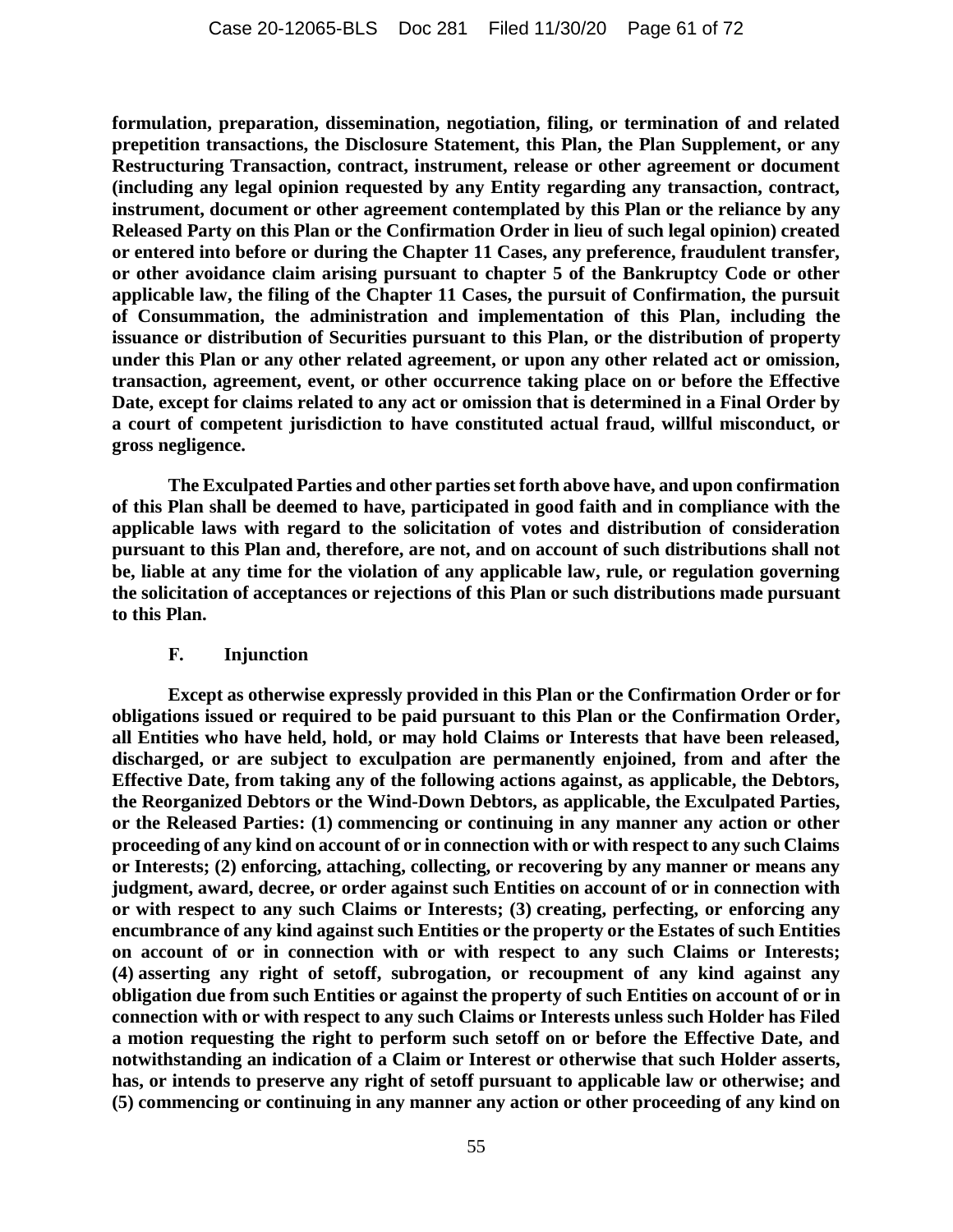**formulation, preparation, dissemination, negotiation, filing, or termination of and related prepetition transactions, the Disclosure Statement, this Plan, the Plan Supplement, or any Restructuring Transaction, contract, instrument, release or other agreement or document (including any legal opinion requested by any Entity regarding any transaction, contract, instrument, document or other agreement contemplated by this Plan or the reliance by any Released Party on this Plan or the Confirmation Order in lieu of such legal opinion) created or entered into before or during the Chapter 11 Cases, any preference, fraudulent transfer, or other avoidance claim arising pursuant to chapter 5 of the Bankruptcy Code or other applicable law, the filing of the Chapter 11 Cases, the pursuit of Confirmation, the pursuit of Consummation, the administration and implementation of this Plan, including the issuance or distribution of Securities pursuant to this Plan, or the distribution of property under this Plan or any other related agreement, or upon any other related act or omission, transaction, agreement, event, or other occurrence taking place on or before the Effective Date, except for claims related to any act or omission that is determined in a Final Order by a court of competent jurisdiction to have constituted actual fraud, willful misconduct, or gross negligence.**

**The Exculpated Parties and other parties set forth above have, and upon confirmation of this Plan shall be deemed to have, participated in good faith and in compliance with the applicable laws with regard to the solicitation of votes and distribution of consideration pursuant to this Plan and, therefore, are not, and on account of such distributions shall not be, liable at any time for the violation of any applicable law, rule, or regulation governing the solicitation of acceptances or rejections of this Plan or such distributions made pursuant to this Plan.**

### F. Injunction

**Except as otherwise expressly provided in this Plan or the Confirmation Order or for obligations issued or required to be paid pursuant to this Plan or the Confirmation Order, all Entities who have held, hold, or may hold Claims or Interests that have been released, discharged, or are subject to exculpation are permanently enjoined, from and after the Effective Date, from taking any of the following actions against, as applicable, the Debtors, the Reorganized Debtors or the Wind-Down Debtors, as applicable, the Exculpated Parties, or the Released Parties: (1) commencing or continuing in any manner any action or other proceeding of any kind on account of or in connection with or with respect to any such Claims or Interests; (2) enforcing, attaching, collecting, or recovering by any manner or means any judgment, award, decree, or order against such Entities on account of or in connection with or with respect to any such Claims or Interests; (3) creating, perfecting, or enforcing any encumbrance of any kind against such Entities or the property or the Estates of such Entities on account of or in connection with or with respect to any such Claims or Interests; (4) asserting any right of setoff, subrogation, or recoupment of any kind against any obligation due from such Entities or against the property of such Entities on account of or in connection with or with respect to any such Claims or Interests unless such Holder has Filed a motion requesting the right to perform such setoff on or before the Effective Date, and notwithstanding an indication of a Claim or Interest or otherwise that such Holder asserts, has, or intends to preserve any right of setoff pursuant to applicable law or otherwise; and (5) commencing or continuing in any manner any action or other proceeding of any kind on**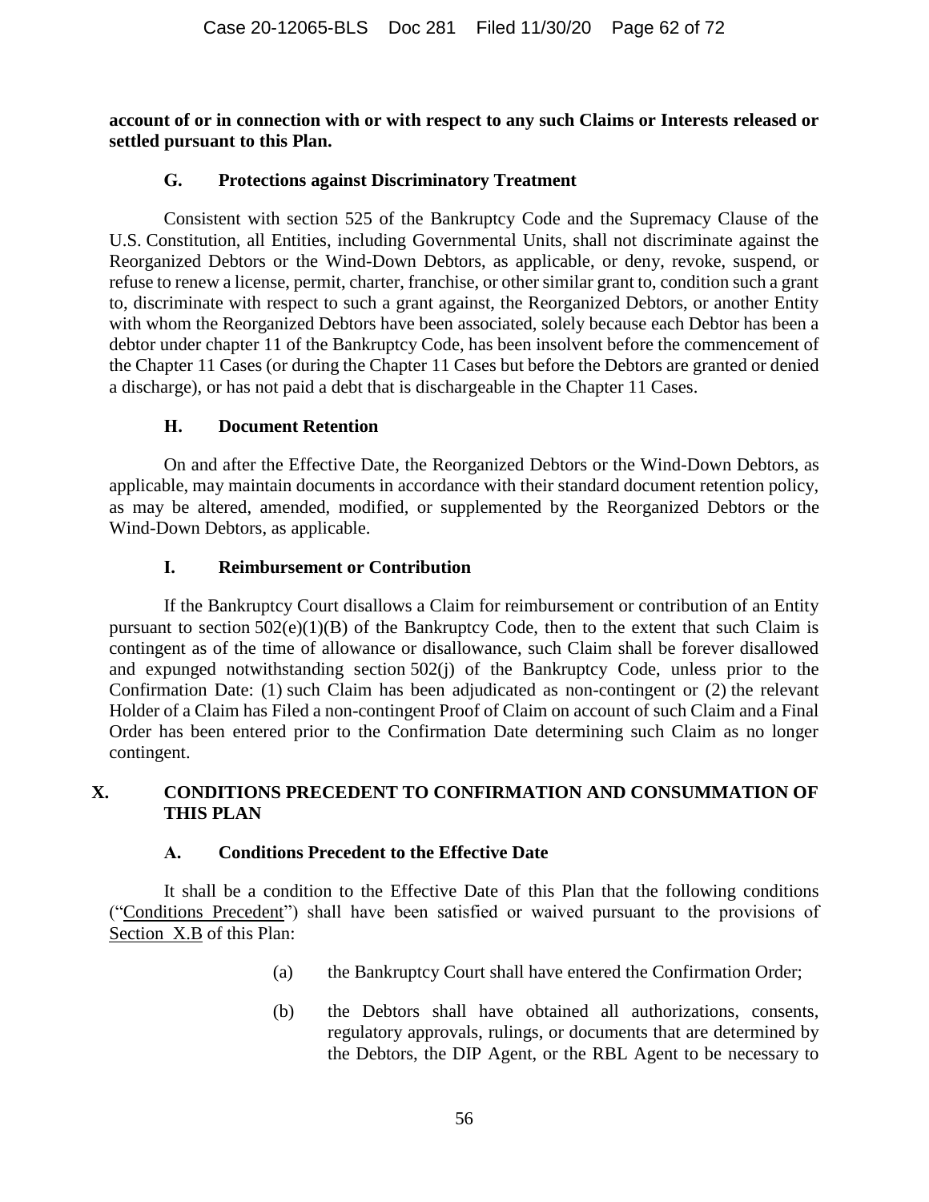**account of or in connection with or with respect to any such Claims or Interests released or settled pursuant to this Plan.**

### G. Protections against Discriminatory Treatment

Consistent with section 525 of the Bankruptcy Code and the Supremacy Clause of the U.S. Constitution, all Entities, including Governmental Units, shall not discriminate against the Reorganized Debtors or the Wind-Down Debtors, as applicable, or deny, revoke, suspend, or refuse to renew a license, permit, charter, franchise, or other similar grant to, condition such a grant to, discriminate with respect to such a grant against, the Reorganized Debtors, or another Entity with whom the Reorganized Debtors have been associated, solely because each Debtor has been a debtor under chapter 11 of the Bankruptcy Code, has been insolvent before the commencement of the Chapter 11 Cases (or during the Chapter 11 Cases but before the Debtors are granted or denied a discharge), or has not paid a debt that is dischargeable in the Chapter 11 Cases.

### H. Document Retention

On and after the Effective Date, the Reorganized Debtors or the Wind-Down Debtors, as applicable, may maintain documents in accordance with their standard document retention policy, as may be altered, amended, modified, or supplemented by the Reorganized Debtors or the Wind-Down Debtors, as applicable.

### I. Reimbursement or Contribution

If the Bankruptcy Court disallows a Claim for reimbursement or contribution of an Entity pursuant to section 502(e)(1)(B) of the Bankruptcy Code, then to the extent that such Claim is contingent as of the time of allowance or disallowance, such Claim shall be forever disallowed and expunged notwithstanding section 502(j) of the Bankruptcy Code, unless prior to the Confirmation Date: (1) such Claim has been adjudicated as non-contingent or (2) the relevant Holder of a Claim has Filed a non-contingent Proof of Claim on account of such Claim and a Final Order has been entered prior to the Confirmation Date determining such Claim as no longer contingent.

## X. CONDITIONS PRECEDENT TO CONFIRMATION AND CONSUMMATION OF THIS PLAN

### A. Conditions Precedent to the Effective Date

It shall be a condition to the Effective Date of this Plan that the following conditions ("Conditions Precedent") shall have been satisfied or waived pursuant to the provisions of Section X.B of this Plan:

(a) the Bankruptcy Court shall have entered the Confirmation Order;

(b) the Debtors shall have obtained all authorizations, consents, regulatory approvals, rulings, or documents that are determined by the Debtors, the DIP Agent, or the RBL Agent to be necessary to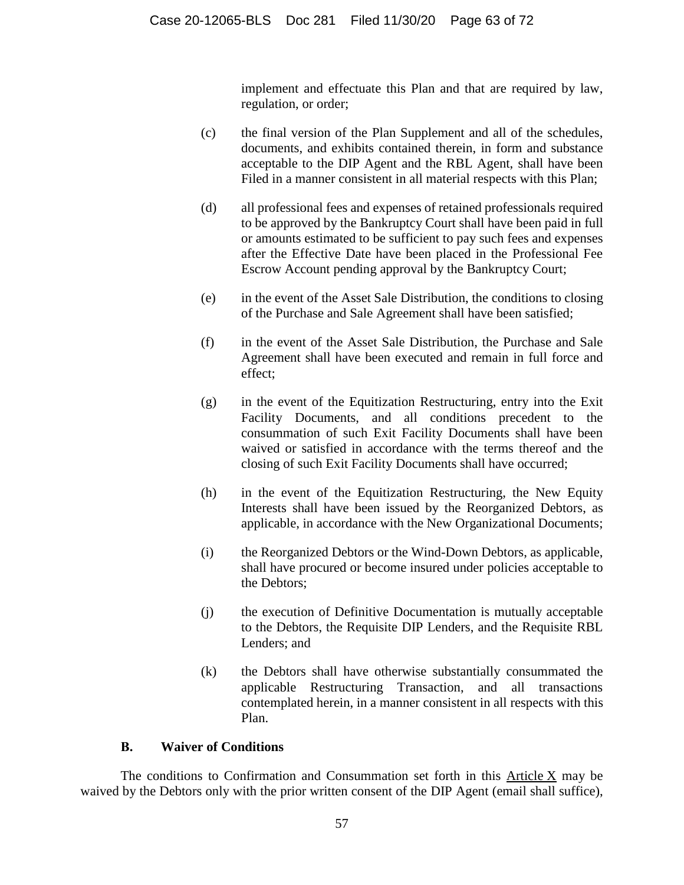implement and effectuate this Plan and that are required by law, regulation, or order;

(c) the final version of the Plan Supplement and all of the schedules, documents, and exhibits contained therein, in form and substance acceptable to the DIP Agent and the RBL Agent, shall have been Filed in a manner consistent in all material respects with this Plan;

(d) all professional fees and expenses of retained professionals required to be approved by the Bankruptcy Court shall have been paid in full or amounts estimated to be sufficient to pay such fees and expenses after the Effective Date have been placed in the Professional Fee Escrow Account pending approval by the Bankruptcy Court;

(e) in the event of the Asset Sale Distribution, the conditions to closing of the Purchase and Sale Agreement shall have been satisfied;

(f) in the event of the Asset Sale Distribution, the Purchase and Sale Agreement shall have been executed and remain in full force and effect;

(g) in the event of the Equitization Restructuring, entry into the Exit Facility Documents, and all conditions precedent to the consummation of such Exit Facility Documents shall have been waived or satisfied in accordance with the terms thereof and the closing of such Exit Facility Documents shall have occurred;

(h) in the event of the Equitization Restructuring, the New Equity Interests shall have been issued by the Reorganized Debtors, as applicable, in accordance with the New Organizational Documents;

(i) the Reorganized Debtors or the Wind-Down Debtors, as applicable, shall have procured or become insured under policies acceptable to the Debtors;

(j) the execution of Definitive Documentation is mutually acceptable to the Debtors, the Requisite DIP Lenders, and the Requisite RBL Lenders; and

(k) the Debtors shall have otherwise substantially consummated the applicable Restructuring Transaction, and all transactions contemplated herein, in a manner consistent in all respects with this Plan.

## B. Waiver of Conditions

The conditions to Confirmation and Consummation set forth in this Article X may be waived by the Debtors only with the prior written consent of the DIP Agent (email shall suffice),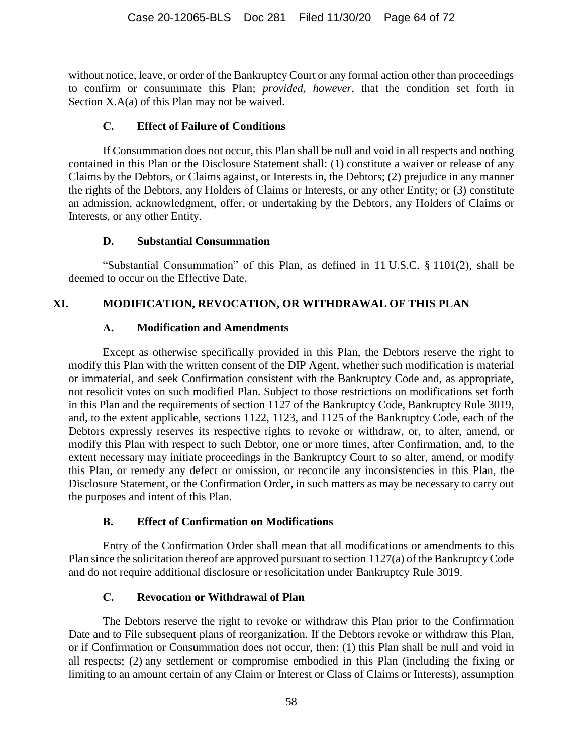without notice, leave, or order of the Bankruptcy Court or any formal action other than proceedings to confirm or consummate this Plan; *provided, however*, that the condition set forth in Section X.A(a) of this Plan may not be waived.

### C. Effect of Failure of Conditions

If Consummation does not occur, this Plan shall be null and void in all respects and nothing contained in this Plan or the Disclosure Statement shall: (1) constitute a waiver or release of any Claims by the Debtors, or Claims against, or Interests in, the Debtors; (2) prejudice in any manner the rights of the Debtors, any Holders of Claims or Interests, or any other Entity; or (3) constitute an admission, acknowledgment, offer, or undertaking by the Debtors, any Holders of Claims or Interests, or any other Entity.

### D. Substantial Consummation

"Substantial Consummation" of this Plan, as defined in 11 U.S.C. § 1101(2), shall be deemed to occur on the Effective Date.

## XI. MODIFICATION, REVOCATION, OR WITHDRAWAL OF THIS PLAN

### A. Modification and Amendments

Except as otherwise specifically provided in this Plan, the Debtors reserve the right to modify this Plan with the written consent of the DIP Agent, whether such modification is material or immaterial, and seek Confirmation consistent with the Bankruptcy Code and, as appropriate, not resolicit votes on such modified Plan. Subject to those restrictions on modifications set forth in this Plan and the requirements of section 1127 of the Bankruptcy Code, Bankruptcy Rule 3019, and, to the extent applicable, sections 1122, 1123, and 1125 of the Bankruptcy Code, each of the Debtors expressly reserves its respective rights to revoke or withdraw, or, to alter, amend, or modify this Plan with respect to such Debtor, one or more times, after Confirmation, and, to the extent necessary may initiate proceedings in the Bankruptcy Court to so alter, amend, or modify this Plan, or remedy any defect or omission, or reconcile any inconsistencies in this Plan, the Disclosure Statement, or the Confirmation Order, in such matters as may be necessary to carry out the purposes and intent of this Plan.

### B. Effect of Confirmation on Modifications

Entry of the Confirmation Order shall mean that all modifications or amendments to this Plan since the solicitation thereof are approved pursuant to section 1127(a) of the Bankruptcy Code and do not require additional disclosure or resolicitation under Bankruptcy Rule 3019.

### C. Revocation or Withdrawal of Plan

The Debtors reserve the right to revoke or withdraw this Plan prior to the Confirmation Date and to File subsequent plans of reorganization. If the Debtors revoke or withdraw this Plan, or if Confirmation or Consummation does not occur, then: (1) this Plan shall be null and void in all respects; (2) any settlement or compromise embodied in this Plan (including the fixing or limiting to an amount certain of any Claim or Interest or Class of Claims or Interests), assumption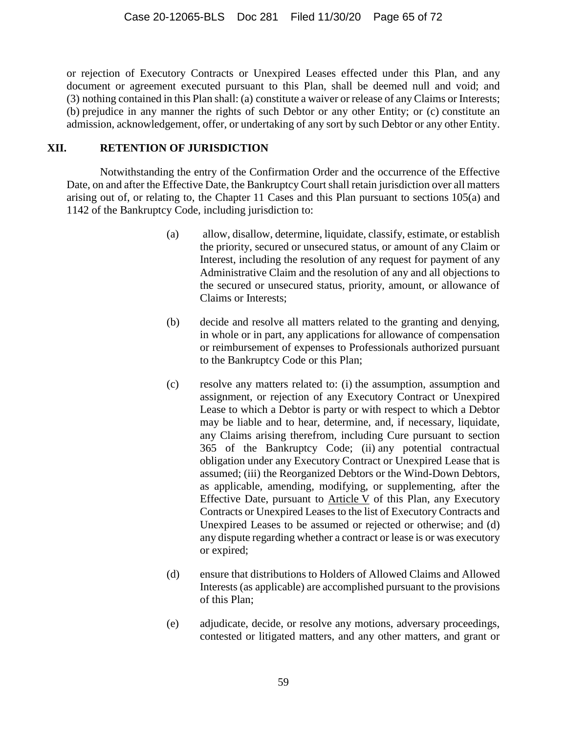or rejection of Executory Contracts or Unexpired Leases effected under this Plan, and any document or agreement executed pursuant to this Plan, shall be deemed null and void; and (3) nothing contained in this Plan shall: (a) constitute a waiver or release of any Claims or Interests; (b) prejudice in any manner the rights of such Debtor or any other Entity; or (c) constitute an admission, acknowledgement, offer, or undertaking of any sort by such Debtor or any other Entity.

## XII. RETENTION OF JURISDICTION

Notwithstanding the entry of the Confirmation Order and the occurrence of the Effective Date, on and after the Effective Date, the Bankruptcy Court shall retain jurisdiction over all matters arising out of, or relating to, the Chapter 11 Cases and this Plan pursuant to sections 105(a) and 1142 of the Bankruptcy Code, including jurisdiction to:

(a) allow, disallow, determine, liquidate, classify, estimate, or establish the priority, secured or unsecured status, or amount of any Claim or Interest, including the resolution of any request for payment of any Administrative Claim and the resolution of any and all objections to the secured or unsecured status, priority, amount, or allowance of Claims or Interests;

(b) decide and resolve all matters related to the granting and denying, in whole or in part, any applications for allowance of compensation or reimbursement of expenses to Professionals authorized pursuant to the Bankruptcy Code or this Plan;

(c) resolve any matters related to: (i) the assumption, assumption and assignment, or rejection of any Executory Contract or Unexpired Lease to which a Debtor is party or with respect to which a Debtor may be liable and to hear, determine, and, if necessary, liquidate, any Claims arising therefrom, including Cure pursuant to section 365 of the Bankruptcy Code; (ii) any potential contractual obligation under any Executory Contract or Unexpired Lease that is assumed; (iii) the Reorganized Debtors or the Wind-Down Debtors, as applicable, amending, modifying, or supplementing, after the Effective Date, pursuant to Article V of this Plan, any Executory Contracts or Unexpired Leases to the list of Executory Contracts and Unexpired Leases to be assumed or rejected or otherwise; and (d) any dispute regarding whether a contract or lease is or was executory or expired;

(d) ensure that distributions to Holders of Allowed Claims and Allowed Interests (as applicable) are accomplished pursuant to the provisions of this Plan;

(e) adjudicate, decide, or resolve any motions, adversary proceedings, contested or litigated matters, and any other matters, and grant or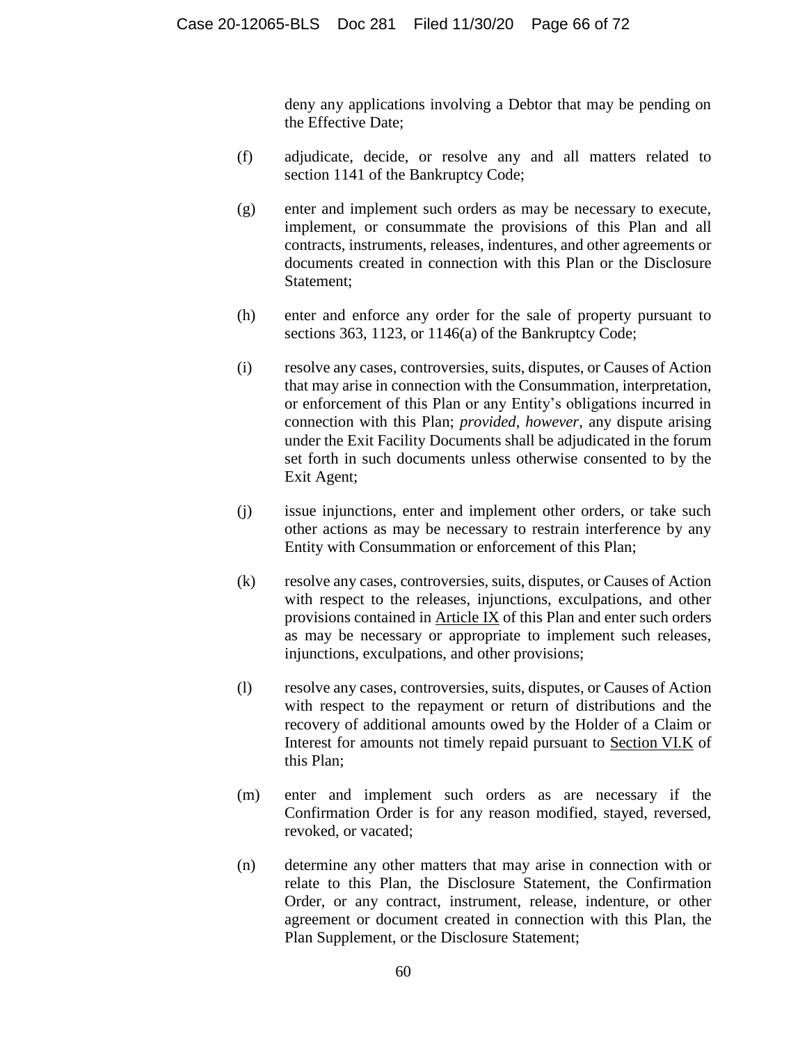deny any applications involving a Debtor that may be pending on the Effective Date;

(f) adjudicate, decide, or resolve any and all matters related to section 1141 of the Bankruptcy Code;

(g) enter and implement such orders as may be necessary to execute, implement, or consummate the provisions of this Plan and all contracts, instruments, releases, indentures, and other agreements or documents created in connection with this Plan or the Disclosure Statement;

(h) enter and enforce any order for the sale of property pursuant to sections 363, 1123, or 1146(a) of the Bankruptcy Code;

(i) resolve any cases, controversies, suits, disputes, or Causes of Action that may arise in connection with the Consummation, interpretation, or enforcement of this Plan or any Entity's obligations incurred in connection with this Plan; *provided, however*, any dispute arising under the Exit Facility Documents shall be adjudicated in the forum set forth in such documents unless otherwise consented to by the Exit Agent;

(j) issue injunctions, enter and implement other orders, or take such other actions as may be necessary to restrain interference by any Entity with Consummation or enforcement of this Plan;

(k) resolve any cases, controversies, suits, disputes, or Causes of Action with respect to the releases, injunctions, exculpations, and other provisions contained in Article IX of this Plan and enter such orders as may be necessary or appropriate to implement such releases, injunctions, exculpations, and other provisions;

(l) resolve any cases, controversies, suits, disputes, or Causes of Action with respect to the repayment or return of distributions and the recovery of additional amounts owed by the Holder of a Claim or Interest for amounts not timely repaid pursuant to Section VI.K of this Plan;

(m) enter and implement such orders as are necessary if the Confirmation Order is for any reason modified, stayed, reversed, revoked, or vacated;

(n) determine any other matters that may arise in connection with or relate to this Plan, the Disclosure Statement, the Confirmation Order, or any contract, instrument, release, indenture, or other agreement or document created in connection with this Plan, the Plan Supplement, or the Disclosure Statement;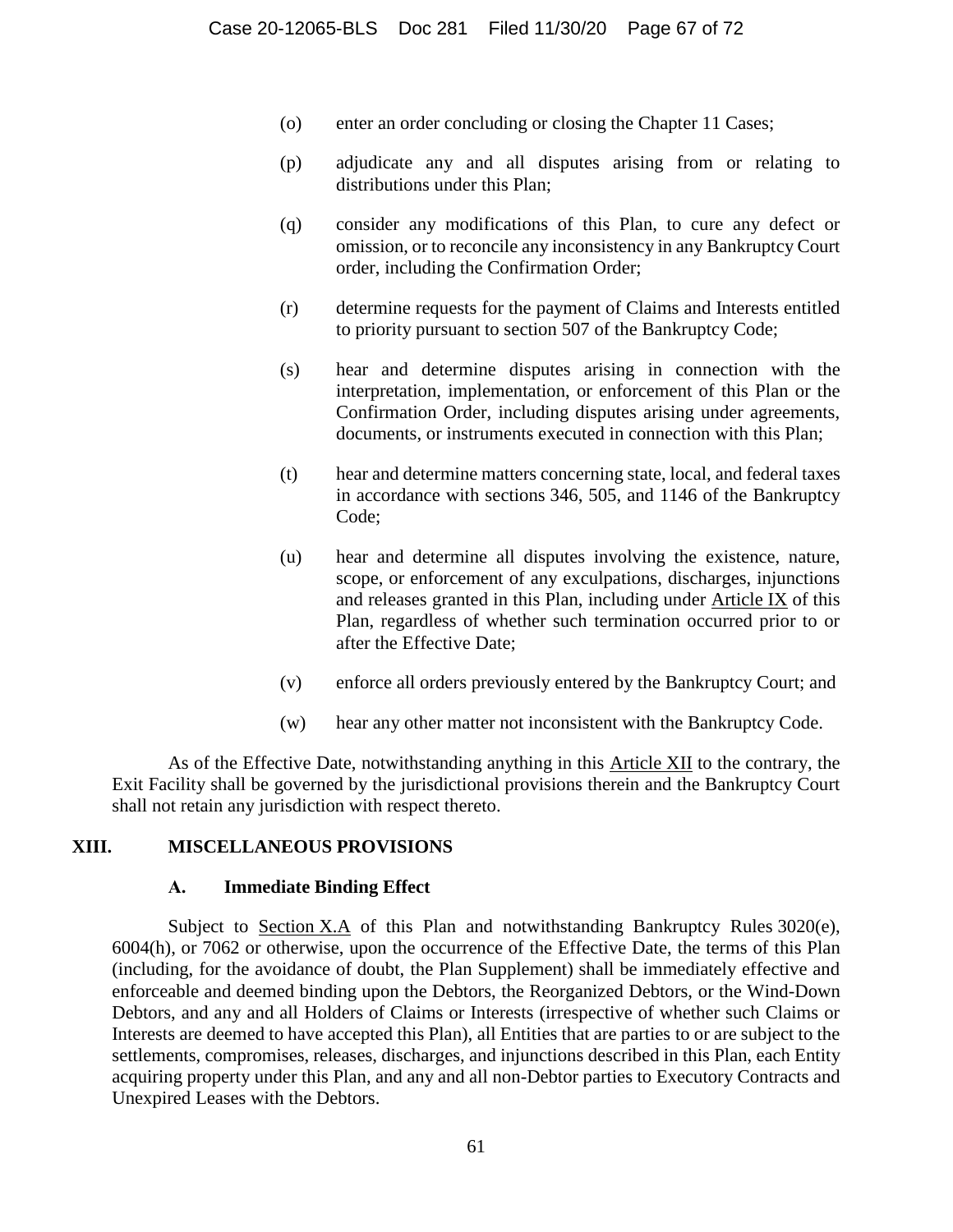(o) enter an order concluding or closing the Chapter 11 Cases;

(p) adjudicate any and all disputes arising from or relating to distributions under this Plan;

(q) consider any modifications of this Plan, to cure any defect or omission, or to reconcile any inconsistency in any Bankruptcy Court order, including the Confirmation Order;

(r) determine requests for the payment of Claims and Interests entitled to priority pursuant to section 507 of the Bankruptcy Code;

(s) hear and determine disputes arising in connection with the interpretation, implementation, or enforcement of this Plan or the Confirmation Order, including disputes arising under agreements, documents, or instruments executed in connection with this Plan;

(t) hear and determine matters concerning state, local, and federal taxes in accordance with sections 346, 505, and 1146 of the Bankruptcy Code;

(u) hear and determine all disputes involving the existence, nature, scope, or enforcement of any exculpations, discharges, injunctions and releases granted in this Plan, including under Article IX of this Plan, regardless of whether such termination occurred prior to or after the Effective Date;

(v) enforce all orders previously entered by the Bankruptcy Court; and

(w) hear any other matter not inconsistent with the Bankruptcy Code.

As of the Effective Date, notwithstanding anything in this Article XII to the contrary, the Exit Facility shall be governed by the jurisdictional provisions therein and the Bankruptcy Court shall not retain any jurisdiction with respect thereto.

## XIII. MISCELLANEOUS PROVISIONS

### A. Immediate Binding Effect

Subject to Section X.A of this Plan and notwithstanding Bankruptcy Rules 3020(e), 6004(h), or 7062 or otherwise, upon the occurrence of the Effective Date, the terms of this Plan (including, for the avoidance of doubt, the Plan Supplement) shall be immediately effective and enforceable and deemed binding upon the Debtors, the Reorganized Debtors, or the Wind-Down Debtors, and any and all Holders of Claims or Interests (irrespective of whether such Claims or Interests are deemed to have accepted this Plan), all Entities that are parties to or are subject to the settlements, compromises, releases, discharges, and injunctions described in this Plan, each Entity acquiring property under this Plan, and any and all non-Debtor parties to Executory Contracts and Unexpired Leases with the Debtors.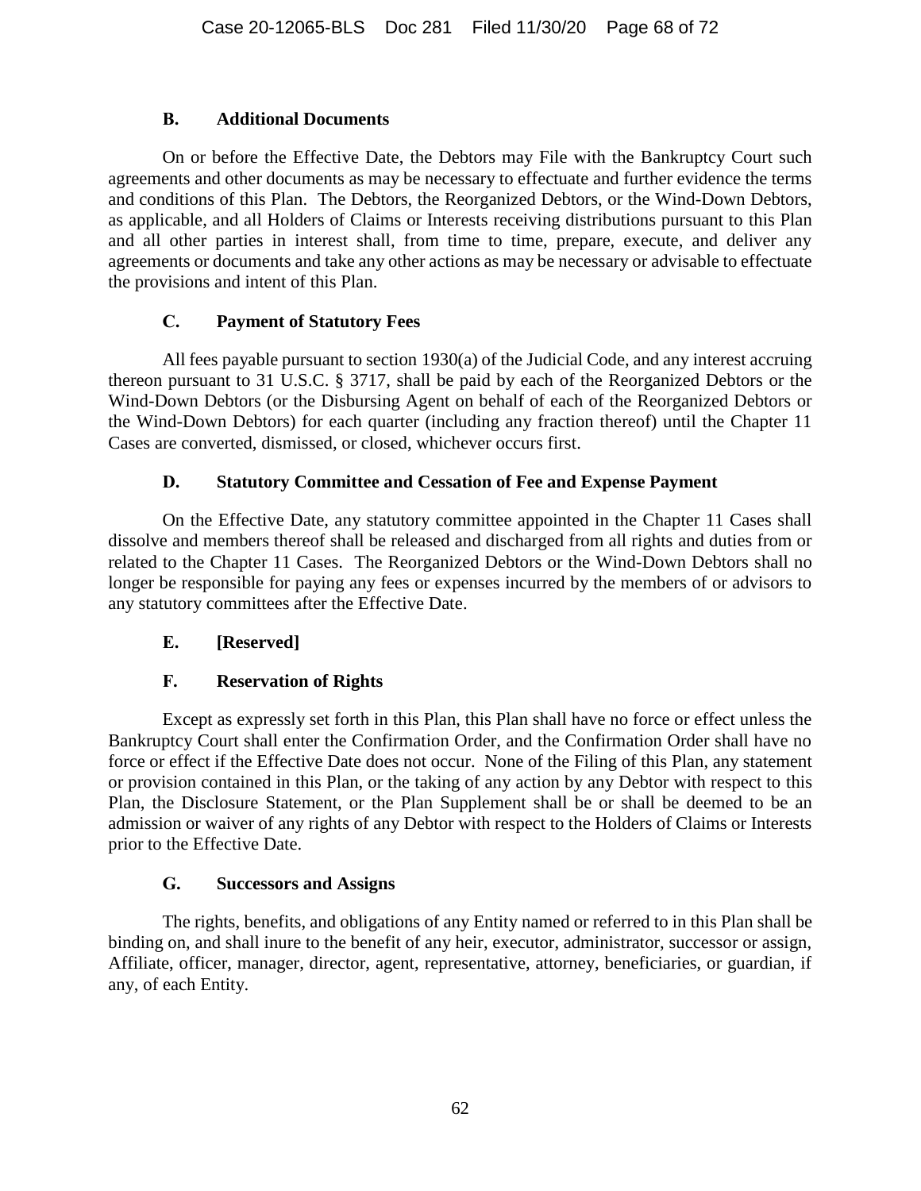### B. Additional Documents

On or before the Effective Date, the Debtors may File with the Bankruptcy Court such agreements and other documents as may be necessary to effectuate and further evidence the terms and conditions of this Plan. The Debtors, the Reorganized Debtors, or the Wind-Down Debtors, as applicable, and all Holders of Claims or Interests receiving distributions pursuant to this Plan and all other parties in interest shall, from time to time, prepare, execute, and deliver any agreements or documents and take any other actions as may be necessary or advisable to effectuate the provisions and intent of this Plan.

### C. Payment of Statutory Fees

All fees payable pursuant to section 1930(a) of the Judicial Code, and any interest accruing thereon pursuant to 31 U.S.C. § 3717, shall be paid by each of the Reorganized Debtors or the Wind-Down Debtors (or the Disbursing Agent on behalf of each of the Reorganized Debtors or the Wind-Down Debtors) for each quarter (including any fraction thereof) until the Chapter 11 Cases are converted, dismissed, or closed, whichever occurs first.

### D. Statutory Committee and Cessation of Fee and Expense Payment

On the Effective Date, any statutory committee appointed in the Chapter 11 Cases shall dissolve and members thereof shall be released and discharged from all rights and duties from or related to the Chapter 11 Cases. The Reorganized Debtors or the Wind-Down Debtors shall no longer be responsible for paying any fees or expenses incurred by the members of or advisors to any statutory committees after the Effective Date.

### E. [Reserved]

### F. Reservation of Rights

Except as expressly set forth in this Plan, this Plan shall have no force or effect unless the Bankruptcy Court shall enter the Confirmation Order, and the Confirmation Order shall have no force or effect if the Effective Date does not occur. None of the Filing of this Plan, any statement or provision contained in this Plan, or the taking of any action by any Debtor with respect to this Plan, the Disclosure Statement, or the Plan Supplement shall be or shall be deemed to be an admission or waiver of any rights of any Debtor with respect to the Holders of Claims or Interests prior to the Effective Date.

### G. Successors and Assigns

The rights, benefits, and obligations of any Entity named or referred to in this Plan shall be binding on, and shall inure to the benefit of any heir, executor, administrator, successor or assign, Affiliate, officer, manager, director, agent, representative, attorney, beneficiaries, or guardian, if any, of each Entity.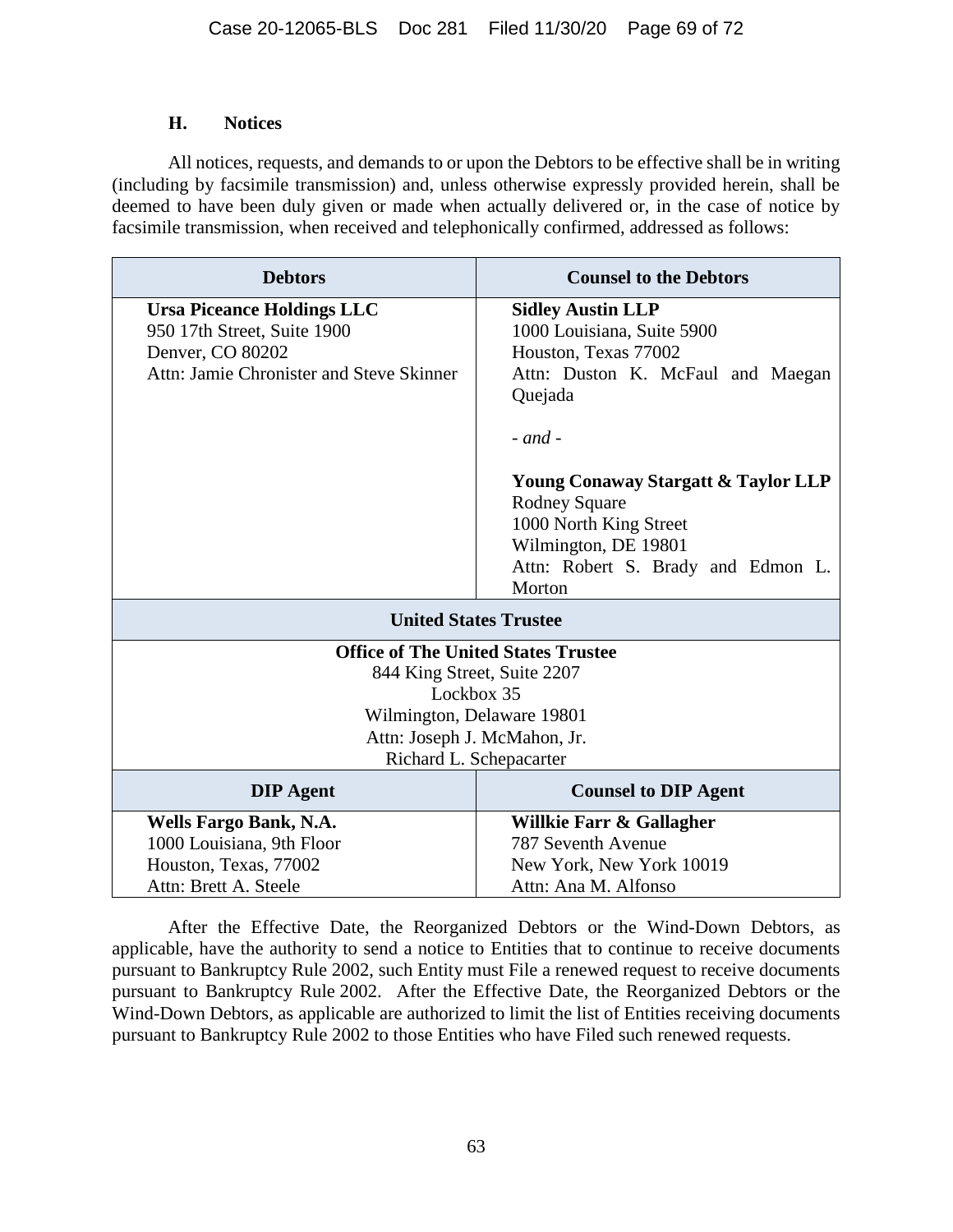### H. Notices

All notices, requests, and demands to or upon the Debtors to be effective shall be in writing (including by facsimile transmission) and, unless otherwise expressly provided herein, shall be deemed to have been duly given or made when actually delivered or, in the case of notice by facsimile transmission, when received and telephonically confirmed, addressed as follows:

| Debtors | Counsel to the Debtors |
|---|---|
| **Ursa Piceance Holdings LLC**<br>950 17th Street, Suite 1900<br>Denver, CO 80202<br>Attn: Jamie Chronister and Steve Skinner | **Sidley Austin LLP**<br>1000 Louisiana, Suite 5900<br>Houston, Texas 77002<br>Attn: Duston K. McFaul and Maegan Quejada<br><br>*- and -*<br><br>**Young Conaway Stargatt & Taylor LLP**<br>Rodney Square<br>1000 North King Street<br>Wilmington, DE 19801<br>Attn: Robert S. Brady and Edmon L. Morton |
| **United States Trustee** | |
| **Office of The United States Trustee**<br>844 King Street, Suite 2207<br>Lockbox 35<br>Wilmington, Delaware 19801<br>Attn: Joseph J. McMahon, Jr.<br>Richard L. Schepacarter | |
| **DIP Agent** | **Counsel to DIP Agent** |
| **Wells Fargo Bank, N.A.**<br>1000 Louisiana, 9th Floor<br>Houston, Texas, 77002<br>Attn: Brett A. Steele | **Willkie Farr & Gallagher**<br>787 Seventh Avenue<br>New York, New York 10019<br>Attn: Ana M. Alfonso |

After the Effective Date, the Reorganized Debtors or the Wind-Down Debtors, as applicable, have the authority to send a notice to Entities that to continue to receive documents pursuant to Bankruptcy Rule 2002, such Entity must File a renewed request to receive documents pursuant to Bankruptcy Rule 2002. After the Effective Date, the Reorganized Debtors or the Wind-Down Debtors, as applicable are authorized to limit the list of Entities receiving documents pursuant to Bankruptcy Rule 2002 to those Entities who have Filed such renewed requests.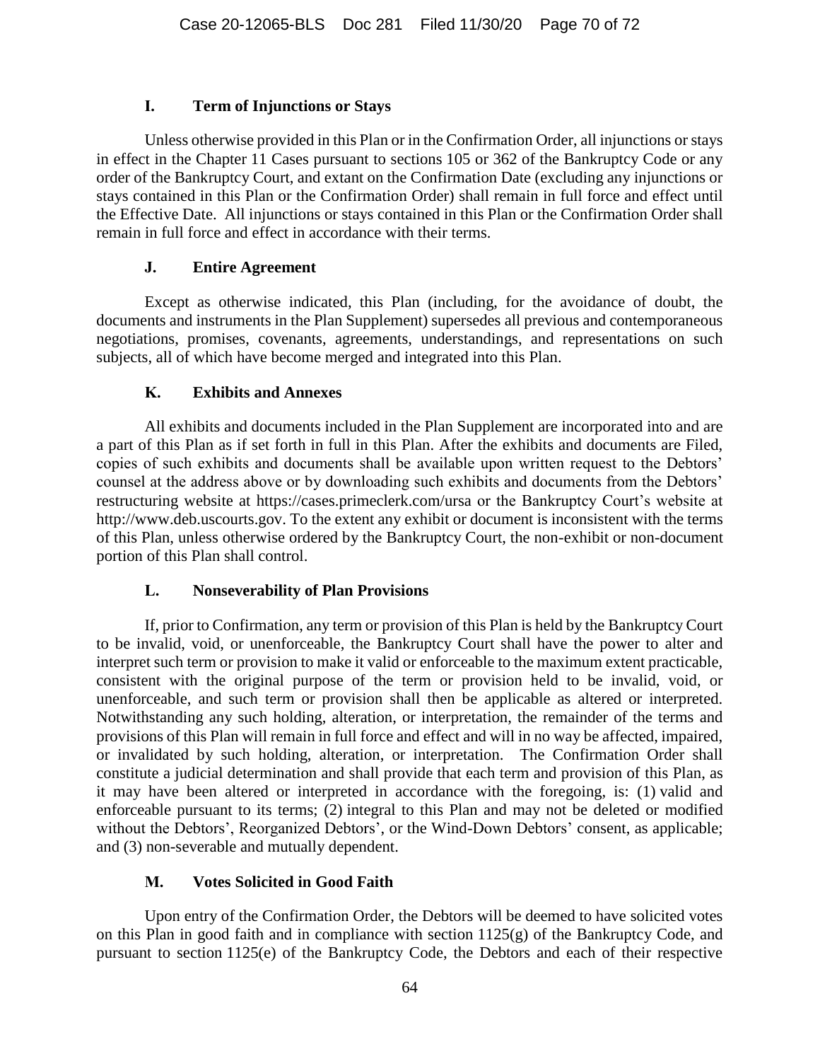### I. Term of Injunctions or Stays

Unless otherwise provided in this Plan or in the Confirmation Order, all injunctions or stays in effect in the Chapter 11 Cases pursuant to sections 105 or 362 of the Bankruptcy Code or any order of the Bankruptcy Court, and extant on the Confirmation Date (excluding any injunctions or stays contained in this Plan or the Confirmation Order) shall remain in full force and effect until the Effective Date. All injunctions or stays contained in this Plan or the Confirmation Order shall remain in full force and effect in accordance with their terms.

### J. Entire Agreement

Except as otherwise indicated, this Plan (including, for the avoidance of doubt, the documents and instruments in the Plan Supplement) supersedes all previous and contemporaneous negotiations, promises, covenants, agreements, understandings, and representations on such subjects, all of which have become merged and integrated into this Plan.

### K. Exhibits and Annexes

All exhibits and documents included in the Plan Supplement are incorporated into and are a part of this Plan as if set forth in full in this Plan. After the exhibits and documents are Filed, copies of such exhibits and documents shall be available upon written request to the Debtors' counsel at the address above or by downloading such exhibits and documents from the Debtors' restructuring website at https://cases.primeclerk.com/ursa or the Bankruptcy Court's website at http://www.deb.uscourts.gov. To the extent any exhibit or document is inconsistent with the terms of this Plan, unless otherwise ordered by the Bankruptcy Court, the non-exhibit or non-document portion of this Plan shall control.

### L. Nonseverability of Plan Provisions

If, prior to Confirmation, any term or provision of this Plan is held by the Bankruptcy Court to be invalid, void, or unenforceable, the Bankruptcy Court shall have the power to alter and interpret such term or provision to make it valid or enforceable to the maximum extent practicable, consistent with the original purpose of the term or provision held to be invalid, void, or unenforceable, and such term or provision shall then be applicable as altered or interpreted. Notwithstanding any such holding, alteration, or interpretation, the remainder of the terms and provisions of this Plan will remain in full force and effect and will in no way be affected, impaired, or invalidated by such holding, alteration, or interpretation. The Confirmation Order shall constitute a judicial determination and shall provide that each term and provision of this Plan, as it may have been altered or interpreted in accordance with the foregoing, is: (1) valid and enforceable pursuant to its terms; (2) integral to this Plan and may not be deleted or modified without the Debtors', Reorganized Debtors', or the Wind-Down Debtors' consent, as applicable; and (3) non-severable and mutually dependent.

### M. Votes Solicited in Good Faith

Upon entry of the Confirmation Order, the Debtors will be deemed to have solicited votes on this Plan in good faith and in compliance with section 1125(g) of the Bankruptcy Code, and pursuant to section 1125(e) of the Bankruptcy Code, the Debtors and each of their respective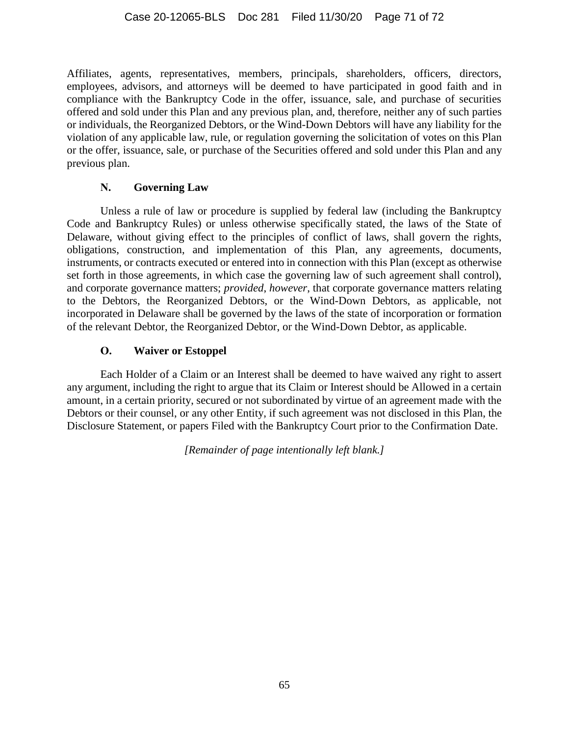Affiliates, agents, representatives, members, principals, shareholders, officers, directors, employees, advisors, and attorneys will be deemed to have participated in good faith and in compliance with the Bankruptcy Code in the offer, issuance, sale, and purchase of securities offered and sold under this Plan and any previous plan, and, therefore, neither any of such parties or individuals, the Reorganized Debtors, or the Wind-Down Debtors will have any liability for the violation of any applicable law, rule, or regulation governing the solicitation of votes on this Plan or the offer, issuance, sale, or purchase of the Securities offered and sold under this Plan and any previous plan.

### N. Governing Law

Unless a rule of law or procedure is supplied by federal law (including the Bankruptcy Code and Bankruptcy Rules) or unless otherwise specifically stated, the laws of the State of Delaware, without giving effect to the principles of conflict of laws, shall govern the rights, obligations, construction, and implementation of this Plan, any agreements, documents, instruments, or contracts executed or entered into in connection with this Plan (except as otherwise set forth in those agreements, in which case the governing law of such agreement shall control), and corporate governance matters; *provided*, *however*, that corporate governance matters relating to the Debtors, the Reorganized Debtors, or the Wind-Down Debtors, as applicable, not incorporated in Delaware shall be governed by the laws of the state of incorporation or formation of the relevant Debtor, the Reorganized Debtor, or the Wind-Down Debtor, as applicable.

### O. Waiver or Estoppel

Each Holder of a Claim or an Interest shall be deemed to have waived any right to assert any argument, including the right to argue that its Claim or Interest should be Allowed in a certain amount, in a certain priority, secured or not subordinated by virtue of an agreement made with the Debtors or their counsel, or any other Entity, if such agreement was not disclosed in this Plan, the Disclosure Statement, or papers Filed with the Bankruptcy Court prior to the Confirmation Date.

*[Remainder of page intentionally left blank.]*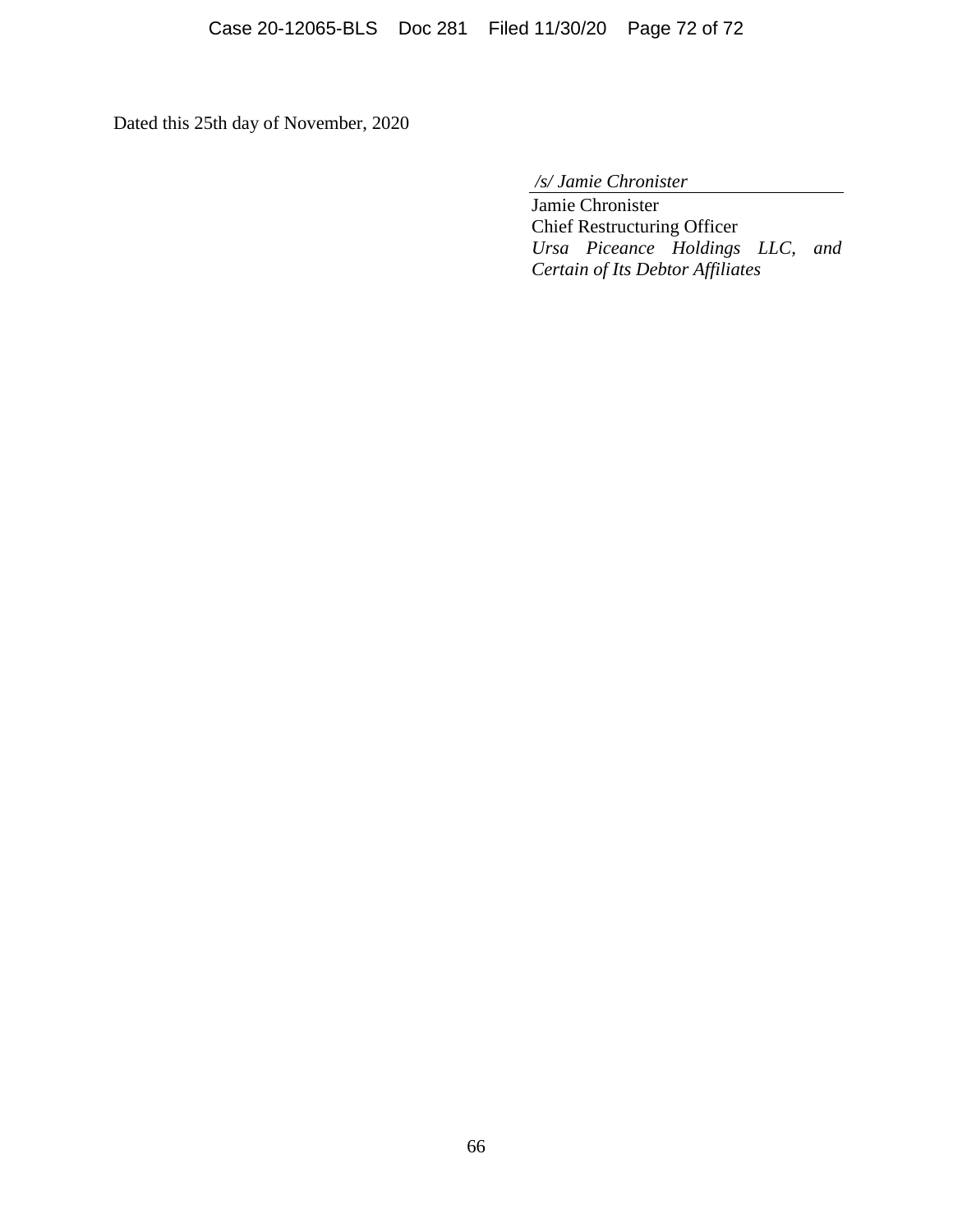Dated this 25th day of November, 2020

*/s/ Jamie Chronister*
Jamie Chronister
Chief Restructuring Officer
*Ursa Piceance Holdings LLC, and Certain of Its Debtor Affiliates*